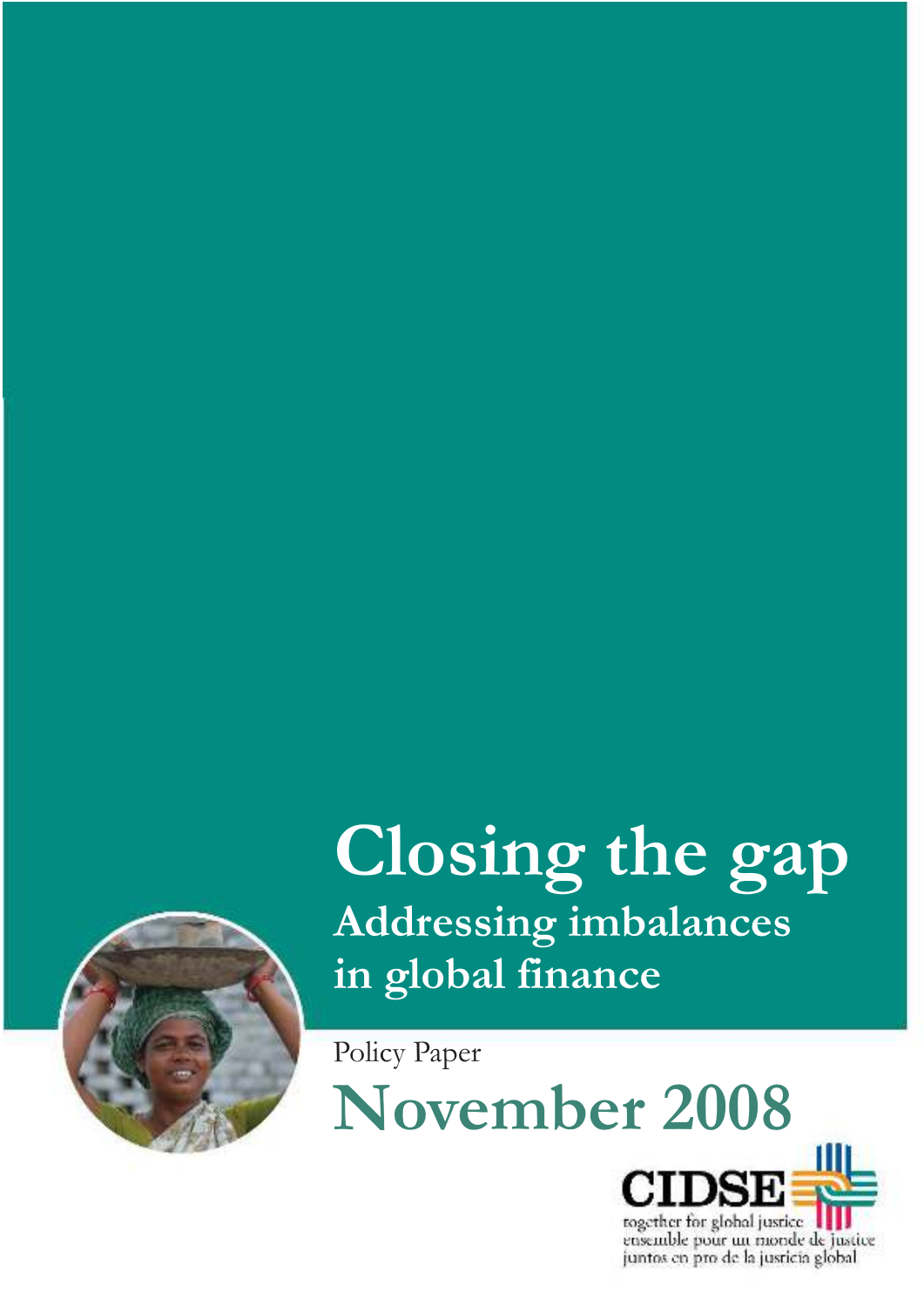# Closing the gap

## Addressing imbalances in global finance

Policy Paper

**November 2008**

CIDSE

together for global justice
ensemble pour un monde de justice
juntos en pro de la justicia global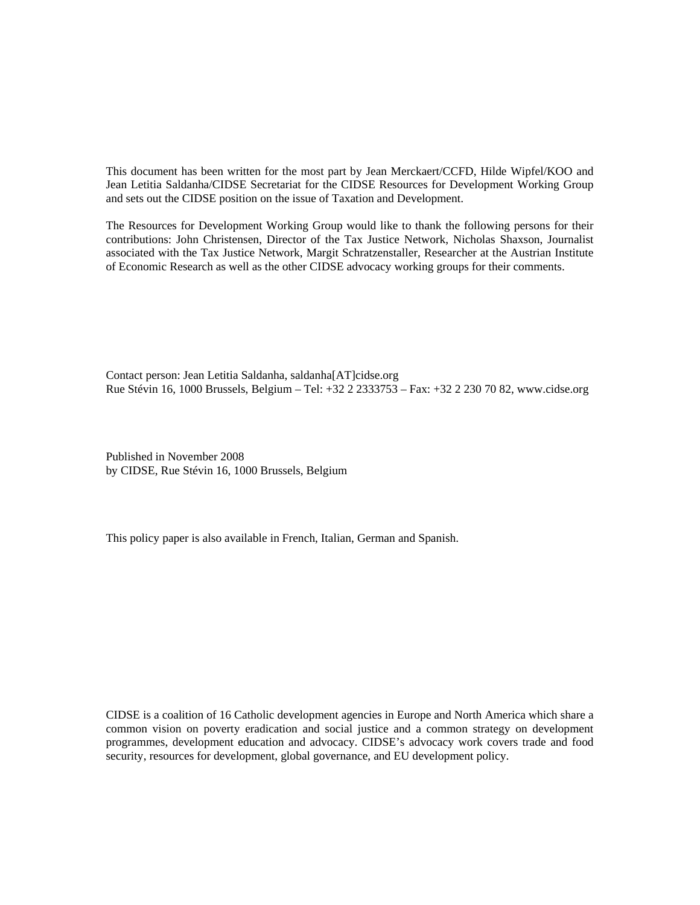This document has been written for the most part by Jean Merckaert/CCFD, Hilde Wipfel/KOO and Jean Letitia Saldanha/CIDSE Secretariat for the CIDSE Resources for Development Working Group and sets out the CIDSE position on the issue of Taxation and Development.

The Resources for Development Working Group would like to thank the following persons for their contributions: John Christensen, Director of the Tax Justice Network, Nicholas Shaxson, Journalist associated with the Tax Justice Network, Margit Schratzenstaller, Researcher at the Austrian Institute of Economic Research as well as the other CIDSE advocacy working groups for their comments.

Contact person: Jean Letitia Saldanha, saldanha[AT]cidse.org
Rue Stévin 16, 1000 Brussels, Belgium – Tel: +32 2 2333753 – Fax: +32 2 230 70 82, www.cidse.org

Published in November 2008
by CIDSE, Rue Stévin 16, 1000 Brussels, Belgium

This policy paper is also available in French, Italian, German and Spanish.

CIDSE is a coalition of 16 Catholic development agencies in Europe and North America which share a common vision on poverty eradication and social justice and a common strategy on development programmes, development education and advocacy. CIDSE's advocacy work covers trade and food security, resources for development, global governance, and EU development policy.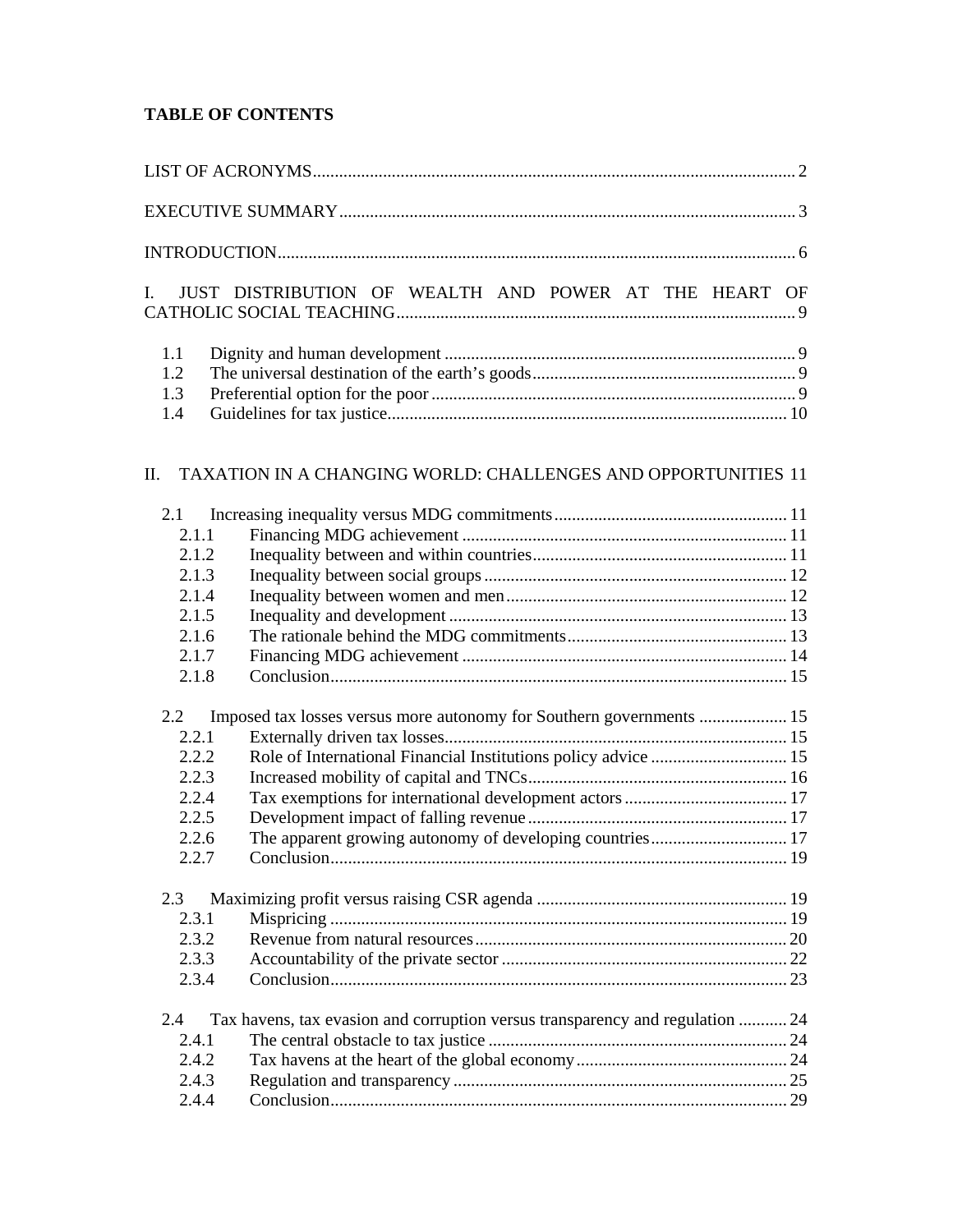**TABLE OF CONTENTS**

LIST OF ACRONYMS ........ 2

EXECUTIVE SUMMARY ........ 3

INTRODUCTION ........ 6

I. JUST DISTRIBUTION OF WEALTH AND POWER AT THE HEART OF CATHOLIC SOCIAL TEACHING ........ 9

- 1.1 Dignity and human development ........ 9
- 1.2 The universal destination of the earth's goods ........ 9
- 1.3 Preferential option for the poor ........ 9
- 1.4 Guidelines for tax justice ........ 10

II. TAXATION IN A CHANGING WORLD: CHALLENGES AND OPPORTUNITIES 11

- 2.1 Increasing inequality versus MDG commitments ........ 11
  - 2.1.1 Financing MDG achievement ........ 11
  - 2.1.2 Inequality between and within countries ........ 11
  - 2.1.3 Inequality between social groups ........ 12
  - 2.1.4 Inequality between women and men ........ 12
  - 2.1.5 Inequality and development ........ 13
  - 2.1.6 The rationale behind the MDG commitments ........ 13
  - 2.1.7 Financing MDG achievement ........ 14
  - 2.1.8 Conclusion ........ 15
- 2.2 Imposed tax losses versus more autonomy for Southern governments ........ 15
  - 2.2.1 Externally driven tax losses ........ 15
  - 2.2.2 Role of International Financial Institutions policy advice ........ 15
  - 2.2.3 Increased mobility of capital and TNCs ........ 16
  - 2.2.4 Tax exemptions for international development actors ........ 17
  - 2.2.5 Development impact of falling revenue ........ 17
  - 2.2.6 The apparent growing autonomy of developing countries ........ 17
  - 2.2.7 Conclusion ........ 19
- 2.3 Maximizing profit versus raising CSR agenda ........ 19
  - 2.3.1 Mispricing ........ 19
  - 2.3.2 Revenue from natural resources ........ 20
  - 2.3.3 Accountability of the private sector ........ 22
  - 2.3.4 Conclusion ........ 23
- 2.4 Tax havens, tax evasion and corruption versus transparency and regulation ........ 24
  - 2.4.1 The central obstacle to tax justice ........ 24
  - 2.4.2 Tax havens at the heart of the global economy ........ 24
  - 2.4.3 Regulation and transparency ........ 25
  - 2.4.4 Conclusion ........ 29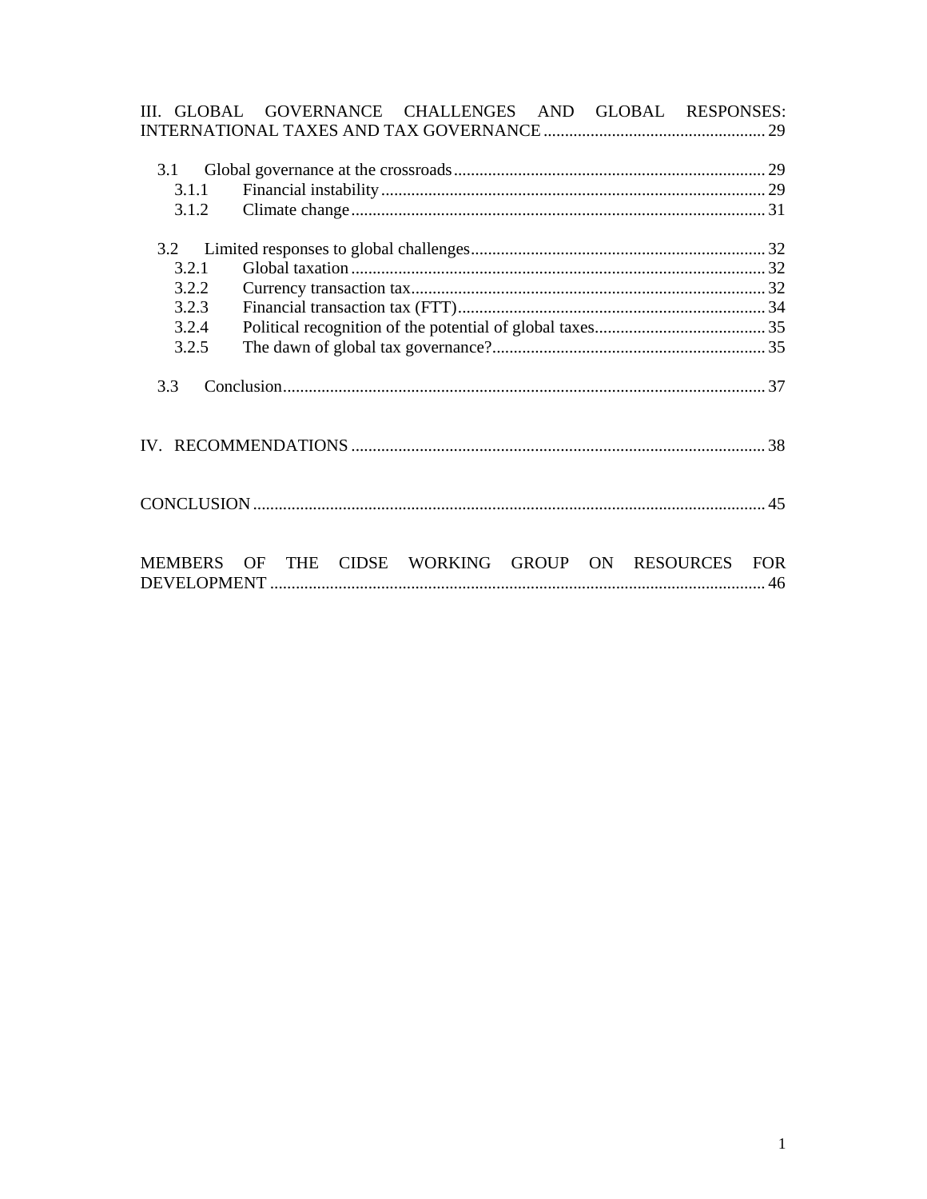III. GLOBAL GOVERNANCE CHALLENGES AND GLOBAL RESPONSES: INTERNATIONAL TAXES AND TAX GOVERNANCE .................................................... 29

- 3.1 Global governance at the crossroads ........................................................................ 29
  - 3.1.1 Financial instability ......................................................................................... 29
  - 3.1.2 Climate change ................................................................................................ 31
- 3.2 Limited responses to global challenges .................................................................... 32
  - 3.2.1 Global taxation ................................................................................................ 32
  - 3.2.2 Currency transaction tax .................................................................................. 32
  - 3.2.3 Financial transaction tax (FTT) ....................................................................... 34
  - 3.2.4 Political recognition of the potential of global taxes ........................................ 35
  - 3.2.5 The dawn of global tax governance? ............................................................... 35
- 3.3 Conclusion ................................................................................................................ 37

IV. RECOMMENDATIONS ................................................................................................ 38

CONCLUSION ....................................................................................................................... 45

MEMBERS OF THE CIDSE WORKING GROUP ON RESOURCES FOR DEVELOPMENT ................................................................................................................... 46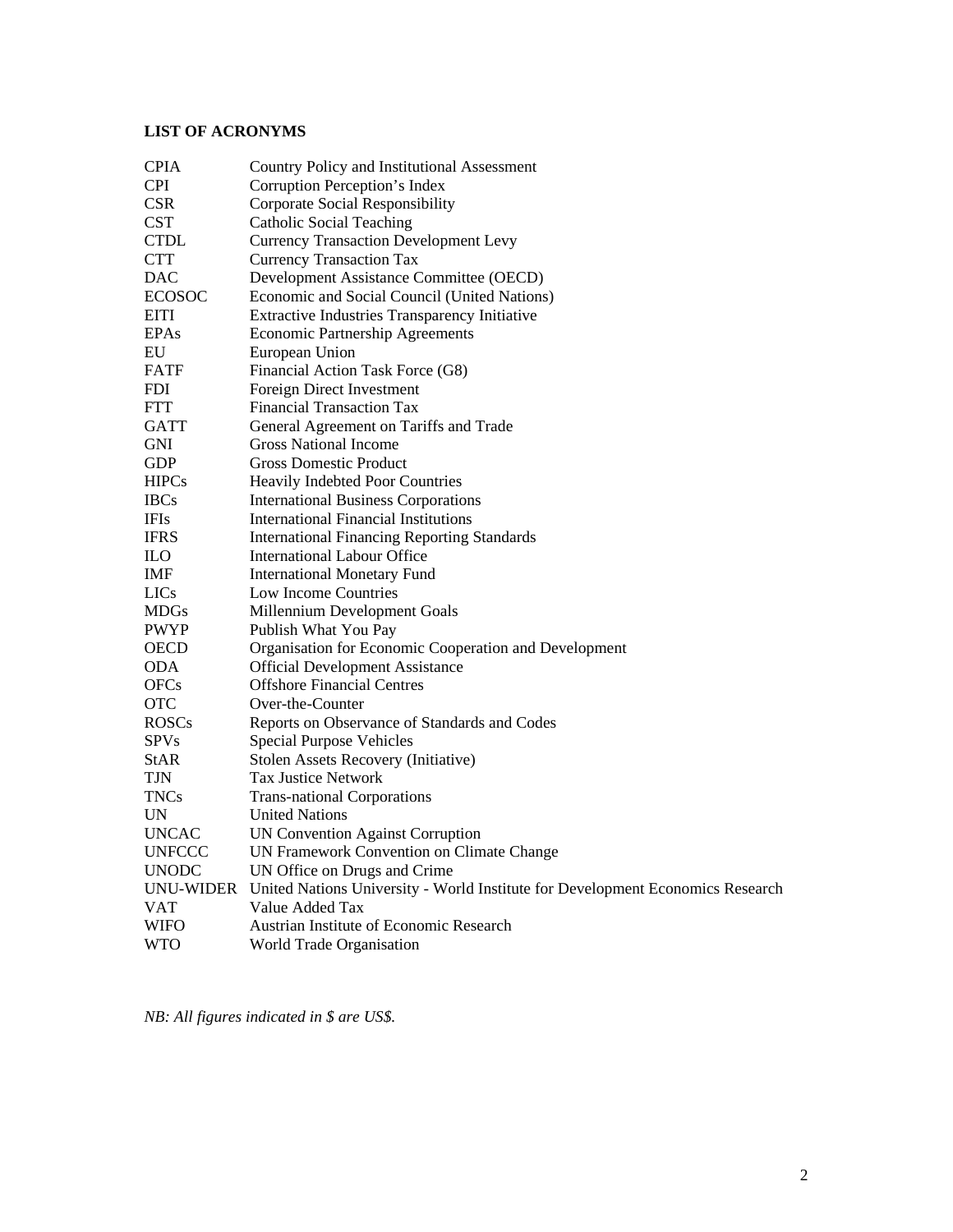**LIST OF ACRONYMS**

| | |
|---|---|
| CPIA | Country Policy and Institutional Assessment |
| CPI | Corruption Perception's Index |
| CSR | Corporate Social Responsibility |
| CST | Catholic Social Teaching |
| CTDL | Currency Transaction Development Levy |
| CTT | Currency Transaction Tax |
| DAC | Development Assistance Committee (OECD) |
| ECOSOC | Economic and Social Council (United Nations) |
| EITI | Extractive Industries Transparency Initiative |
| EPAs | Economic Partnership Agreements |
| EU | European Union |
| FATF | Financial Action Task Force (G8) |
| FDI | Foreign Direct Investment |
| FTT | Financial Transaction Tax |
| GATT | General Agreement on Tariffs and Trade |
| GNI | Gross National Income |
| GDP | Gross Domestic Product |
| HIPCs | Heavily Indebted Poor Countries |
| IBCs | International Business Corporations |
| IFIs | International Financial Institutions |
| IFRS | International Financing Reporting Standards |
| ILO | International Labour Office |
| IMF | International Monetary Fund |
| LICs | Low Income Countries |
| MDGs | Millennium Development Goals |
| PWYP | Publish What You Pay |
| OECD | Organisation for Economic Cooperation and Development |
| ODA | Official Development Assistance |
| OFCs | Offshore Financial Centres |
| OTC | Over-the-Counter |
| ROSCs | Reports on Observance of Standards and Codes |
| SPVs | Special Purpose Vehicles |
| StAR | Stolen Assets Recovery (Initiative) |
| TJN | Tax Justice Network |
| TNCs | Trans-national Corporations |
| UN | United Nations |
| UNCAC | UN Convention Against Corruption |
| UNFCCC | UN Framework Convention on Climate Change |
| UNODC | UN Office on Drugs and Crime |
| UNU-WIDER | United Nations University - World Institute for Development Economics Research |
| VAT | Value Added Tax |
| WIFO | Austrian Institute of Economic Research |
| WTO | World Trade Organisation |

*NB: All figures indicated in $ are US$.*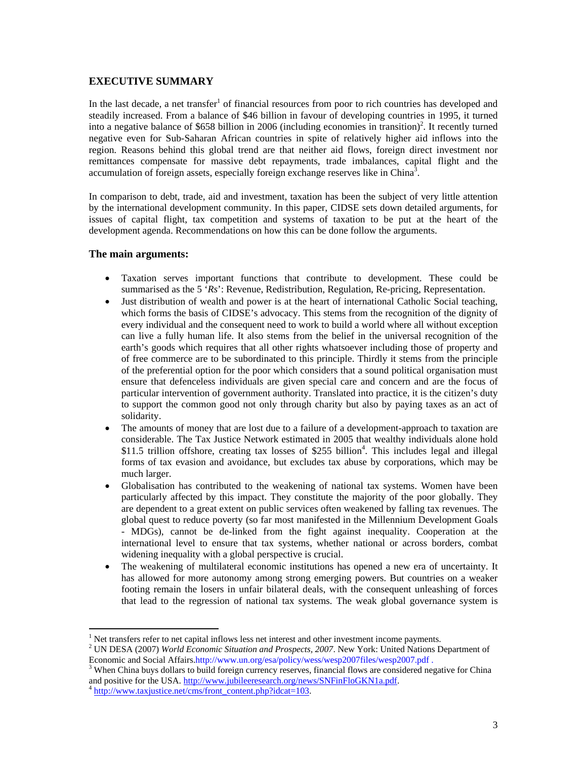## EXECUTIVE SUMMARY

In the last decade, a net transfer[1] of financial resources from poor to rich countries has developed and steadily increased. From a balance of $46 billion in favour of developing countries in 1995, it turned into a negative balance of $658 billion in 2006 (including economies in transition)[2]. It recently turned negative even for Sub-Saharan African countries in spite of relatively higher aid inflows into the region. Reasons behind this global trend are that neither aid flows, foreign direct investment nor remittances compensate for massive debt repayments, trade imbalances, capital flight and the accumulation of foreign assets, especially foreign exchange reserves like in China[3].

In comparison to debt, trade, aid and investment, taxation has been the subject of very little attention by the international development community. In this paper, CIDSE sets down detailed arguments, for issues of capital flight, tax competition and systems of taxation to be put at the heart of the development agenda. Recommendations on how this can be done follow the arguments.

### The main arguments:

- Taxation serves important functions that contribute to development. These could be summarised as the 5 '*Rs*': Revenue, Redistribution, Regulation, Re-pricing, Representation.
- Just distribution of wealth and power is at the heart of international Catholic Social teaching, which forms the basis of CIDSE's advocacy. This stems from the recognition of the dignity of every individual and the consequent need to work to build a world where all without exception can live a fully human life. It also stems from the belief in the universal recognition of the earth's goods which requires that all other rights whatsoever including those of property and of free commerce are to be subordinated to this principle. Thirdly it stems from the principle of the preferential option for the poor which considers that a sound political organisation must ensure that defenceless individuals are given special care and concern and are the focus of particular intervention of government authority. Translated into practice, it is the citizen's duty to support the common good not only through charity but also by paying taxes as an act of solidarity.
- The amounts of money that are lost due to a failure of a development-approach to taxation are considerable. The Tax Justice Network estimated in 2005 that wealthy individuals alone hold $11.5 trillion offshore, creating tax losses of $255 billion[4]. This includes legal and illegal forms of tax evasion and avoidance, but excludes tax abuse by corporations, which may be much larger.
- Globalisation has contributed to the weakening of national tax systems. Women have been particularly affected by this impact. They constitute the majority of the poor globally. They are dependent to a great extent on public services often weakened by falling tax revenues. The global quest to reduce poverty (so far most manifested in the Millennium Development Goals - MDGs), cannot be de-linked from the fight against inequality. Cooperation at the international level to ensure that tax systems, whether national or across borders, combat widening inequality with a global perspective is crucial.
- The weakening of multilateral economic institutions has opened a new era of uncertainty. It has allowed for more autonomy among strong emerging powers. But countries on a weaker footing remain the losers in unfair bilateral deals, with the consequent unleashing of forces that lead to the regression of national tax systems. The weak global governance system is

---

[1] Net transfers refer to net capital inflows less net interest and other investment income payments.

[2] UN DESA (2007) *World Economic Situation and Prospects, 2007*. New York: United Nations Department of Economic and Social Affairs.http://www.un.org/esa/policy/wess/wesp2007files/wesp2007.pdf .

[3] When China buys dollars to build foreign currency reserves, financial flows are considered negative for China and positive for the USA. http://www.jubileeresearch.org/news/SNFinFloGKN1a.pdf.

[4] http://www.taxjustice.net/cms/front_content.php?idcat=103.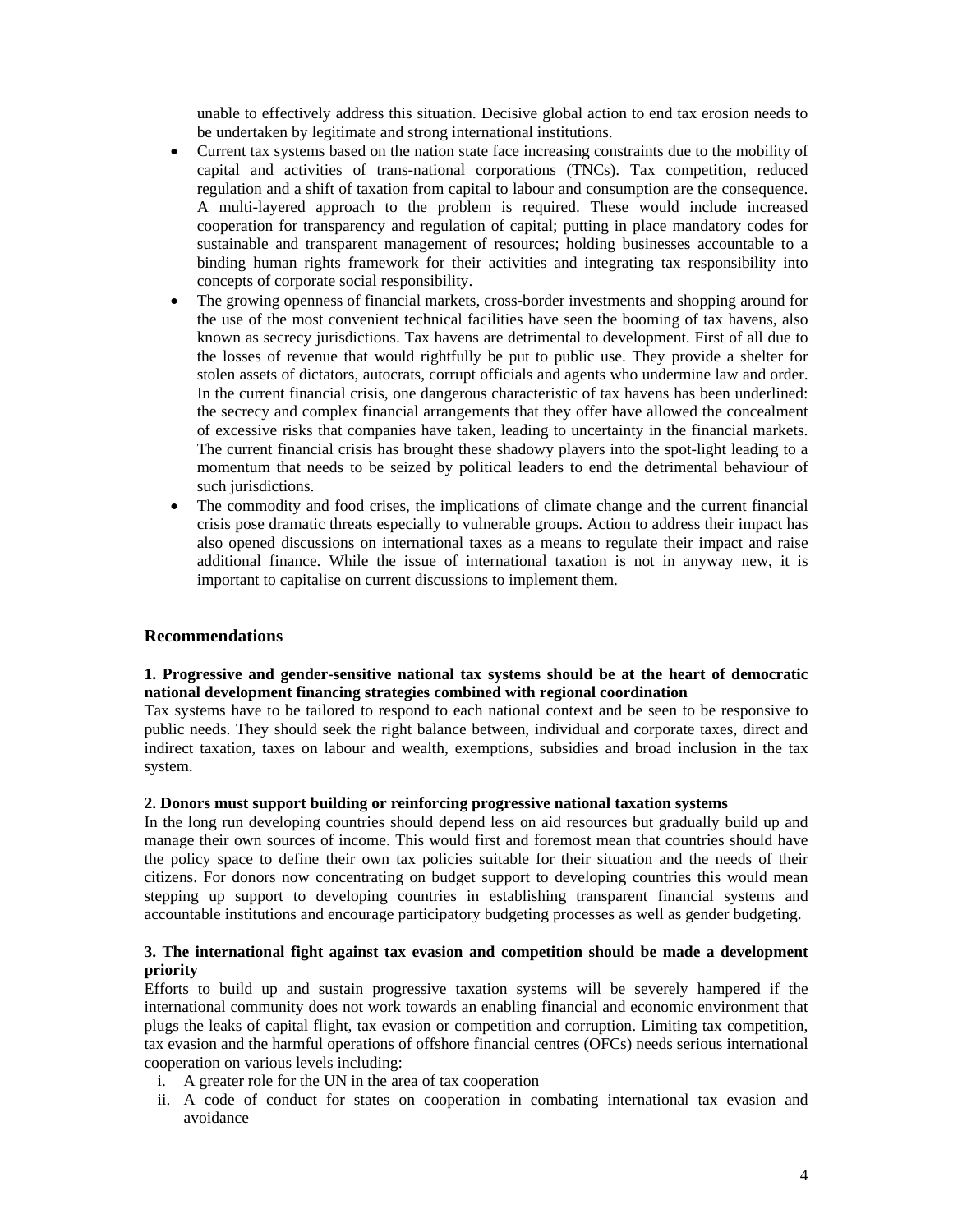unable to effectively address this situation. Decisive global action to end tax erosion needs to be undertaken by legitimate and strong international institutions.

- Current tax systems based on the nation state face increasing constraints due to the mobility of capital and activities of trans-national corporations (TNCs). Tax competition, reduced regulation and a shift of taxation from capital to labour and consumption are the consequence. A multi-layered approach to the problem is required. These would include increased cooperation for transparency and regulation of capital; putting in place mandatory codes for sustainable and transparent management of resources; holding businesses accountable to a binding human rights framework for their activities and integrating tax responsibility into concepts of corporate social responsibility.
- The growing openness of financial markets, cross-border investments and shopping around for the use of the most convenient technical facilities have seen the booming of tax havens, also known as secrecy jurisdictions. Tax havens are detrimental to development. First of all due to the losses of revenue that would rightfully be put to public use. They provide a shelter for stolen assets of dictators, autocrats, corrupt officials and agents who undermine law and order. In the current financial crisis, one dangerous characteristic of tax havens has been underlined: the secrecy and complex financial arrangements that they offer have allowed the concealment of excessive risks that companies have taken, leading to uncertainty in the financial markets. The current financial crisis has brought these shadowy players into the spot-light leading to a momentum that needs to be seized by political leaders to end the detrimental behaviour of such jurisdictions.
- The commodity and food crises, the implications of climate change and the current financial crisis pose dramatic threats especially to vulnerable groups. Action to address their impact has also opened discussions on international taxes as a means to regulate their impact and raise additional finance. While the issue of international taxation is not in anyway new, it is important to capitalise on current discussions to implement them.

## Recommendations

**1. Progressive and gender-sensitive national tax systems should be at the heart of democratic national development financing strategies combined with regional coordination**

Tax systems have to be tailored to respond to each national context and be seen to be responsive to public needs. They should seek the right balance between, individual and corporate taxes, direct and indirect taxation, taxes on labour and wealth, exemptions, subsidies and broad inclusion in the tax system.

**2. Donors must support building or reinforcing progressive national taxation systems**

In the long run developing countries should depend less on aid resources but gradually build up and manage their own sources of income. This would first and foremost mean that countries should have the policy space to define their own tax policies suitable for their situation and the needs of their citizens. For donors now concentrating on budget support to developing countries this would mean stepping up support to developing countries in establishing transparent financial systems and accountable institutions and encourage participatory budgeting processes as well as gender budgeting.

**3. The international fight against tax evasion and competition should be made a development priority**

Efforts to build up and sustain progressive taxation systems will be severely hampered if the international community does not work towards an enabling financial and economic environment that plugs the leaks of capital flight, tax evasion or competition and corruption. Limiting tax competition, tax evasion and the harmful operations of offshore financial centres (OFCs) needs serious international cooperation on various levels including:

i. A greater role for the UN in the area of tax cooperation
ii. A code of conduct for states on cooperation in combating international tax evasion and avoidance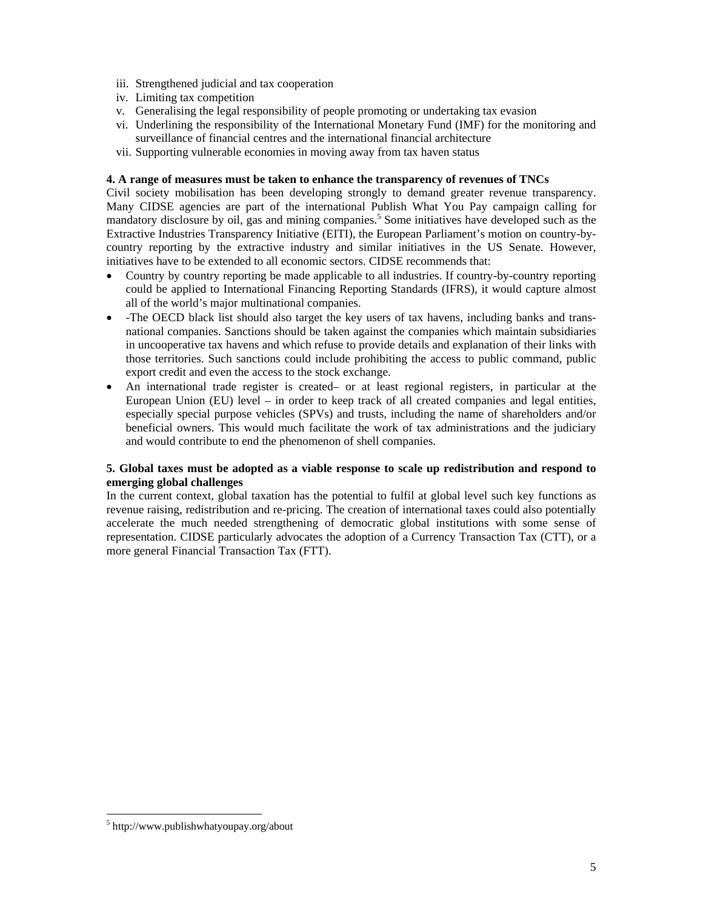iii. Strengthened judicial and tax cooperation
iv. Limiting tax competition
v. Generalising the legal responsibility of people promoting or undertaking tax evasion
vi. Underlining the responsibility of the International Monetary Fund (IMF) for the monitoring and surveillance of financial centres and the international financial architecture
vii. Supporting vulnerable economies in moving away from tax haven status

**4. A range of measures must be taken to enhance the transparency of revenues of TNCs**

Civil society mobilisation has been developing strongly to demand greater revenue transparency. Many CIDSE agencies are part of the international Publish What You Pay campaign calling for mandatory disclosure by oil, gas and mining companies.[5] Some initiatives have developed such as the Extractive Industries Transparency Initiative (EITI), the European Parliament's motion on country-by-country reporting by the extractive industry and similar initiatives in the US Senate. However, initiatives have to be extended to all economic sectors. CIDSE recommends that:

- Country by country reporting be made applicable to all industries. If country-by-country reporting could be applied to International Financing Reporting Standards (IFRS), it would capture almost all of the world's major multinational companies.
- -The OECD black list should also target the key users of tax havens, including banks and trans-national companies. Sanctions should be taken against the companies which maintain subsidiaries in uncooperative tax havens and which refuse to provide details and explanation of their links with those territories. Such sanctions could include prohibiting the access to public command, public export credit and even the access to the stock exchange.
- An international trade register is created– or at least regional registers, in particular at the European Union (EU) level – in order to keep track of all created companies and legal entities, especially special purpose vehicles (SPVs) and trusts, including the name of shareholders and/or beneficial owners. This would much facilitate the work of tax administrations and the judiciary and would contribute to end the phenomenon of shell companies.

**5. Global taxes must be adopted as a viable response to scale up redistribution and respond to emerging global challenges**

In the current context, global taxation has the potential to fulfil at global level such key functions as revenue raising, redistribution and re-pricing. The creation of international taxes could also potentially accelerate the much needed strengthening of democratic global institutions with some sense of representation. CIDSE particularly advocates the adoption of a Currency Transaction Tax (CTT), or a more general Financial Transaction Tax (FTT).

[5] http://www.publishwhatyoupay.org/about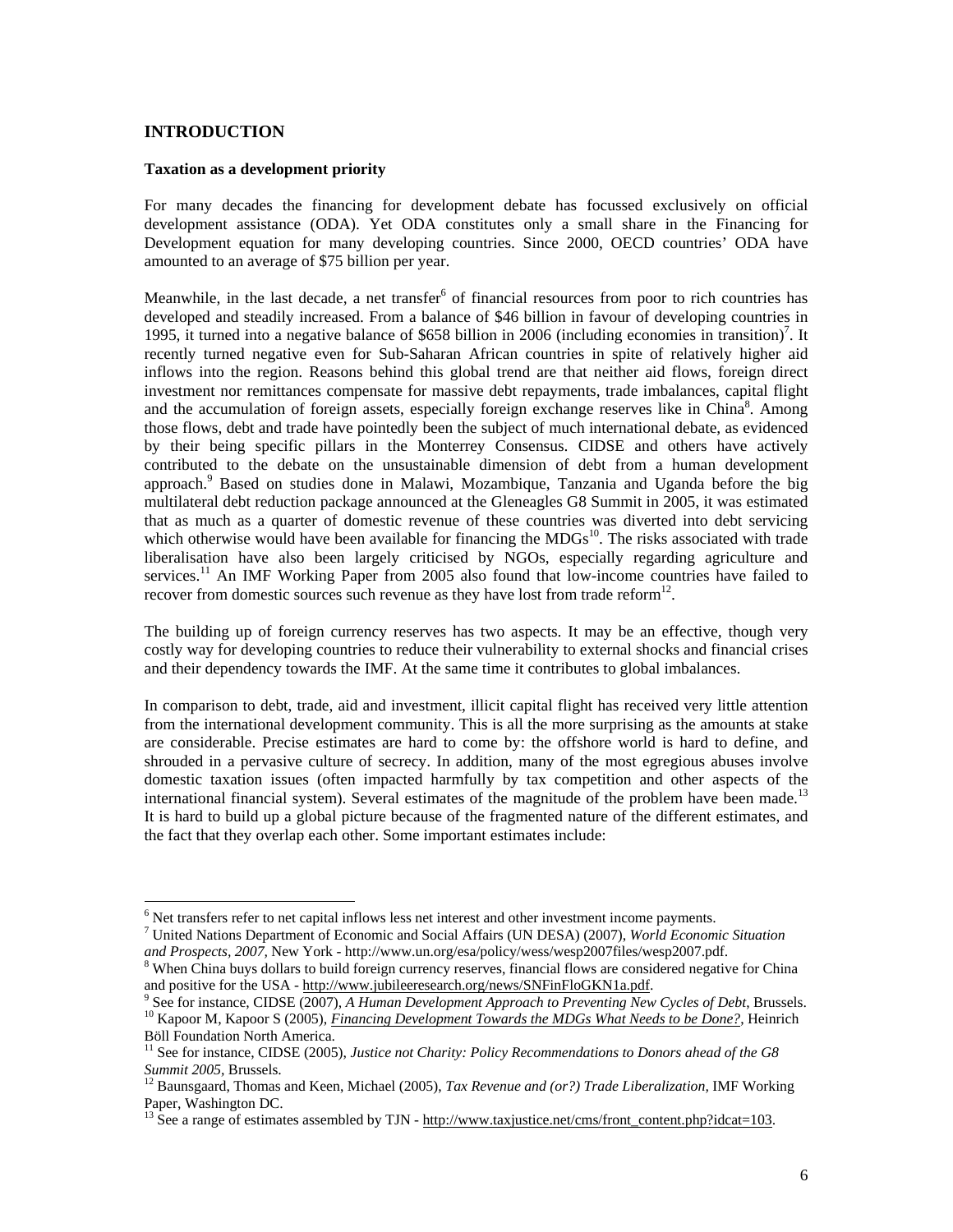# INTRODUCTION

### Taxation as a development priority

For many decades the financing for development debate has focussed exclusively on official development assistance (ODA). Yet ODA constitutes only a small share in the Financing for Development equation for many developing countries. Since 2000, OECD countries' ODA have amounted to an average of \$75 billion per year.

Meanwhile, in the last decade, a net transfer[6] of financial resources from poor to rich countries has developed and steadily increased. From a balance of \$46 billion in favour of developing countries in 1995, it turned into a negative balance of \$658 billion in 2006 (including economies in transition)[7]. It recently turned negative even for Sub-Saharan African countries in spite of relatively higher aid inflows into the region. Reasons behind this global trend are that neither aid flows, foreign direct investment nor remittances compensate for massive debt repayments, trade imbalances, capital flight and the accumulation of foreign assets, especially foreign exchange reserves like in China[8]. Among those flows, debt and trade have pointedly been the subject of much international debate, as evidenced by their being specific pillars in the Monterrey Consensus. CIDSE and others have actively contributed to the debate on the unsustainable dimension of debt from a human development approach.[9] Based on studies done in Malawi, Mozambique, Tanzania and Uganda before the big multilateral debt reduction package announced at the Gleneagles G8 Summit in 2005, it was estimated that as much as a quarter of domestic revenue of these countries was diverted into debt servicing which otherwise would have been available for financing the MDGs[10]. The risks associated with trade liberalisation have also been largely criticised by NGOs, especially regarding agriculture and services.[11] An IMF Working Paper from 2005 also found that low-income countries have failed to recover from domestic sources such revenue as they have lost from trade reform[12].

The building up of foreign currency reserves has two aspects. It may be an effective, though very costly way for developing countries to reduce their vulnerability to external shocks and financial crises and their dependency towards the IMF. At the same time it contributes to global imbalances.

In comparison to debt, trade, aid and investment, illicit capital flight has received very little attention from the international development community. This is all the more surprising as the amounts at stake are considerable. Precise estimates are hard to come by: the offshore world is hard to define, and shrouded in a pervasive culture of secrecy. In addition, many of the most egregious abuses involve domestic taxation issues (often impacted harmfully by tax competition and other aspects of the international financial system). Several estimates of the magnitude of the problem have been made.[13] It is hard to build up a global picture because of the fragmented nature of the different estimates, and the fact that they overlap each other. Some important estimates include:

---

[6] Net transfers refer to net capital inflows less net interest and other investment income payments.

[7] United Nations Department of Economic and Social Affairs (UN DESA) (2007), *World Economic Situation and Prospects, 2007*, New York - http://www.un.org/esa/policy/wess/wesp2007files/wesp2007.pdf.

[8] When China buys dollars to build foreign currency reserves, financial flows are considered negative for China and positive for the USA - http://www.jubileeresearch.org/news/SNFinFloGKN1a.pdf.

[9] See for instance, CIDSE (2007), *A Human Development Approach to Preventing New Cycles of Debt*, Brussels.

[10] Kapoor M, Kapoor S (2005), *Financing Development Towards the MDGs What Needs to be Done?*, Heinrich Böll Foundation North America.

[11] See for instance, CIDSE (2005), *Justice not Charity: Policy Recommendations to Donors ahead of the G8 Summit 2005*, Brussels.

[12] Baunsgaard, Thomas and Keen, Michael (2005), *Tax Revenue and (or?) Trade Liberalization*, IMF Working Paper, Washington DC.

[13] See a range of estimates assembled by TJN - http://www.taxjustice.net/cms/front_content.php?idcat=103.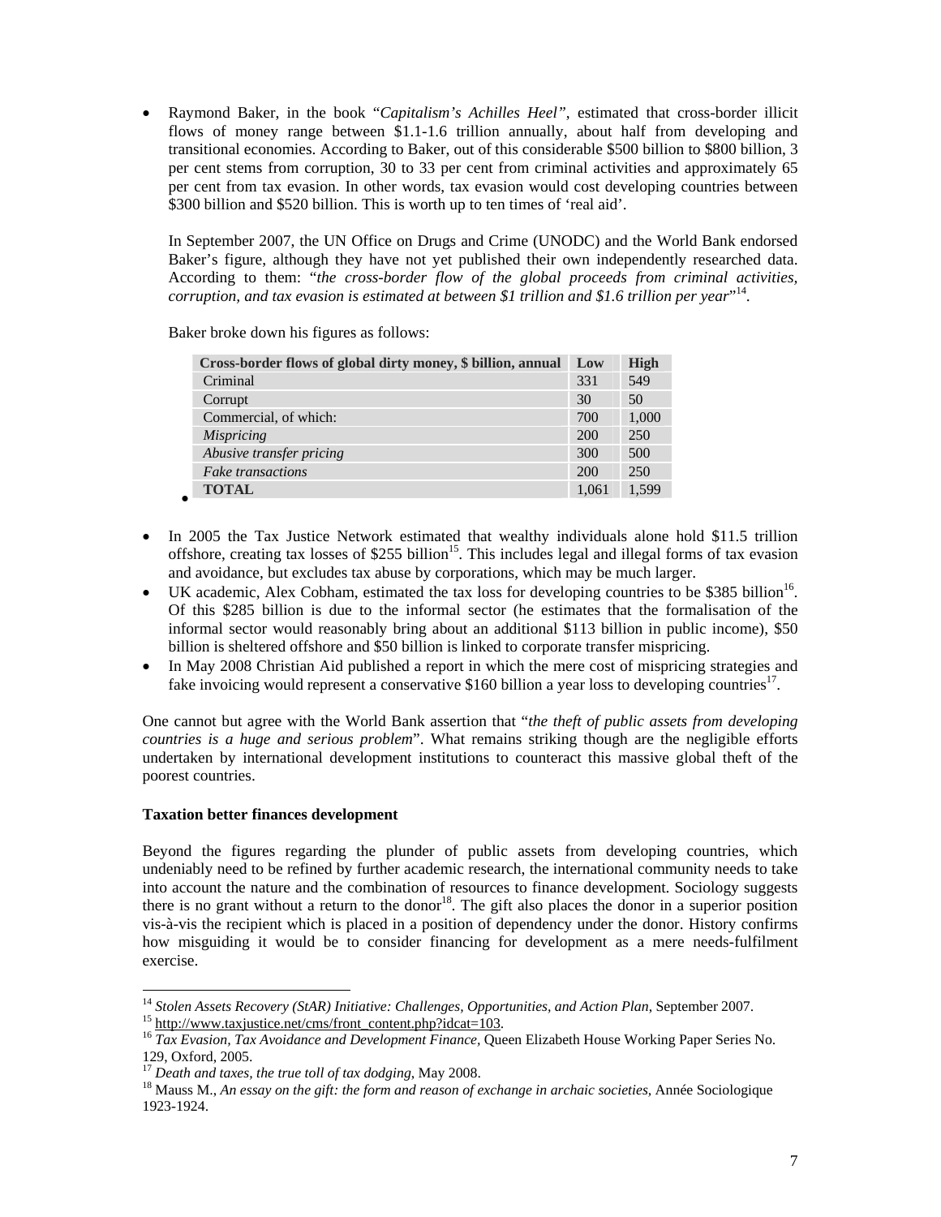- Raymond Baker, in the book "*Capitalism's Achilles Heel*", estimated that cross-border illicit flows of money range between \$1.1-1.6 trillion annually, about half from developing and transitional economies. According to Baker, out of this considerable \$500 billion to \$800 billion, 3 per cent stems from corruption, 30 to 33 per cent from criminal activities and approximately 65 per cent from tax evasion. In other words, tax evasion would cost developing countries between \$300 billion and \$520 billion. This is worth up to ten times of 'real aid'.

  In September 2007, the UN Office on Drugs and Crime (UNODC) and the World Bank endorsed Baker's figure, although they have not yet published their own independently researched data. According to them: "*the cross-border flow of the global proceeds from criminal activities, corruption, and tax evasion is estimated at between \$1 trillion and \$1.6 trillion per year*"[14].

  Baker broke down his figures as follows:

| Cross-border flows of global dirty money, \$ billion, annual | Low | High |
|---|---|---|
| Criminal | 331 | 549 |
| Corrupt | 30 | 50 |
| Commercial, of which: | 700 | 1,000 |
| *Mispricing* | 200 | 250 |
| *Abusive transfer pricing* | 300 | 500 |
| *Fake transactions* | 200 | 250 |
| **TOTAL** | 1,061 | 1,599 |

- In 2005 the Tax Justice Network estimated that wealthy individuals alone hold \$11.5 trillion offshore, creating tax losses of \$255 billion[15]. This includes legal and illegal forms of tax evasion and avoidance, but excludes tax abuse by corporations, which may be much larger.
- UK academic, Alex Cobham, estimated the tax loss for developing countries to be \$385 billion[16]. Of this \$285 billion is due to the informal sector (he estimates that the formalisation of the informal sector would reasonably bring about an additional \$113 billion in public income), \$50 billion is sheltered offshore and \$50 billion is linked to corporate transfer mispricing.
- In May 2008 Christian Aid published a report in which the mere cost of mispricing strategies and fake invoicing would represent a conservative \$160 billion a year loss to developing countries[17].

One cannot but agree with the World Bank assertion that "*the theft of public assets from developing countries is a huge and serious problem*". What remains striking though are the negligible efforts undertaken by international development institutions to counteract this massive global theft of the poorest countries.

**Taxation better finances development**

Beyond the figures regarding the plunder of public assets from developing countries, which undeniably need to be refined by further academic research, the international community needs to take into account the nature and the combination of resources to finance development. Sociology suggests there is no grant without a return to the donor[18]. The gift also places the donor in a superior position vis-à-vis the recipient which is placed in a position of dependency under the donor. History confirms how misguiding it would be to consider financing for development as a mere needs-fulfilment exercise.

---

[14] *Stolen Assets Recovery (StAR) Initiative: Challenges, Opportunities, and Action Plan*, September 2007.
[15] http://www.taxjustice.net/cms/front_content.php?idcat=103.
[16] *Tax Evasion, Tax Avoidance and Development Finance*, Queen Elizabeth House Working Paper Series No. 129, Oxford, 2005.
[17] *Death and taxes, the true toll of tax dodging*, May 2008.
[18] Mauss M., *An essay on the gift: the form and reason of exchange in archaic societies*, Année Sociologique 1923-1924.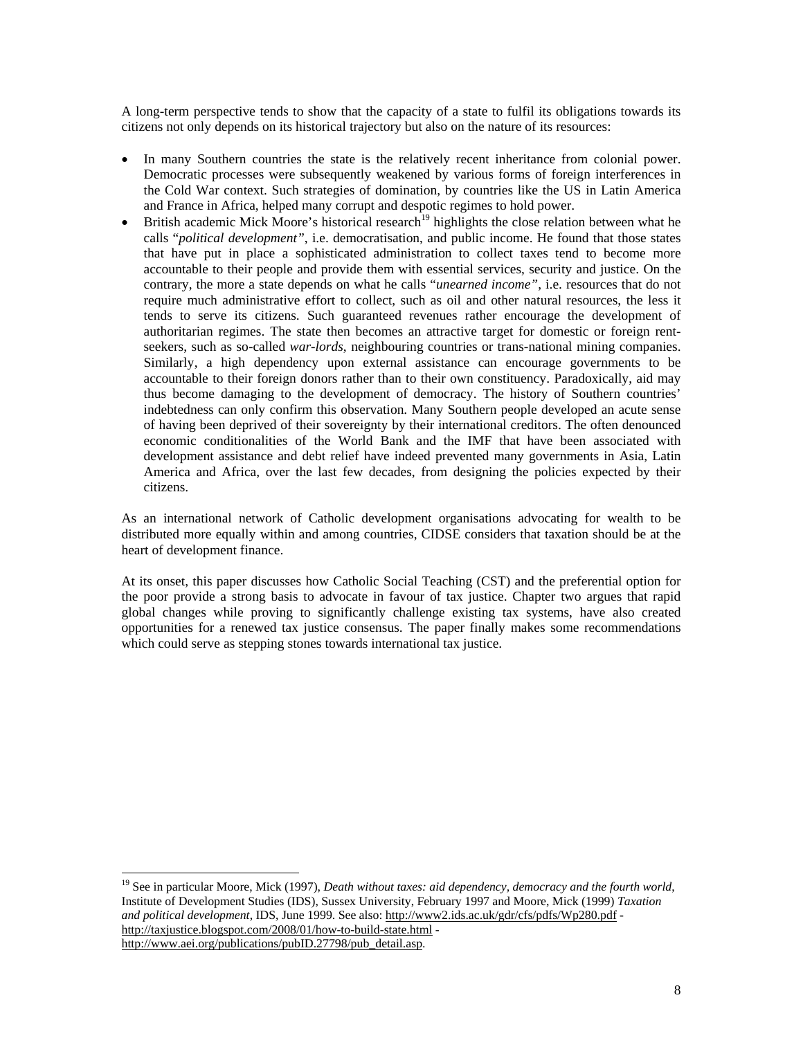A long-term perspective tends to show that the capacity of a state to fulfil its obligations towards its citizens not only depends on its historical trajectory but also on the nature of its resources:

- In many Southern countries the state is the relatively recent inheritance from colonial power. Democratic processes were subsequently weakened by various forms of foreign interferences in the Cold War context. Such strategies of domination, by countries like the US in Latin America and France in Africa, helped many corrupt and despotic regimes to hold power.
- British academic Mick Moore's historical research[19] highlights the close relation between what he calls "*political development"*, i.e. democratisation, and public income. He found that those states that have put in place a sophisticated administration to collect taxes tend to become more accountable to their people and provide them with essential services, security and justice. On the contrary, the more a state depends on what he calls "*unearned income"*, i.e. resources that do not require much administrative effort to collect, such as oil and other natural resources, the less it tends to serve its citizens. Such guaranteed revenues rather encourage the development of authoritarian regimes. The state then becomes an attractive target for domestic or foreign rent-seekers, such as so-called *war-lords*, neighbouring countries or trans-national mining companies. Similarly, a high dependency upon external assistance can encourage governments to be accountable to their foreign donors rather than to their own constituency. Paradoxically, aid may thus become damaging to the development of democracy. The history of Southern countries' indebtedness can only confirm this observation. Many Southern people developed an acute sense of having been deprived of their sovereignty by their international creditors. The often denounced economic conditionalities of the World Bank and the IMF that have been associated with development assistance and debt relief have indeed prevented many governments in Asia, Latin America and Africa, over the last few decades, from designing the policies expected by their citizens.

As an international network of Catholic development organisations advocating for wealth to be distributed more equally within and among countries, CIDSE considers that taxation should be at the heart of development finance.

At its onset, this paper discusses how Catholic Social Teaching (CST) and the preferential option for the poor provide a strong basis to advocate in favour of tax justice. Chapter two argues that rapid global changes while proving to significantly challenge existing tax systems, have also created opportunities for a renewed tax justice consensus. The paper finally makes some recommendations which could serve as stepping stones towards international tax justice.

---

[19] See in particular Moore, Mick (1997), *Death without taxes: aid dependency, democracy and the fourth world*, Institute of Development Studies (IDS), Sussex University, February 1997 and Moore, Mick (1999) *Taxation and political development*, IDS, June 1999. See also: http://www2.ids.ac.uk/gdr/cfs/pdfs/Wp280.pdf - http://taxjustice.blogspot.com/2008/01/how-to-build-state.html - http://www.aei.org/publications/pubID.27798/pub_detail.asp.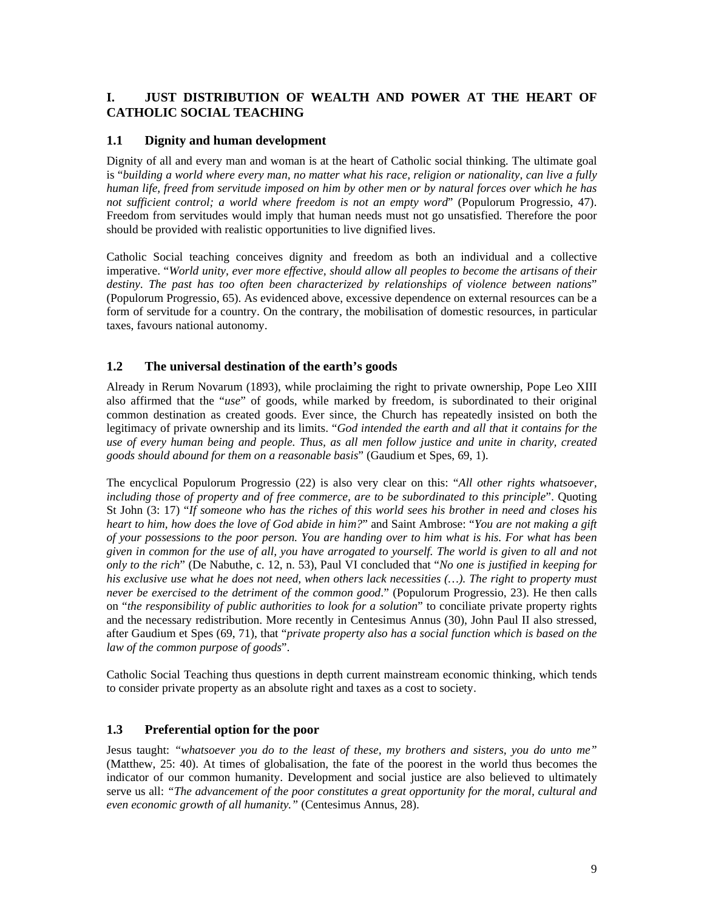# I. JUST DISTRIBUTION OF WEALTH AND POWER AT THE HEART OF CATHOLIC SOCIAL TEACHING

## 1.1 Dignity and human development

Dignity of all and every man and woman is at the heart of Catholic social thinking. The ultimate goal is "*building a world where every man, no matter what his race, religion or nationality, can live a fully human life, freed from servitude imposed on him by other men or by natural forces over which he has not sufficient control; a world where freedom is not an empty word*" (Populorum Progressio, 47). Freedom from servitudes would imply that human needs must not go unsatisfied. Therefore the poor should be provided with realistic opportunities to live dignified lives.

Catholic Social teaching conceives dignity and freedom as both an individual and a collective imperative. "*World unity, ever more effective, should allow all peoples to become the artisans of their destiny. The past has too often been characterized by relationships of violence between nations*" (Populorum Progressio, 65). As evidenced above, excessive dependence on external resources can be a form of servitude for a country. On the contrary, the mobilisation of domestic resources, in particular taxes, favours national autonomy.

## 1.2 The universal destination of the earth's goods

Already in Rerum Novarum (1893), while proclaiming the right to private ownership, Pope Leo XIII also affirmed that the "*use*" of goods, while marked by freedom, is subordinated to their original common destination as created goods. Ever since, the Church has repeatedly insisted on both the legitimacy of private ownership and its limits. "*God intended the earth and all that it contains for the use of every human being and people. Thus, as all men follow justice and unite in charity, created goods should abound for them on a reasonable basis*" (Gaudium et Spes, 69, 1).

The encyclical Populorum Progressio (22) is also very clear on this: "*All other rights whatsoever, including those of property and of free commerce, are to be subordinated to this principle*". Quoting St John (3: 17) "*If someone who has the riches of this world sees his brother in need and closes his heart to him, how does the love of God abide in him?*" and Saint Ambrose: "*You are not making a gift of your possessions to the poor person. You are handing over to him what is his. For what has been given in common for the use of all, you have arrogated to yourself. The world is given to all and not only to the rich*" (De Nabuthe, c. 12, n. 53), Paul VI concluded that "*No one is justified in keeping for his exclusive use what he does not need, when others lack necessities (…). The right to property must never be exercised to the detriment of the common good*." (Populorum Progressio, 23). He then calls on "*the responsibility of public authorities to look for a solution*" to conciliate private property rights and the necessary redistribution. More recently in Centesimus Annus (30), John Paul II also stressed, after Gaudium et Spes (69, 71), that "*private property also has a social function which is based on the law of the common purpose of goods*".

Catholic Social Teaching thus questions in depth current mainstream economic thinking, which tends to consider private property as an absolute right and taxes as a cost to society.

## 1.3 Preferential option for the poor

Jesus taught: *"whatsoever you do to the least of these, my brothers and sisters, you do unto me"* (Matthew, 25: 40). At times of globalisation, the fate of the poorest in the world thus becomes the indicator of our common humanity. Development and social justice are also believed to ultimately serve us all: *"The advancement of the poor constitutes a great opportunity for the moral, cultural and even economic growth of all humanity."* (Centesimus Annus, 28).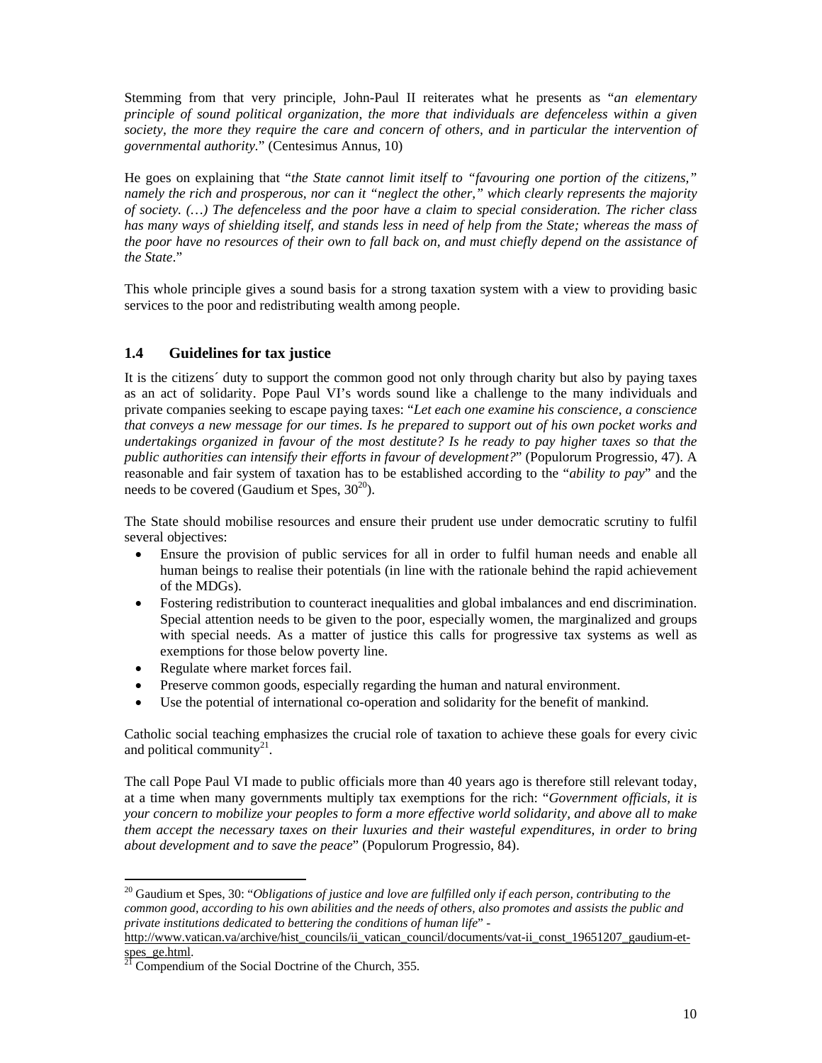Stemming from that very principle, John-Paul II reiterates what he presents as "*an elementary principle of sound political organization, the more that individuals are defenceless within a given society, the more they require the care and concern of others, and in particular the intervention of governmental authority.*" (Centesimus Annus, 10)

He goes on explaining that "*the State cannot limit itself to "favouring one portion of the citizens," namely the rich and prosperous, nor can it "neglect the other," which clearly represents the majority of society. (…) The defenceless and the poor have a claim to special consideration. The richer class has many ways of shielding itself, and stands less in need of help from the State; whereas the mass of the poor have no resources of their own to fall back on, and must chiefly depend on the assistance of the State*."

This whole principle gives a sound basis for a strong taxation system with a view to providing basic services to the poor and redistributing wealth among people.

### 1.4 Guidelines for tax justice

It is the citizens´ duty to support the common good not only through charity but also by paying taxes as an act of solidarity. Pope Paul VI's words sound like a challenge to the many individuals and private companies seeking to escape paying taxes: "*Let each one examine his conscience, a conscience that conveys a new message for our times. Is he prepared to support out of his own pocket works and undertakings organized in favour of the most destitute? Is he ready to pay higher taxes so that the public authorities can intensify their efforts in favour of development?*" (Populorum Progressio, 47). A reasonable and fair system of taxation has to be established according to the "*ability to pay*" and the needs to be covered (Gaudium et Spes, 30[20]).

The State should mobilise resources and ensure their prudent use under democratic scrutiny to fulfil several objectives:

- Ensure the provision of public services for all in order to fulfil human needs and enable all human beings to realise their potentials (in line with the rationale behind the rapid achievement of the MDGs).
- Fostering redistribution to counteract inequalities and global imbalances and end discrimination. Special attention needs to be given to the poor, especially women, the marginalized and groups with special needs. As a matter of justice this calls for progressive tax systems as well as exemptions for those below poverty line.
- Regulate where market forces fail.
- Preserve common goods, especially regarding the human and natural environment.
- Use the potential of international co-operation and solidarity for the benefit of mankind.

Catholic social teaching emphasizes the crucial role of taxation to achieve these goals for every civic and political community[21].

The call Pope Paul VI made to public officials more than 40 years ago is therefore still relevant today, at a time when many governments multiply tax exemptions for the rich: "*Government officials, it is your concern to mobilize your peoples to form a more effective world solidarity, and above all to make them accept the necessary taxes on their luxuries and their wasteful expenditures, in order to bring about development and to save the peace*" (Populorum Progressio, 84).

---

[20] Gaudium et Spes, 30: "*Obligations of justice and love are fulfilled only if each person, contributing to the common good, according to his own abilities and the needs of others, also promotes and assists the public and private institutions dedicated to bettering the conditions of human life*" - http://www.vatican.va/archive/hist_councils/ii_vatican_council/documents/vat-ii_const_19651207_gaudium-et-spes_ge.html.

[21] Compendium of the Social Doctrine of the Church, 355.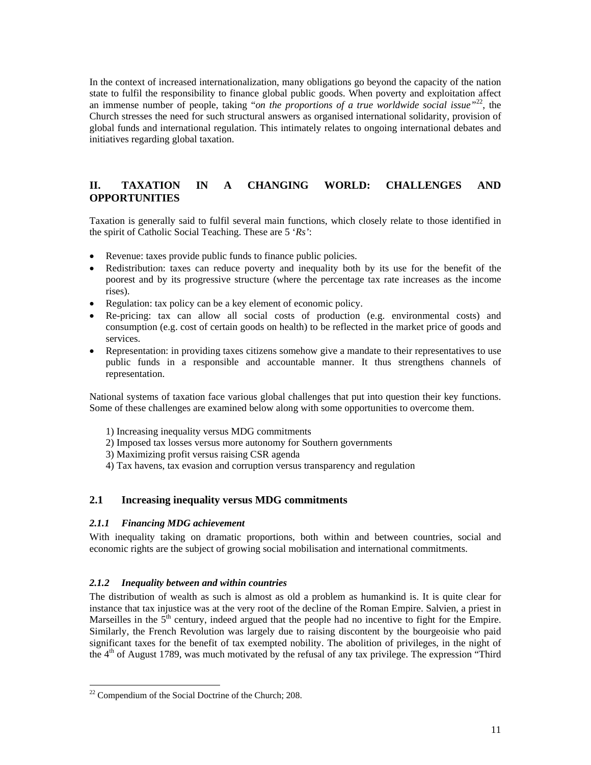In the context of increased internationalization, many obligations go beyond the capacity of the nation state to fulfil the responsibility to finance global public goods. When poverty and exploitation affect an immense number of people, taking "*on the proportions of a true worldwide social issue"*[22], the Church stresses the need for such structural answers as organised international solidarity, provision of global funds and international regulation. This intimately relates to ongoing international debates and initiatives regarding global taxation.

## II. TAXATION IN A CHANGING WORLD: CHALLENGES AND OPPORTUNITIES

Taxation is generally said to fulfil several main functions, which closely relate to those identified in the spirit of Catholic Social Teaching. These are 5 '*Rs'*:

- Revenue: taxes provide public funds to finance public policies.
- Redistribution: taxes can reduce poverty and inequality both by its use for the benefit of the poorest and by its progressive structure (where the percentage tax rate increases as the income rises).
- Regulation: tax policy can be a key element of economic policy.
- Re-pricing: tax can allow all social costs of production (e.g. environmental costs) and consumption (e.g. cost of certain goods on health) to be reflected in the market price of goods and services.
- Representation: in providing taxes citizens somehow give a mandate to their representatives to use public funds in a responsible and accountable manner. It thus strengthens channels of representation.

National systems of taxation face various global challenges that put into question their key functions. Some of these challenges are examined below along with some opportunities to overcome them.

1) Increasing inequality versus MDG commitments
2) Imposed tax losses versus more autonomy for Southern governments
3) Maximizing profit versus raising CSR agenda
4) Tax havens, tax evasion and corruption versus transparency and regulation

### 2.1 Increasing inequality versus MDG commitments

#### *2.1.1 Financing MDG achievement*

With inequality taking on dramatic proportions, both within and between countries, social and economic rights are the subject of growing social mobilisation and international commitments.

#### *2.1.2 Inequality between and within countries*

The distribution of wealth as such is almost as old a problem as humankind is. It is quite clear for instance that tax injustice was at the very root of the decline of the Roman Empire. Salvien, a priest in Marseilles in the 5th century, indeed argued that the people had no incentive to fight for the Empire. Similarly, the French Revolution was largely due to raising discontent by the bourgeoisie who paid significant taxes for the benefit of tax exempted nobility. The abolition of privileges, in the night of the 4th of August 1789, was much motivated by the refusal of any tax privilege. The expression "Third

[22] Compendium of the Social Doctrine of the Church; 208.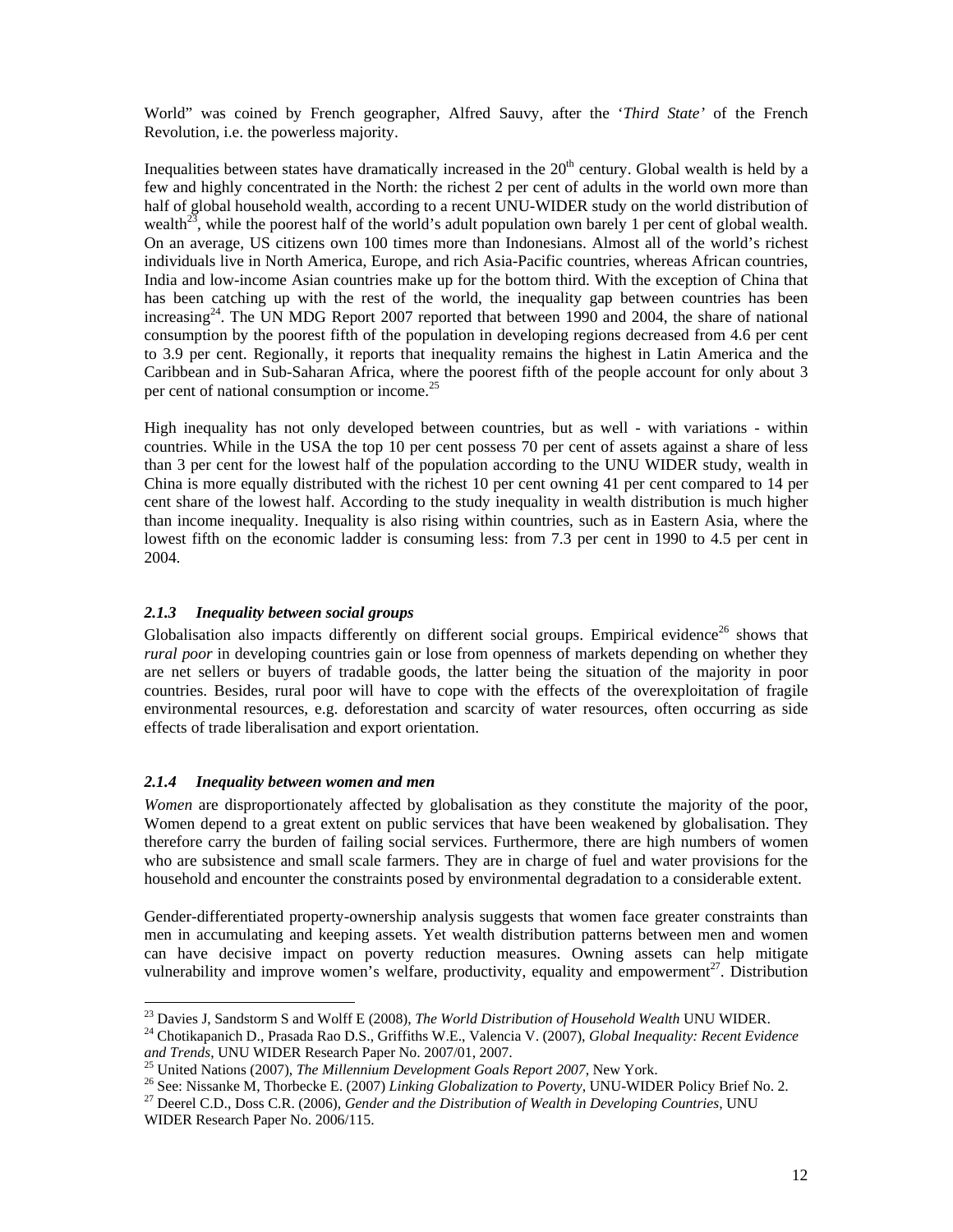World" was coined by French geographer, Alfred Sauvy, after the '*Third State*' of the French Revolution, i.e. the powerless majority.

Inequalities between states have dramatically increased in the 20th century. Global wealth is held by a few and highly concentrated in the North: the richest 2 per cent of adults in the world own more than half of global household wealth, according to a recent UNU-WIDER study on the world distribution of wealth[23], while the poorest half of the world's adult population own barely 1 per cent of global wealth. On an average, US citizens own 100 times more than Indonesians. Almost all of the world's richest individuals live in North America, Europe, and rich Asia-Pacific countries, whereas African countries, India and low-income Asian countries make up for the bottom third. With the exception of China that has been catching up with the rest of the world, the inequality gap between countries has been increasing[24]. The UN MDG Report 2007 reported that between 1990 and 2004, the share of national consumption by the poorest fifth of the population in developing regions decreased from 4.6 per cent to 3.9 per cent. Regionally, it reports that inequality remains the highest in Latin America and the Caribbean and in Sub-Saharan Africa, where the poorest fifth of the people account for only about 3 per cent of national consumption or income.[25]

High inequality has not only developed between countries, but as well - with variations - within countries. While in the USA the top 10 per cent possess 70 per cent of assets against a share of less than 3 per cent for the lowest half of the population according to the UNU WIDER study, wealth in China is more equally distributed with the richest 10 per cent owning 41 per cent compared to 14 per cent share of the lowest half. According to the study inequality in wealth distribution is much higher than income inequality. Inequality is also rising within countries, such as in Eastern Asia, where the lowest fifth on the economic ladder is consuming less: from 7.3 per cent in 1990 to 4.5 per cent in 2004.

### *2.1.3 Inequality between social groups*

Globalisation also impacts differently on different social groups. Empirical evidence[26] shows that *rural poor* in developing countries gain or lose from openness of markets depending on whether they are net sellers or buyers of tradable goods, the latter being the situation of the majority in poor countries. Besides, rural poor will have to cope with the effects of the overexploitation of fragile environmental resources, e.g. deforestation and scarcity of water resources, often occurring as side effects of trade liberalisation and export orientation.

### *2.1.4 Inequality between women and men*

*Women* are disproportionately affected by globalisation as they constitute the majority of the poor, Women depend to a great extent on public services that have been weakened by globalisation. They therefore carry the burden of failing social services. Furthermore, there are high numbers of women who are subsistence and small scale farmers. They are in charge of fuel and water provisions for the household and encounter the constraints posed by environmental degradation to a considerable extent.

Gender-differentiated property-ownership analysis suggests that women face greater constraints than men in accumulating and keeping assets. Yet wealth distribution patterns between men and women can have decisive impact on poverty reduction measures. Owning assets can help mitigate vulnerability and improve women's welfare, productivity, equality and empowerment[27]. Distribution

---

[23] Davies J, Sandstorm S and Wolff E (2008), *The World Distribution of Household Wealth* UNU WIDER.

[24] Chotikapanich D., Prasada Rao D.S., Griffiths W.E., Valencia V. (2007), *Global Inequality: Recent Evidence and Trends*, UNU WIDER Research Paper No. 2007/01, 2007.

[25] United Nations (2007), *The Millennium Development Goals Report 2007*, New York.

[26] See: Nissanke M, Thorbecke E. (2007) *Linking Globalization to Poverty*, UNU-WIDER Policy Brief No. 2.

[27] Deerel C.D., Doss C.R. (2006), *Gender and the Distribution of Wealth in Developing Countries*, UNU WIDER Research Paper No. 2006/115.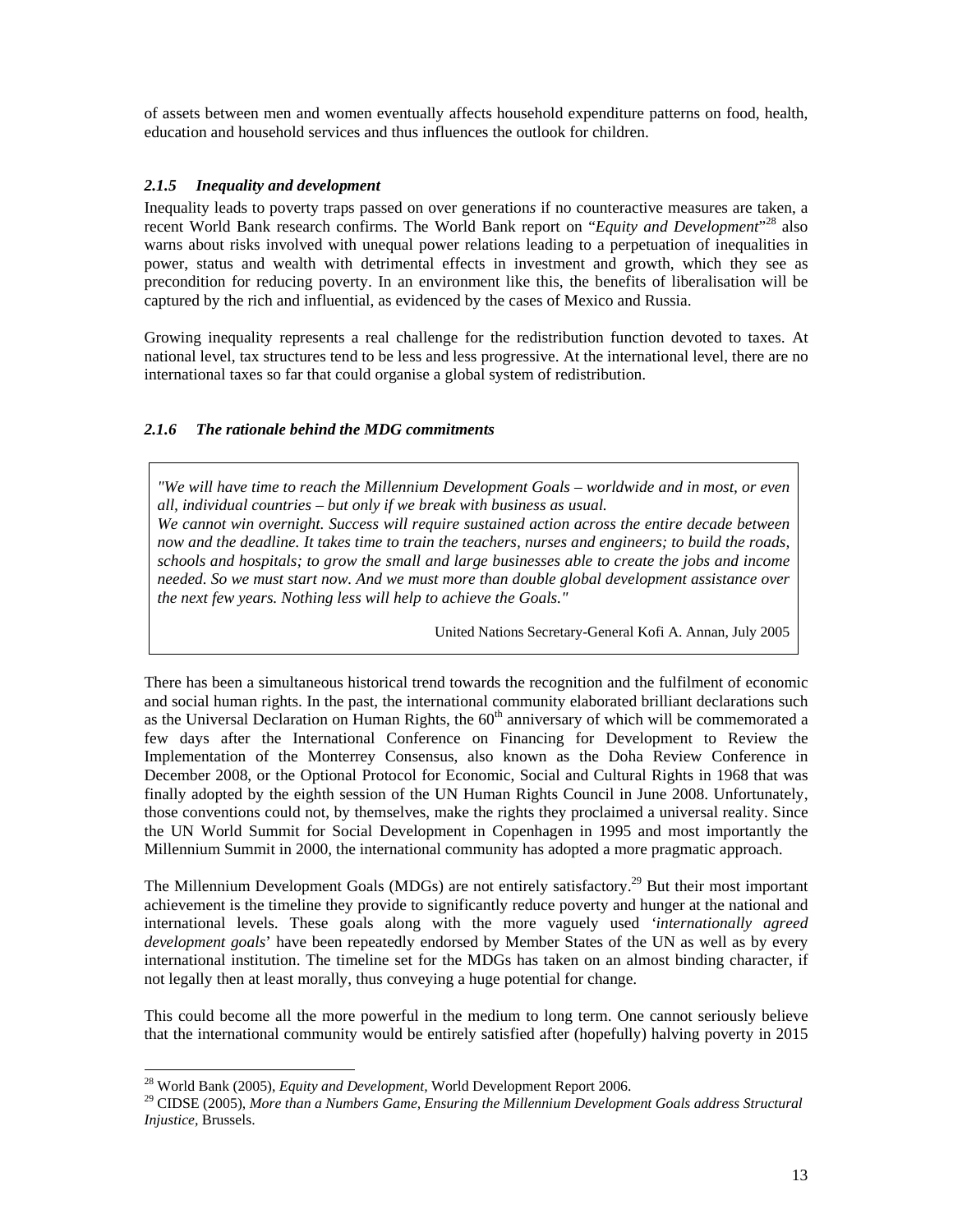of assets between men and women eventually affects household expenditure patterns on food, health, education and household services and thus influences the outlook for children.

### *2.1.5 Inequality and development*

Inequality leads to poverty traps passed on over generations if no counteractive measures are taken, a recent World Bank research confirms. The World Bank report on "*Equity and Development*"[28] also warns about risks involved with unequal power relations leading to a perpetuation of inequalities in power, status and wealth with detrimental effects in investment and growth, which they see as precondition for reducing poverty. In an environment like this, the benefits of liberalisation will be captured by the rich and influential, as evidenced by the cases of Mexico and Russia.

Growing inequality represents a real challenge for the redistribution function devoted to taxes. At national level, tax structures tend to be less and less progressive. At the international level, there are no international taxes so far that could organise a global system of redistribution.

### *2.1.6 The rationale behind the MDG commitments*

> *"We will have time to reach the Millennium Development Goals – worldwide and in most, or even all, individual countries – but only if we break with business as usual.*
> *We cannot win overnight. Success will require sustained action across the entire decade between now and the deadline. It takes time to train the teachers, nurses and engineers; to build the roads, schools and hospitals; to grow the small and large businesses able to create the jobs and income needed. So we must start now. And we must more than double global development assistance over the next few years. Nothing less will help to achieve the Goals."*
>
> United Nations Secretary-General Kofi A. Annan, July 2005

There has been a simultaneous historical trend towards the recognition and the fulfilment of economic and social human rights. In the past, the international community elaborated brilliant declarations such as the Universal Declaration on Human Rights, the 60th anniversary of which will be commemorated a few days after the International Conference on Financing for Development to Review the Implementation of the Monterrey Consensus, also known as the Doha Review Conference in December 2008, or the Optional Protocol for Economic, Social and Cultural Rights in 1968 that was finally adopted by the eighth session of the UN Human Rights Council in June 2008. Unfortunately, those conventions could not, by themselves, make the rights they proclaimed a universal reality. Since the UN World Summit for Social Development in Copenhagen in 1995 and most importantly the Millennium Summit in 2000, the international community has adopted a more pragmatic approach.

The Millennium Development Goals (MDGs) are not entirely satisfactory.[29] But their most important achievement is the timeline they provide to significantly reduce poverty and hunger at the national and international levels. These goals along with the more vaguely used '*internationally agreed development goals*' have been repeatedly endorsed by Member States of the UN as well as by every international institution. The timeline set for the MDGs has taken on an almost binding character, if not legally then at least morally, thus conveying a huge potential for change.

This could become all the more powerful in the medium to long term. One cannot seriously believe that the international community would be entirely satisfied after (hopefully) halving poverty in 2015

---

[28] World Bank (2005), *Equity and Development*, World Development Report 2006.

[29] CIDSE (2005), *More than a Numbers Game, Ensuring the Millennium Development Goals address Structural Injustice*, Brussels.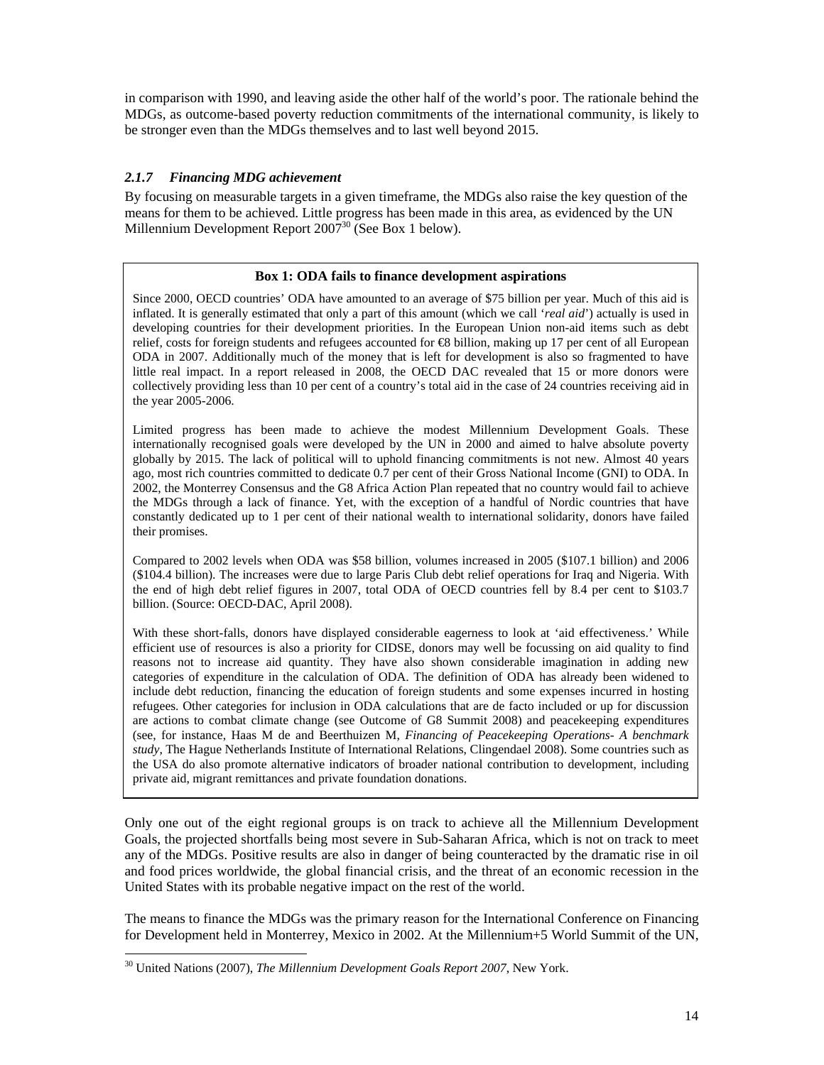in comparison with 1990, and leaving aside the other half of the world's poor. The rationale behind the MDGs, as outcome-based poverty reduction commitments of the international community, is likely to be stronger even than the MDGs themselves and to last well beyond 2015.

### *2.1.7 Financing MDG achievement*

By focusing on measurable targets in a given timeframe, the MDGs also raise the key question of the means for them to be achieved. Little progress has been made in this area, as evidenced by the UN Millennium Development Report 2007[30] (See Box 1 below).

**Box 1: ODA fails to finance development aspirations**

Since 2000, OECD countries' ODA have amounted to an average of $75 billion per year. Much of this aid is inflated. It is generally estimated that only a part of this amount (which we call '*real aid*') actually is used in developing countries for their development priorities. In the European Union non-aid items such as debt relief, costs for foreign students and refugees accounted for €8 billion, making up 17 per cent of all European ODA in 2007. Additionally much of the money that is left for development is also so fragmented to have little real impact. In a report released in 2008, the OECD DAC revealed that 15 or more donors were collectively providing less than 10 per cent of a country's total aid in the case of 24 countries receiving aid in the year 2005-2006.

Limited progress has been made to achieve the modest Millennium Development Goals. These internationally recognised goals were developed by the UN in 2000 and aimed to halve absolute poverty globally by 2015. The lack of political will to uphold financing commitments is not new. Almost 40 years ago, most rich countries committed to dedicate 0.7 per cent of their Gross National Income (GNI) to ODA. In 2002, the Monterrey Consensus and the G8 Africa Action Plan repeated that no country would fail to achieve the MDGs through a lack of finance. Yet, with the exception of a handful of Nordic countries that have constantly dedicated up to 1 per cent of their national wealth to international solidarity, donors have failed their promises.

Compared to 2002 levels when ODA was $58 billion, volumes increased in 2005 ($107.1 billion) and 2006 ($104.4 billion). The increases were due to large Paris Club debt relief operations for Iraq and Nigeria. With the end of high debt relief figures in 2007, total ODA of OECD countries fell by 8.4 per cent to $103.7 billion. (Source: OECD-DAC, April 2008).

With these short-falls, donors have displayed considerable eagerness to look at 'aid effectiveness.' While efficient use of resources is also a priority for CIDSE, donors may well be focussing on aid quality to find reasons not to increase aid quantity. They have also shown considerable imagination in adding new categories of expenditure in the calculation of ODA. The definition of ODA has already been widened to include debt reduction, financing the education of foreign students and some expenses incurred in hosting refugees. Other categories for inclusion in ODA calculations that are de facto included or up for discussion are actions to combat climate change (see Outcome of G8 Summit 2008) and peacekeeping expenditures (see, for instance, Haas M de and Beerthuizen M, *Financing of Peacekeeping Operations- A benchmark study*, The Hague Netherlands Institute of International Relations, Clingendael 2008). Some countries such as the USA do also promote alternative indicators of broader national contribution to development, including private aid, migrant remittances and private foundation donations.

Only one out of the eight regional groups is on track to achieve all the Millennium Development Goals, the projected shortfalls being most severe in Sub-Saharan Africa, which is not on track to meet any of the MDGs. Positive results are also in danger of being counteracted by the dramatic rise in oil and food prices worldwide, the global financial crisis, and the threat of an economic recession in the United States with its probable negative impact on the rest of the world.

The means to finance the MDGs was the primary reason for the International Conference on Financing for Development held in Monterrey, Mexico in 2002. At the Millennium+5 World Summit of the UN,

[30] United Nations (2007), *The Millennium Development Goals Report 2007*, New York.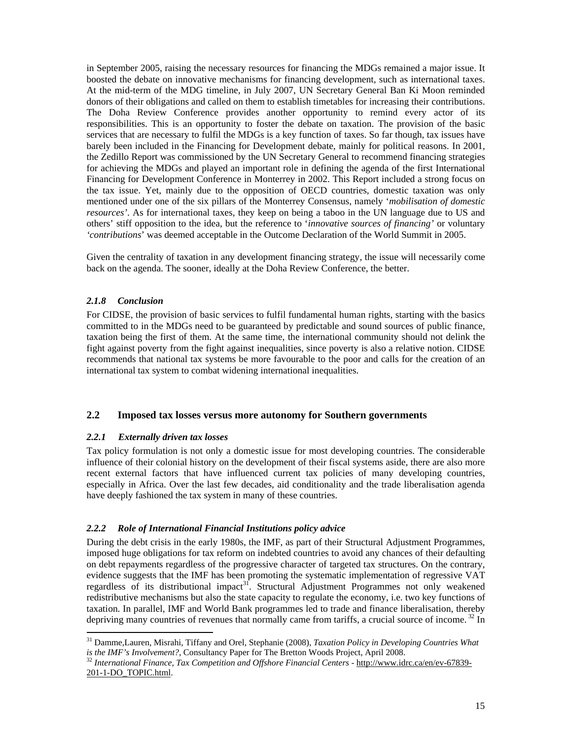in September 2005, raising the necessary resources for financing the MDGs remained a major issue. It boosted the debate on innovative mechanisms for financing development, such as international taxes. At the mid-term of the MDG timeline, in July 2007, UN Secretary General Ban Ki Moon reminded donors of their obligations and called on them to establish timetables for increasing their contributions. The Doha Review Conference provides another opportunity to remind every actor of its responsibilities. This is an opportunity to foster the debate on taxation. The provision of the basic services that are necessary to fulfil the MDGs is a key function of taxes. So far though, tax issues have barely been included in the Financing for Development debate, mainly for political reasons. In 2001, the Zedillo Report was commissioned by the UN Secretary General to recommend financing strategies for achieving the MDGs and played an important role in defining the agenda of the first International Financing for Development Conference in Monterrey in 2002. This Report included a strong focus on the tax issue. Yet, mainly due to the opposition of OECD countries, domestic taxation was only mentioned under one of the six pillars of the Monterrey Consensus, namely '*mobilisation of domestic resources*'. As for international taxes, they keep on being a taboo in the UN language due to US and others' stiff opposition to the idea, but the reference to '*innovative sources of financing*' or voluntary '*contributions*' was deemed acceptable in the Outcome Declaration of the World Summit in 2005.

Given the centrality of taxation in any development financing strategy, the issue will necessarily come back on the agenda. The sooner, ideally at the Doha Review Conference, the better.

#### *2.1.8 Conclusion*

For CIDSE, the provision of basic services to fulfil fundamental human rights, starting with the basics committed to in the MDGs need to be guaranteed by predictable and sound sources of public finance, taxation being the first of them. At the same time, the international community should not delink the fight against poverty from the fight against inequalities, since poverty is also a relative notion. CIDSE recommends that national tax systems be more favourable to the poor and calls for the creation of an international tax system to combat widening international inequalities.

### 2.2 Imposed tax losses versus more autonomy for Southern governments

#### *2.2.1 Externally driven tax losses*

Tax policy formulation is not only a domestic issue for most developing countries. The considerable influence of their colonial history on the development of their fiscal systems aside, there are also more recent external factors that have influenced current tax policies of many developing countries, especially in Africa. Over the last few decades, aid conditionality and the trade liberalisation agenda have deeply fashioned the tax system in many of these countries.

#### *2.2.2 Role of International Financial Institutions policy advice*

During the debt crisis in the early 1980s, the IMF, as part of their Structural Adjustment Programmes, imposed huge obligations for tax reform on indebted countries to avoid any chances of their defaulting on debt repayments regardless of the progressive character of targeted tax structures. On the contrary, evidence suggests that the IMF has been promoting the systematic implementation of regressive VAT regardless of its distributional impact[31]. Structural Adjustment Programmes not only weakened redistributive mechanisms but also the state capacity to regulate the economy, i.e. two key functions of taxation. In parallel, IMF and World Bank programmes led to trade and finance liberalisation, thereby depriving many countries of revenues that normally came from tariffs, a crucial source of income.[32] In

[31] Damme,Lauren, Misrahi, Tiffany and Orel, Stephanie (2008), *Taxation Policy in Developing Countries What is the IMF's Involvement?*, Consultancy Paper for The Bretton Woods Project, April 2008.

[32] *International Finance, Tax Competition and Offshore Financial Centers* - http://www.idrc.ca/en/ev-67839-201-1-DO_TOPIC.html.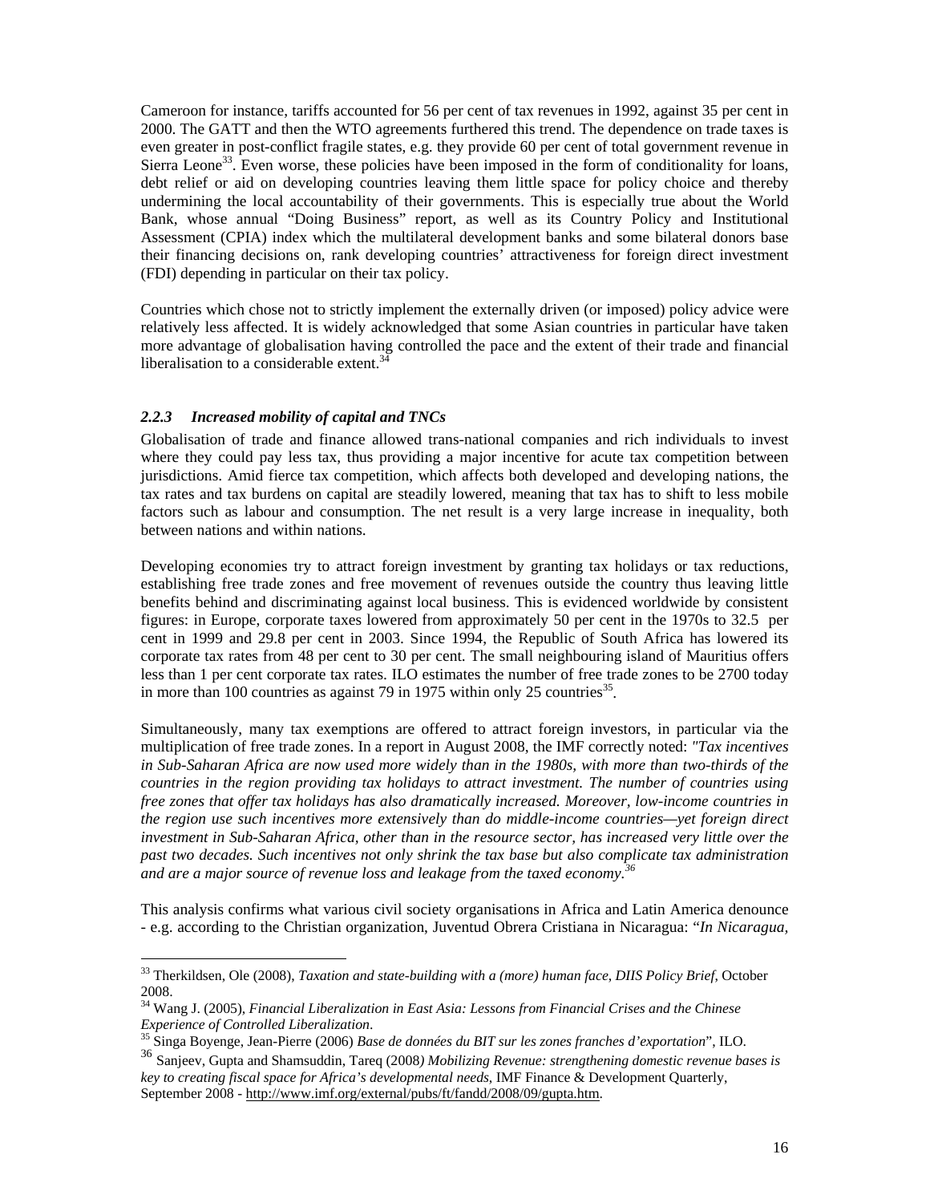Cameroon for instance, tariffs accounted for 56 per cent of tax revenues in 1992, against 35 per cent in 2000. The GATT and then the WTO agreements furthered this trend. The dependence on trade taxes is even greater in post-conflict fragile states, e.g. they provide 60 per cent of total government revenue in Sierra Leone[33]. Even worse, these policies have been imposed in the form of conditionality for loans, debt relief or aid on developing countries leaving them little space for policy choice and thereby undermining the local accountability of their governments. This is especially true about the World Bank, whose annual "Doing Business" report, as well as its Country Policy and Institutional Assessment (CPIA) index which the multilateral development banks and some bilateral donors base their financing decisions on, rank developing countries' attractiveness for foreign direct investment (FDI) depending in particular on their tax policy.

Countries which chose not to strictly implement the externally driven (or imposed) policy advice were relatively less affected. It is widely acknowledged that some Asian countries in particular have taken more advantage of globalisation having controlled the pace and the extent of their trade and financial liberalisation to a considerable extent.[34]

### *2.2.3 Increased mobility of capital and TNCs*

Globalisation of trade and finance allowed trans-national companies and rich individuals to invest where they could pay less tax, thus providing a major incentive for acute tax competition between jurisdictions. Amid fierce tax competition, which affects both developed and developing nations, the tax rates and tax burdens on capital are steadily lowered, meaning that tax has to shift to less mobile factors such as labour and consumption. The net result is a very large increase in inequality, both between nations and within nations.

Developing economies try to attract foreign investment by granting tax holidays or tax reductions, establishing free trade zones and free movement of revenues outside the country thus leaving little benefits behind and discriminating against local business. This is evidenced worldwide by consistent figures: in Europe, corporate taxes lowered from approximately 50 per cent in the 1970s to 32.5 per cent in 1999 and 29.8 per cent in 2003. Since 1994, the Republic of South Africa has lowered its corporate tax rates from 48 per cent to 30 per cent. The small neighbouring island of Mauritius offers less than 1 per cent corporate tax rates. ILO estimates the number of free trade zones to be 2700 today in more than 100 countries as against 79 in 1975 within only 25 countries[35].

Simultaneously, many tax exemptions are offered to attract foreign investors, in particular via the multiplication of free trade zones. In a report in August 2008, the IMF correctly noted: *"Tax incentives in Sub-Saharan Africa are now used more widely than in the 1980s, with more than two-thirds of the countries in the region providing tax holidays to attract investment. The number of countries using free zones that offer tax holidays has also dramatically increased. Moreover, low-income countries in the region use such incentives more extensively than do middle-income countries—yet foreign direct investment in Sub-Saharan Africa, other than in the resource sector, has increased very little over the past two decades. Such incentives not only shrink the tax base but also complicate tax administration and are a major source of revenue loss and leakage from the taxed economy.*[36]

This analysis confirms what various civil society organisations in Africa and Latin America denounce - e.g. according to the Christian organization, Juventud Obrera Cristiana in Nicaragua: "*In Nicaragua,*

---

[33] Therkildsen, Ole (2008), *Taxation and state-building with a (more) human face, DIIS Policy Brief*, October 2008.

[34] Wang J. (2005), *Financial Liberalization in East Asia: Lessons from Financial Crises and the Chinese Experience of Controlled Liberalization*.

[35] Singa Boyenge, Jean-Pierre (2006) *Base de données du BIT sur les zones franches d'exportation*", ILO.

[36] Sanjeev, Gupta and Shamsuddin, Tareq (2008*) Mobilizing Revenue: strengthening domestic revenue bases is key to creating fiscal space for Africa's developmental needs*, IMF Finance & Development Quarterly, September 2008 - http://www.imf.org/external/pubs/ft/fandd/2008/09/gupta.htm.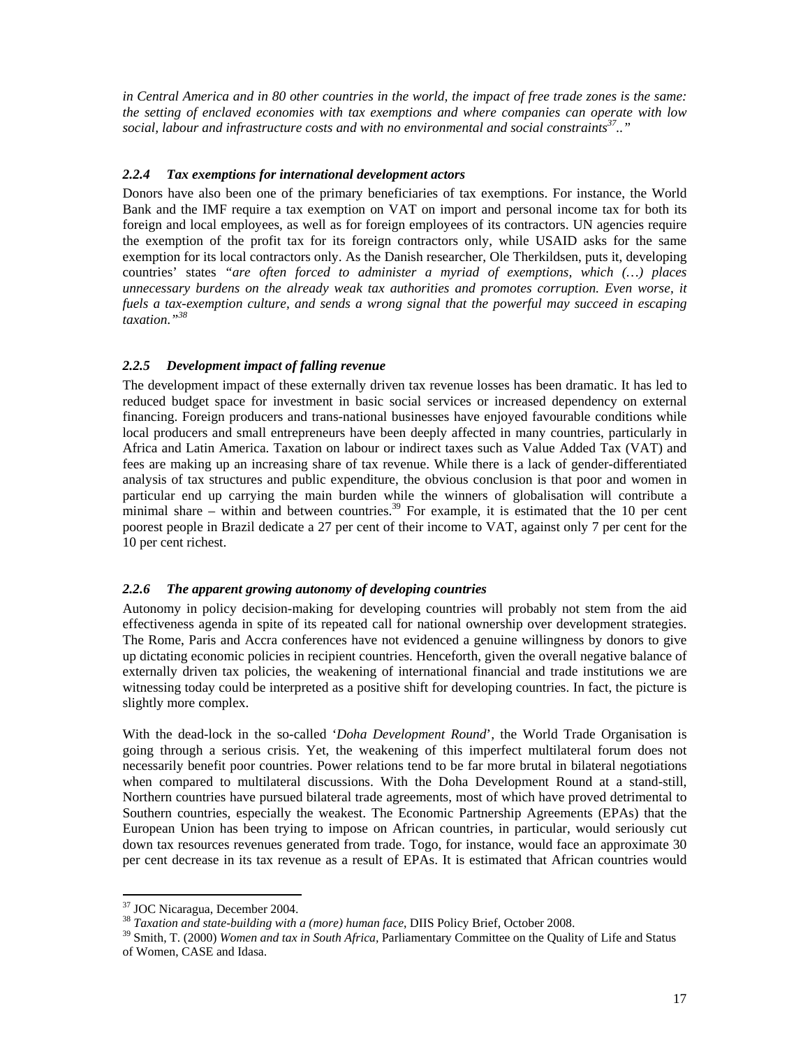*in Central America and in 80 other countries in the world, the impact of free trade zones is the same: the setting of enclaved economies with tax exemptions and where companies can operate with low social, labour and infrastructure costs and with no environmental and social constraints[37]..."*

### *2.2.4 Tax exemptions for international development actors*

Donors have also been one of the primary beneficiaries of tax exemptions. For instance, the World Bank and the IMF require a tax exemption on VAT on import and personal income tax for both its foreign and local employees, as well as for foreign employees of its contractors. UN agencies require the exemption of the profit tax for its foreign contractors only, while USAID asks for the same exemption for its local contractors only. As the Danish researcher, Ole Therkildsen, puts it, developing countries' states *"are often forced to administer a myriad of exemptions, which (…) places unnecessary burdens on the already weak tax authorities and promotes corruption. Even worse, it fuels a tax-exemption culture, and sends a wrong signal that the powerful may succeed in escaping taxation."*[38]

### *2.2.5 Development impact of falling revenue*

The development impact of these externally driven tax revenue losses has been dramatic. It has led to reduced budget space for investment in basic social services or increased dependency on external financing. Foreign producers and trans-national businesses have enjoyed favourable conditions while local producers and small entrepreneurs have been deeply affected in many countries, particularly in Africa and Latin America. Taxation on labour or indirect taxes such as Value Added Tax (VAT) and fees are making up an increasing share of tax revenue. While there is a lack of gender-differentiated analysis of tax structures and public expenditure, the obvious conclusion is that poor and women in particular end up carrying the main burden while the winners of globalisation will contribute a minimal share – within and between countries.[39] For example, it is estimated that the 10 per cent poorest people in Brazil dedicate a 27 per cent of their income to VAT, against only 7 per cent for the 10 per cent richest.

### *2.2.6 The apparent growing autonomy of developing countries*

Autonomy in policy decision-making for developing countries will probably not stem from the aid effectiveness agenda in spite of its repeated call for national ownership over development strategies. The Rome, Paris and Accra conferences have not evidenced a genuine willingness by donors to give up dictating economic policies in recipient countries. Henceforth, given the overall negative balance of externally driven tax policies, the weakening of international financial and trade institutions we are witnessing today could be interpreted as a positive shift for developing countries. In fact, the picture is slightly more complex.

With the dead-lock in the so-called '*Doha Development Round*', the World Trade Organisation is going through a serious crisis. Yet, the weakening of this imperfect multilateral forum does not necessarily benefit poor countries. Power relations tend to be far more brutal in bilateral negotiations when compared to multilateral discussions. With the Doha Development Round at a stand-still, Northern countries have pursued bilateral trade agreements, most of which have proved detrimental to Southern countries, especially the weakest. The Economic Partnership Agreements (EPAs) that the European Union has been trying to impose on African countries, in particular, would seriously cut down tax resources revenues generated from trade. Togo, for instance, would face an approximate 30 per cent decrease in its tax revenue as a result of EPAs. It is estimated that African countries would

---

[37] JOC Nicaragua, December 2004.

[38] *Taxation and state-building with a (more) human face*, DIIS Policy Brief, October 2008.

[39] Smith, T. (2000) *Women and tax in South Africa*, Parliamentary Committee on the Quality of Life and Status of Women, CASE and Idasa.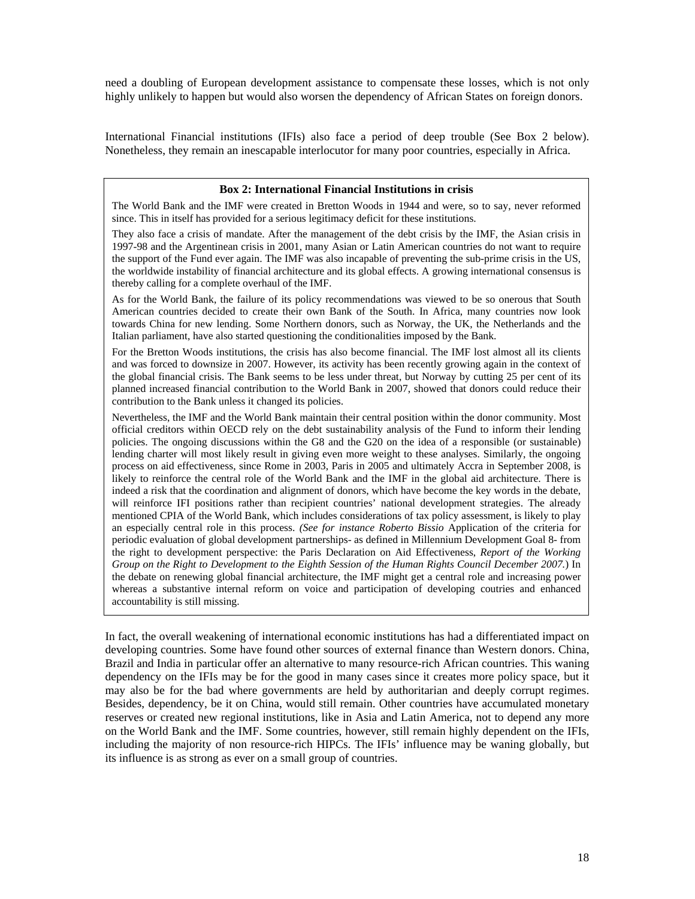need a doubling of European development assistance to compensate these losses, which is not only highly unlikely to happen but would also worsen the dependency of African States on foreign donors.

International Financial institutions (IFIs) also face a period of deep trouble (See Box 2 below). Nonetheless, they remain an inescapable interlocutor for many poor countries, especially in Africa.

**Box 2: International Financial Institutions in crisis**

The World Bank and the IMF were created in Bretton Woods in 1944 and were, so to say, never reformed since. This in itself has provided for a serious legitimacy deficit for these institutions.

They also face a crisis of mandate. After the management of the debt crisis by the IMF, the Asian crisis in 1997-98 and the Argentinean crisis in 2001, many Asian or Latin American countries do not want to require the support of the Fund ever again. The IMF was also incapable of preventing the sub-prime crisis in the US, the worldwide instability of financial architecture and its global effects. A growing international consensus is thereby calling for a complete overhaul of the IMF.

As for the World Bank, the failure of its policy recommendations was viewed to be so onerous that South American countries decided to create their own Bank of the South. In Africa, many countries now look towards China for new lending. Some Northern donors, such as Norway, the UK, the Netherlands and the Italian parliament, have also started questioning the conditionalities imposed by the Bank.

For the Bretton Woods institutions, the crisis has also become financial. The IMF lost almost all its clients and was forced to downsize in 2007. However, its activity has been recently growing again in the context of the global financial crisis. The Bank seems to be less under threat, but Norway by cutting 25 per cent of its planned increased financial contribution to the World Bank in 2007, showed that donors could reduce their contribution to the Bank unless it changed its policies.

Nevertheless, the IMF and the World Bank maintain their central position within the donor community. Most official creditors within OECD rely on the debt sustainability analysis of the Fund to inform their lending policies. The ongoing discussions within the G8 and the G20 on the idea of a responsible (or sustainable) lending charter will most likely result in giving even more weight to these analyses. Similarly, the ongoing process on aid effectiveness, since Rome in 2003, Paris in 2005 and ultimately Accra in September 2008, is likely to reinforce the central role of the World Bank and the IMF in the global aid architecture. There is indeed a risk that the coordination and alignment of donors, which have become the key words in the debate, will reinforce IFI positions rather than recipient countries' national development strategies. The already mentioned CPIA of the World Bank, which includes considerations of tax policy assessment, is likely to play an especially central role in this process. *(See for instance Roberto Bissio* Application of the criteria for periodic evaluation of global development partnerships- as defined in Millennium Development Goal 8- from the right to development perspective: the Paris Declaration on Aid Effectiveness, *Report of the Working Group on the Right to Development to the Eighth Session of the Human Rights Council December 2007.*) In the debate on renewing global financial architecture, the IMF might get a central role and increasing power whereas a substantive internal reform on voice and participation of developing coutries and enhanced accountability is still missing.

In fact, the overall weakening of international economic institutions has had a differentiated impact on developing countries. Some have found other sources of external finance than Western donors. China, Brazil and India in particular offer an alternative to many resource-rich African countries. This waning dependency on the IFIs may be for the good in many cases since it creates more policy space, but it may also be for the bad where governments are held by authoritarian and deeply corrupt regimes. Besides, dependency, be it on China, would still remain. Other countries have accumulated monetary reserves or created new regional institutions, like in Asia and Latin America, not to depend any more on the World Bank and the IMF. Some countries, however, still remain highly dependent on the IFIs, including the majority of non resource-rich HIPCs. The IFIs' influence may be waning globally, but its influence is as strong as ever on a small group of countries.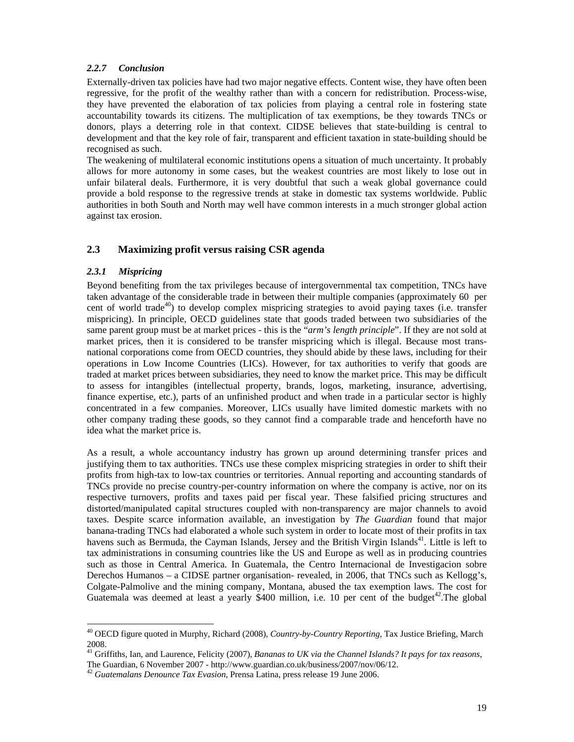### *2.2.7 Conclusion*

Externally-driven tax policies have had two major negative effects. Content wise, they have often been regressive, for the profit of the wealthy rather than with a concern for redistribution. Process-wise, they have prevented the elaboration of tax policies from playing a central role in fostering state accountability towards its citizens. The multiplication of tax exemptions, be they towards TNCs or donors, plays a deterring role in that context. CIDSE believes that state-building is central to development and that the key role of fair, transparent and efficient taxation in state-building should be recognised as such.

The weakening of multilateral economic institutions opens a situation of much uncertainty. It probably allows for more autonomy in some cases, but the weakest countries are most likely to lose out in unfair bilateral deals. Furthermore, it is very doubtful that such a weak global governance could provide a bold response to the regressive trends at stake in domestic tax systems worldwide. Public authorities in both South and North may well have common interests in a much stronger global action against tax erosion.

## 2.3 Maximizing profit versus raising CSR agenda

### *2.3.1 Mispricing*

Beyond benefiting from the tax privileges because of intergovernmental tax competition, TNCs have taken advantage of the considerable trade in between their multiple companies (approximately 60 per cent of world trade[40]) to develop complex mispricing strategies to avoid paying taxes (i.e. transfer mispricing). In principle, OECD guidelines state that goods traded between two subsidiaries of the same parent group must be at market prices - this is the "*arm's length principle*". If they are not sold at market prices, then it is considered to be transfer mispricing which is illegal. Because most trans-national corporations come from OECD countries, they should abide by these laws, including for their operations in Low Income Countries (LICs). However, for tax authorities to verify that goods are traded at market prices between subsidiaries, they need to know the market price. This may be difficult to assess for intangibles (intellectual property, brands, logos, marketing, insurance, advertising, finance expertise, etc.), parts of an unfinished product and when trade in a particular sector is highly concentrated in a few companies. Moreover, LICs usually have limited domestic markets with no other company trading these goods, so they cannot find a comparable trade and henceforth have no idea what the market price is.

As a result, a whole accountancy industry has grown up around determining transfer prices and justifying them to tax authorities. TNCs use these complex mispricing strategies in order to shift their profits from high-tax to low-tax countries or territories. Annual reporting and accounting standards of TNCs provide no precise country-per-country information on where the company is active, nor on its respective turnovers, profits and taxes paid per fiscal year. These falsified pricing structures and distorted/manipulated capital structures coupled with non-transparency are major channels to avoid taxes. Despite scarce information available, an investigation by *The Guardian* found that major banana-trading TNCs had elaborated a whole such system in order to locate most of their profits in tax havens such as Bermuda, the Cayman Islands, Jersey and the British Virgin Islands[41]. Little is left to tax administrations in consuming countries like the US and Europe as well as in producing countries such as those in Central America. In Guatemala, the Centro Internacional de Investigacion sobre Derechos Humanos – a CIDSE partner organisation- revealed, in 2006, that TNCs such as Kellogg's, Colgate-Palmolive and the mining company, Montana, abused the tax exemption laws. The cost for Guatemala was deemed at least a yearly $400 million, i.e. 10 per cent of the budget[42].The global

---

[40] OECD figure quoted in Murphy, Richard (2008), *Country-by-Country Reporting*, Tax Justice Briefing, March 2008.

[41] Griffiths, Ian, and Laurence, Felicity (2007), *Bananas to UK via the Channel Islands? It pays for tax reasons*, The Guardian, 6 November 2007 - http://www.guardian.co.uk/business/2007/nov/06/12.

[42] *Guatemalans Denounce Tax Evasion*, Prensa Latina, press release 19 June 2006.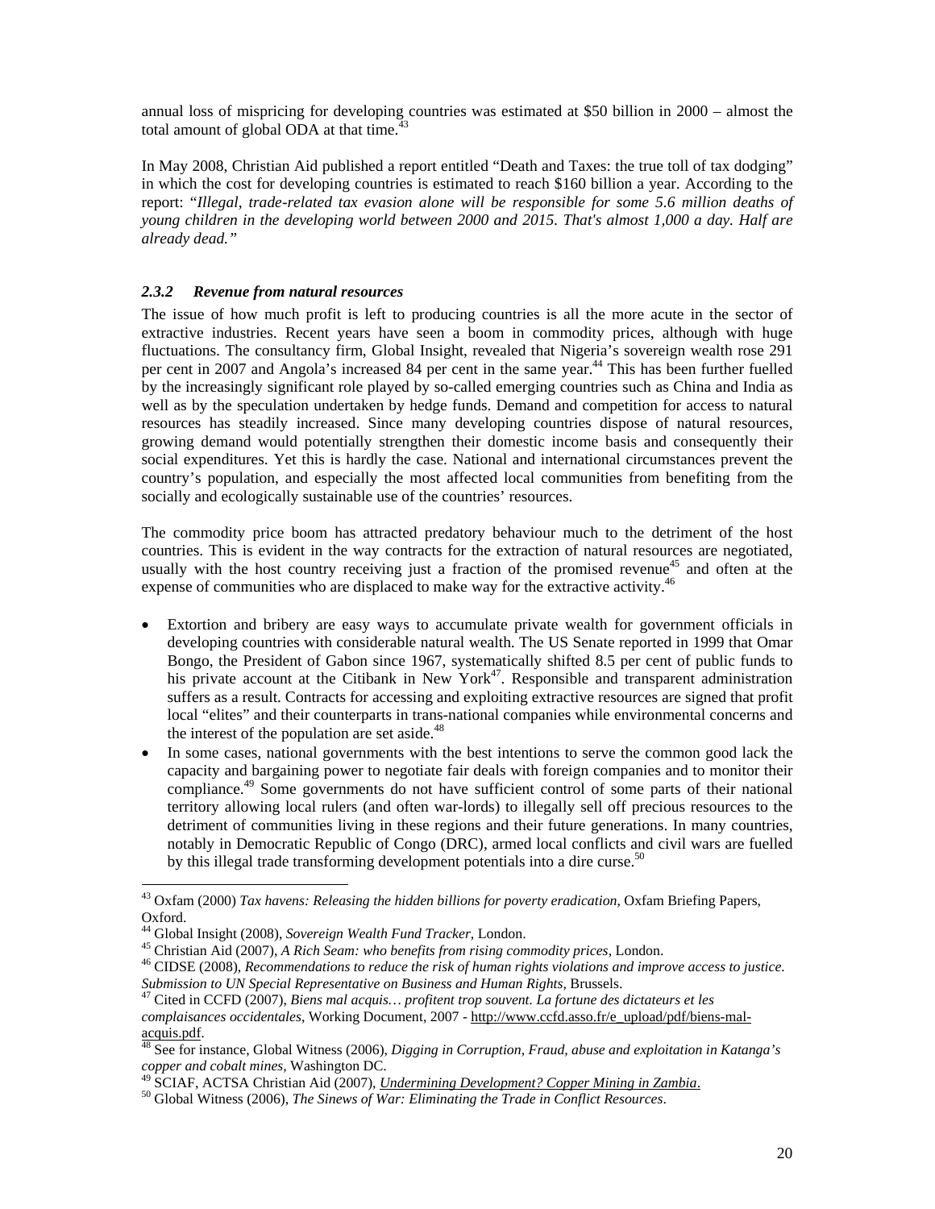annual loss of mispricing for developing countries was estimated at $50 billion in 2000 – almost the total amount of global ODA at that time.[43]

In May 2008, Christian Aid published a report entitled "Death and Taxes: the true toll of tax dodging" in which the cost for developing countries is estimated to reach $160 billion a year. According to the report: "*Illegal, trade-related tax evasion alone will be responsible for some 5.6 million deaths of young children in the developing world between 2000 and 2015. That's almost 1,000 a day. Half are already dead.*"

#### *2.3.2 Revenue from natural resources*

The issue of how much profit is left to producing countries is all the more acute in the sector of extractive industries. Recent years have seen a boom in commodity prices, although with huge fluctuations. The consultancy firm, Global Insight, revealed that Nigeria's sovereign wealth rose 291 per cent in 2007 and Angola's increased 84 per cent in the same year.[44] This has been further fuelled by the increasingly significant role played by so-called emerging countries such as China and India as well as by the speculation undertaken by hedge funds. Demand and competition for access to natural resources has steadily increased. Since many developing countries dispose of natural resources, growing demand would potentially strengthen their domestic income basis and consequently their social expenditures. Yet this is hardly the case. National and international circumstances prevent the country's population, and especially the most affected local communities from benefiting from the socially and ecologically sustainable use of the countries' resources.

The commodity price boom has attracted predatory behaviour much to the detriment of the host countries. This is evident in the way contracts for the extraction of natural resources are negotiated, usually with the host country receiving just a fraction of the promised revenue[45] and often at the expense of communities who are displaced to make way for the extractive activity.[46]

- Extortion and bribery are easy ways to accumulate private wealth for government officials in developing countries with considerable natural wealth. The US Senate reported in 1999 that Omar Bongo, the President of Gabon since 1967, systematically shifted 8.5 per cent of public funds to his private account at the Citibank in New York[47]. Responsible and transparent administration suffers as a result. Contracts for accessing and exploiting extractive resources are signed that profit local "elites" and their counterparts in trans-national companies while environmental concerns and the interest of the population are set aside.[48]
- In some cases, national governments with the best intentions to serve the common good lack the capacity and bargaining power to negotiate fair deals with foreign companies and to monitor their compliance.[49] Some governments do not have sufficient control of some parts of their national territory allowing local rulers (and often war-lords) to illegally sell off precious resources to the detriment of communities living in these regions and their future generations. In many countries, notably in Democratic Republic of Congo (DRC), armed local conflicts and civil wars are fuelled by this illegal trade transforming development potentials into a dire curse.[50]

---

[43] Oxfam (2000) *Tax havens: Releasing the hidden billions for poverty eradication*, Oxfam Briefing Papers, Oxford.

[44] Global Insight (2008), *Sovereign Wealth Fund Tracker*, London.

[45] Christian Aid (2007), *A Rich Seam: who benefits from rising commodity prices*, London.

[46] CIDSE (2008), *Recommendations to reduce the risk of human rights violations and improve access to justice. Submission to UN Special Representative on Business and Human Rights*, Brussels.

[47] Cited in CCFD (2007), *Biens mal acquis… profitent trop souvent. La fortune des dictateurs et les complaisances occidentales*, Working Document, 2007 - http://www.ccfd.asso.fr/e_upload/pdf/biens-mal-acquis.pdf.

[48] See for instance, Global Witness (2006), *Digging in Corruption, Fraud, abuse and exploitation in Katanga's copper and cobalt mines*, Washington DC.

[49] SCIAF, ACTSA Christian Aid (2007), *Undermining Development? Copper Mining in Zambia*.

[50] Global Witness (2006), *The Sinews of War: Eliminating the Trade in Conflict Resources*.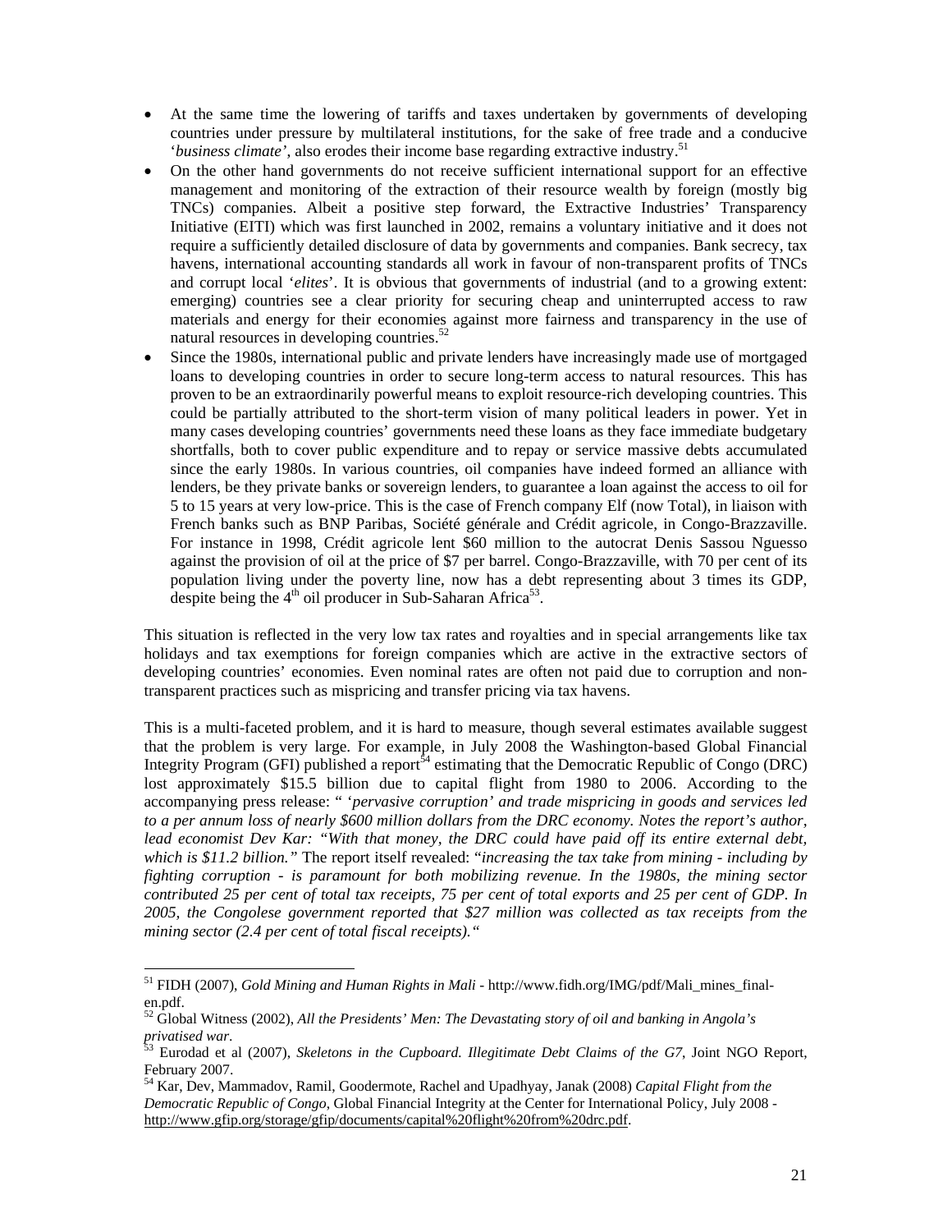- At the same time the lowering of tariffs and taxes undertaken by governments of developing countries under pressure by multilateral institutions, for the sake of free trade and a conducive '*business climate'*, also erodes their income base regarding extractive industry.[51]
- On the other hand governments do not receive sufficient international support for an effective management and monitoring of the extraction of their resource wealth by foreign (mostly big TNCs) companies. Albeit a positive step forward, the Extractive Industries' Transparency Initiative (EITI) which was first launched in 2002, remains a voluntary initiative and it does not require a sufficiently detailed disclosure of data by governments and companies. Bank secrecy, tax havens, international accounting standards all work in favour of non-transparent profits of TNCs and corrupt local '*elites*'. It is obvious that governments of industrial (and to a growing extent: emerging) countries see a clear priority for securing cheap and uninterrupted access to raw materials and energy for their economies against more fairness and transparency in the use of natural resources in developing countries.[52]
- Since the 1980s, international public and private lenders have increasingly made use of mortgaged loans to developing countries in order to secure long-term access to natural resources. This has proven to be an extraordinarily powerful means to exploit resource-rich developing countries. This could be partially attributed to the short-term vision of many political leaders in power. Yet in many cases developing countries' governments need these loans as they face immediate budgetary shortfalls, both to cover public expenditure and to repay or service massive debts accumulated since the early 1980s. In various countries, oil companies have indeed formed an alliance with lenders, be they private banks or sovereign lenders, to guarantee a loan against the access to oil for 5 to 15 years at very low-price. This is the case of French company Elf (now Total), in liaison with French banks such as BNP Paribas, Société générale and Crédit agricole, in Congo-Brazzaville. For instance in 1998, Crédit agricole lent \$60 million to the autocrat Denis Sassou Nguesso against the provision of oil at the price of \$7 per barrel. Congo-Brazzaville, with 70 per cent of its population living under the poverty line, now has a debt representing about 3 times its GDP, despite being the 4th oil producer in Sub-Saharan Africa[53].

This situation is reflected in the very low tax rates and royalties and in special arrangements like tax holidays and tax exemptions for foreign companies which are active in the extractive sectors of developing countries' economies. Even nominal rates are often not paid due to corruption and non-transparent practices such as mispricing and transfer pricing via tax havens.

This is a multi-faceted problem, and it is hard to measure, though several estimates available suggest that the problem is very large. For example, in July 2008 the Washington-based Global Financial Integrity Program (GFI) published a report[54] estimating that the Democratic Republic of Congo (DRC) lost approximately \$15.5 billion due to capital flight from 1980 to 2006. According to the accompanying press release: " *'pervasive corruption' and trade mispricing in goods and services led to a per annum loss of nearly \$600 million dollars from the DRC economy. Notes the report's author, lead economist Dev Kar: "With that money, the DRC could have paid off its entire external debt, which is \$11.2 billion."* The report itself revealed: "*increasing the tax take from mining - including by fighting corruption - is paramount for both mobilizing revenue. In the 1980s, the mining sector contributed 25 per cent of total tax receipts, 75 per cent of total exports and 25 per cent of GDP. In 2005, the Congolese government reported that \$27 million was collected as tax receipts from the mining sector (2.4 per cent of total fiscal receipts).*"

---

[51] FIDH (2007), *Gold Mining and Human Rights in Mali* - http://www.fidh.org/IMG/pdf/Mali_mines_final-en.pdf.

[52] Global Witness (2002), *All the Presidents' Men: The Devastating story of oil and banking in Angola's privatised war*.

[53] Eurodad et al (2007), *Skeletons in the Cupboard. Illegitimate Debt Claims of the G7*, Joint NGO Report, February 2007.

[54] Kar, Dev, Mammadov, Ramil, Goodermote, Rachel and Upadhyay, Janak (2008) *Capital Flight from the Democratic Republic of Congo*, Global Financial Integrity at the Center for International Policy, July 2008 - http://www.gfip.org/storage/gfip/documents/capital%20flight%20from%20drc.pdf.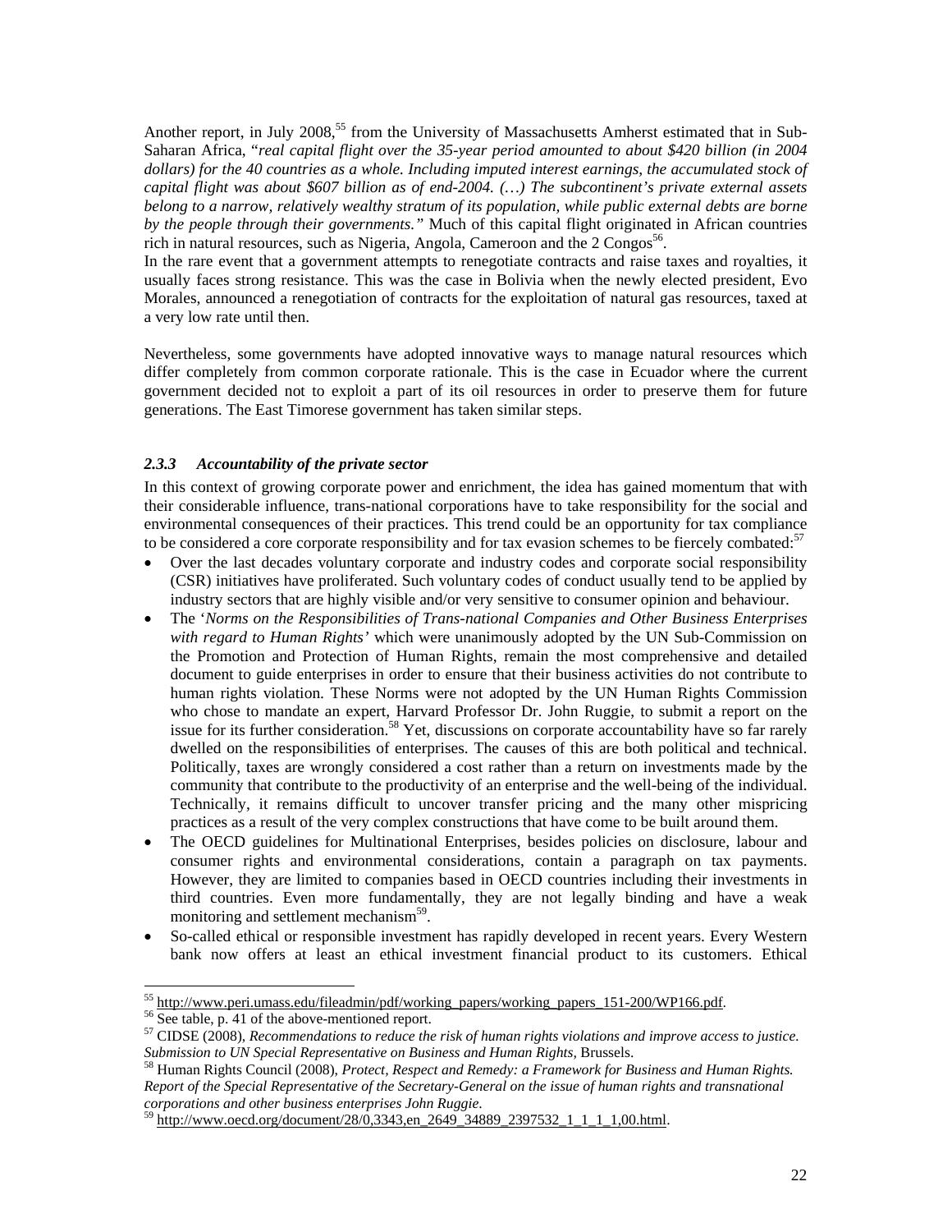Another report, in July 2008,[55] from the University of Massachusetts Amherst estimated that in Sub-Saharan Africa, "*real capital flight over the 35-year period amounted to about $420 billion (in 2004 dollars) for the 40 countries as a whole. Including imputed interest earnings, the accumulated stock of capital flight was about $607 billion as of end-2004. (…) The subcontinent's private external assets belong to a narrow, relatively wealthy stratum of its population, while public external debts are borne by the people through their governments.*" Much of this capital flight originated in African countries rich in natural resources, such as Nigeria, Angola, Cameroon and the 2 Congos[56].

In the rare event that a government attempts to renegotiate contracts and raise taxes and royalties, it usually faces strong resistance. This was the case in Bolivia when the newly elected president, Evo Morales, announced a renegotiation of contracts for the exploitation of natural gas resources, taxed at a very low rate until then.

Nevertheless, some governments have adopted innovative ways to manage natural resources which differ completely from common corporate rationale. This is the case in Ecuador where the current government decided not to exploit a part of its oil resources in order to preserve them for future generations. The East Timorese government has taken similar steps.

### *2.3.3 Accountability of the private sector*

In this context of growing corporate power and enrichment, the idea has gained momentum that with their considerable influence, trans-national corporations have to take responsibility for the social and environmental consequences of their practices. This trend could be an opportunity for tax compliance to be considered a core corporate responsibility and for tax evasion schemes to be fiercely combated:[57]

- Over the last decades voluntary corporate and industry codes and corporate social responsibility (CSR) initiatives have proliferated. Such voluntary codes of conduct usually tend to be applied by industry sectors that are highly visible and/or very sensitive to consumer opinion and behaviour.
- The '*Norms on the Responsibilities of Trans-national Companies and Other Business Enterprises with regard to Human Rights*' which were unanimously adopted by the UN Sub-Commission on the Promotion and Protection of Human Rights, remain the most comprehensive and detailed document to guide enterprises in order to ensure that their business activities do not contribute to human rights violation. These Norms were not adopted by the UN Human Rights Commission who chose to mandate an expert, Harvard Professor Dr. John Ruggie, to submit a report on the issue for its further consideration.[58] Yet, discussions on corporate accountability have so far rarely dwelled on the responsibilities of enterprises. The causes of this are both political and technical. Politically, taxes are wrongly considered a cost rather than a return on investments made by the community that contribute to the productivity of an enterprise and the well-being of the individual. Technically, it remains difficult to uncover transfer pricing and the many other mispricing practices as a result of the very complex constructions that have come to be built around them.
- The OECD guidelines for Multinational Enterprises, besides policies on disclosure, labour and consumer rights and environmental considerations, contain a paragraph on tax payments. However, they are limited to companies based in OECD countries including their investments in third countries. Even more fundamentally, they are not legally binding and have a weak monitoring and settlement mechanism[59].
- So-called ethical or responsible investment has rapidly developed in recent years. Every Western bank now offers at least an ethical investment financial product to its customers. Ethical

---

[55] http://www.peri.umass.edu/fileadmin/pdf/working_papers/working_papers_151-200/WP166.pdf.

[56] See table, p. 41 of the above-mentioned report.

[57] CIDSE (2008), *Recommendations to reduce the risk of human rights violations and improve access to justice. Submission to UN Special Representative on Business and Human Rights*, Brussels.

[58] Human Rights Council (2008), *Protect, Respect and Remedy: a Framework for Business and Human Rights. Report of the Special Representative of the Secretary-General on the issue of human rights and transnational corporations and other business enterprises John Ruggie*.

[59] http://www.oecd.org/document/28/0,3343,en_2649_34889_2397532_1_1_1_1,00.html.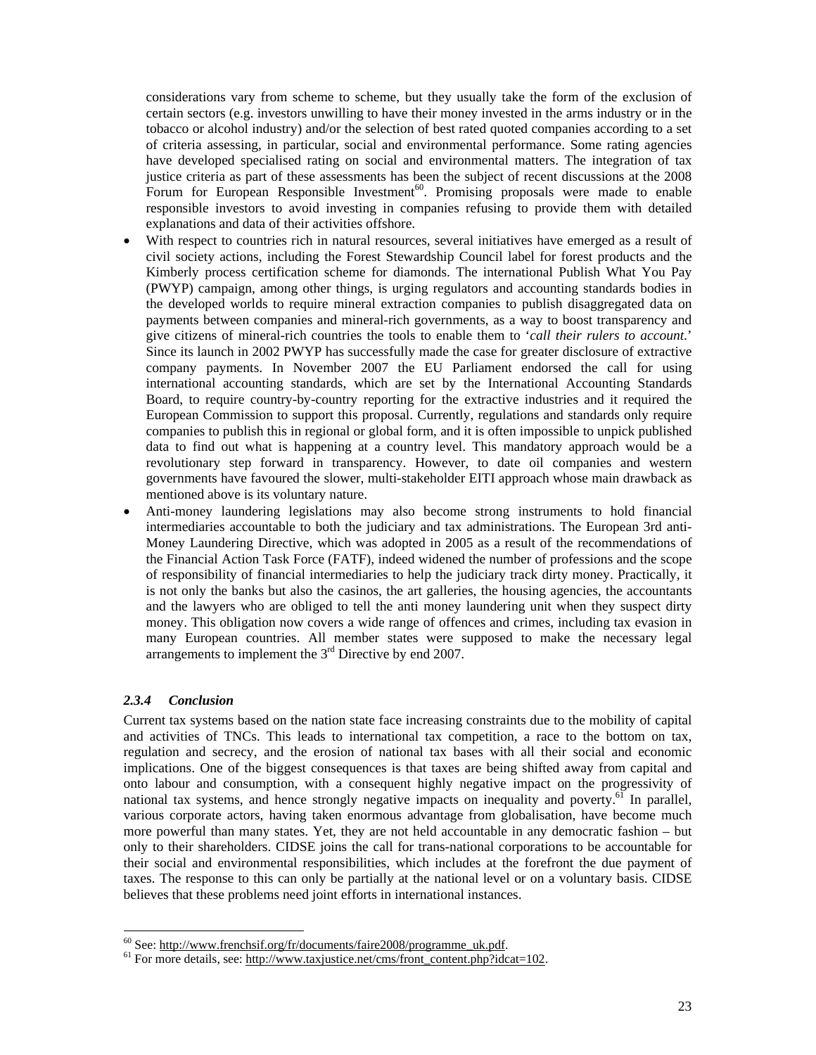considerations vary from scheme to scheme, but they usually take the form of the exclusion of certain sectors (e.g. investors unwilling to have their money invested in the arms industry or in the tobacco or alcohol industry) and/or the selection of best rated quoted companies according to a set of criteria assessing, in particular, social and environmental performance. Some rating agencies have developed specialised rating on social and environmental matters. The integration of tax justice criteria as part of these assessments has been the subject of recent discussions at the 2008 Forum for European Responsible Investment[60]. Promising proposals were made to enable responsible investors to avoid investing in companies refusing to provide them with detailed explanations and data of their activities offshore.

- With respect to countries rich in natural resources, several initiatives have emerged as a result of civil society actions, including the Forest Stewardship Council label for forest products and the Kimberly process certification scheme for diamonds. The international Publish What You Pay (PWYP) campaign, among other things, is urging regulators and accounting standards bodies in the developed worlds to require mineral extraction companies to publish disaggregated data on payments between companies and mineral-rich governments, as a way to boost transparency and give citizens of mineral-rich countries the tools to enable them to '*call their rulers to account.*' Since its launch in 2002 PWYP has successfully made the case for greater disclosure of extractive company payments. In November 2007 the EU Parliament endorsed the call for using international accounting standards, which are set by the International Accounting Standards Board, to require country-by-country reporting for the extractive industries and it required the European Commission to support this proposal. Currently, regulations and standards only require companies to publish this in regional or global form, and it is often impossible to unpick published data to find out what is happening at a country level. This mandatory approach would be a revolutionary step forward in transparency. However, to date oil companies and western governments have favoured the slower, multi-stakeholder EITI approach whose main drawback as mentioned above is its voluntary nature.
- Anti-money laundering legislations may also become strong instruments to hold financial intermediaries accountable to both the judiciary and tax administrations. The European 3rd anti-Money Laundering Directive, which was adopted in 2005 as a result of the recommendations of the Financial Action Task Force (FATF), indeed widened the number of professions and the scope of responsibility of financial intermediaries to help the judiciary track dirty money. Practically, it is not only the banks but also the casinos, the art galleries, the housing agencies, the accountants and the lawyers who are obliged to tell the anti money laundering unit when they suspect dirty money. This obligation now covers a wide range of offences and crimes, including tax evasion in many European countries. All member states were supposed to make the necessary legal arrangements to implement the 3rd Directive by end 2007.

### *2.3.4 Conclusion*

Current tax systems based on the nation state face increasing constraints due to the mobility of capital and activities of TNCs. This leads to international tax competition, a race to the bottom on tax, regulation and secrecy, and the erosion of national tax bases with all their social and economic implications. One of the biggest consequences is that taxes are being shifted away from capital and onto labour and consumption, with a consequent highly negative impact on the progressivity of national tax systems, and hence strongly negative impacts on inequality and poverty.[61] In parallel, various corporate actors, having taken enormous advantage from globalisation, have become much more powerful than many states. Yet, they are not held accountable in any democratic fashion – but only to their shareholders. CIDSE joins the call for trans-national corporations to be accountable for their social and environmental responsibilities, which includes at the forefront the due payment of taxes. The response to this can only be partially at the national level or on a voluntary basis. CIDSE believes that these problems need joint efforts in international instances.

[60] See: http://www.frenchsif.org/fr/documents/faire2008/programme_uk.pdf.

[61] For more details, see: http://www.taxjustice.net/cms/front_content.php?idcat=102.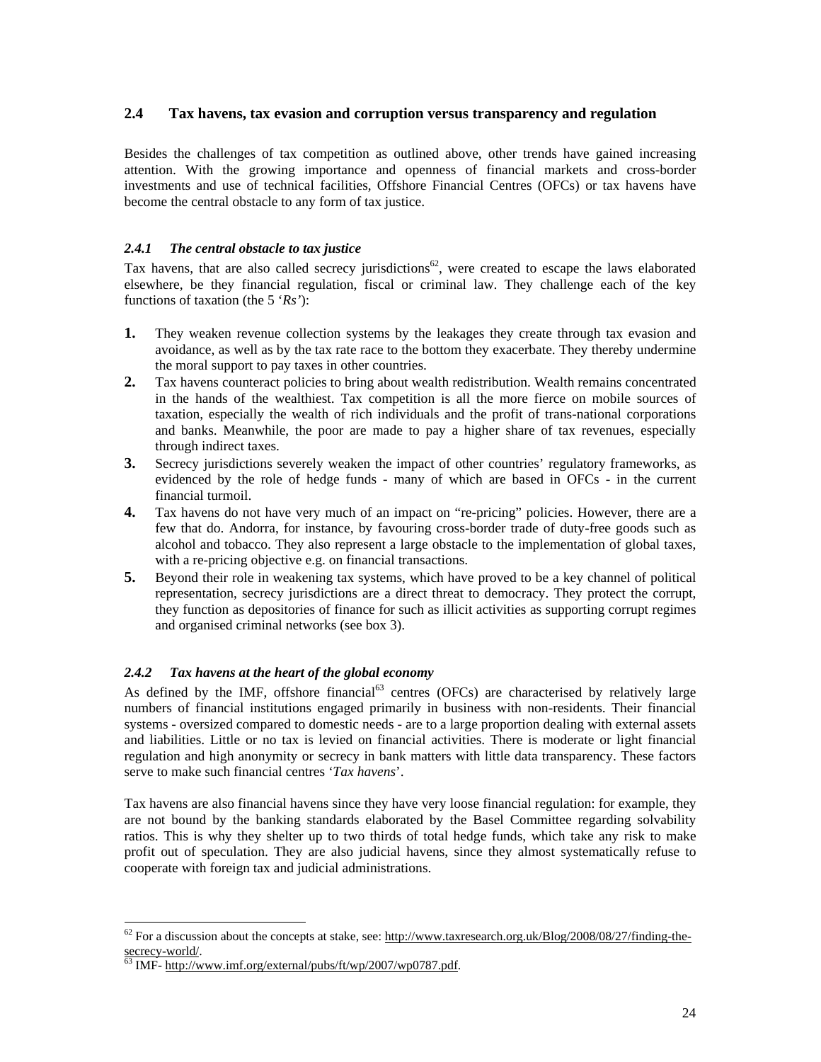## 2.4 Tax havens, tax evasion and corruption versus transparency and regulation

Besides the challenges of tax competition as outlined above, other trends have gained increasing attention. With the growing importance and openness of financial markets and cross-border investments and use of technical facilities, Offshore Financial Centres (OFCs) or tax havens have become the central obstacle to any form of tax justice.

### *2.4.1 The central obstacle to tax justice*

Tax havens, that are also called secrecy jurisdictions[62], were created to escape the laws elaborated elsewhere, be they financial regulation, fiscal or criminal law. They challenge each of the key functions of taxation (the 5 '*Rs*'):

1. They weaken revenue collection systems by the leakages they create through tax evasion and avoidance, as well as by the tax rate race to the bottom they exacerbate. They thereby undermine the moral support to pay taxes in other countries.
2. Tax havens counteract policies to bring about wealth redistribution. Wealth remains concentrated in the hands of the wealthiest. Tax competition is all the more fierce on mobile sources of taxation, especially the wealth of rich individuals and the profit of trans-national corporations and banks. Meanwhile, the poor are made to pay a higher share of tax revenues, especially through indirect taxes.
3. Secrecy jurisdictions severely weaken the impact of other countries' regulatory frameworks, as evidenced by the role of hedge funds - many of which are based in OFCs - in the current financial turmoil.
4. Tax havens do not have very much of an impact on "re-pricing" policies. However, there are a few that do. Andorra, for instance, by favouring cross-border trade of duty-free goods such as alcohol and tobacco. They also represent a large obstacle to the implementation of global taxes, with a re-pricing objective e.g. on financial transactions.
5. Beyond their role in weakening tax systems, which have proved to be a key channel of political representation, secrecy jurisdictions are a direct threat to democracy. They protect the corrupt, they function as depositories of finance for such as illicit activities as supporting corrupt regimes and organised criminal networks (see box 3).

### *2.4.2 Tax havens at the heart of the global economy*

As defined by the IMF, offshore financial[63] centres (OFCs) are characterised by relatively large numbers of financial institutions engaged primarily in business with non-residents. Their financial systems - oversized compared to domestic needs - are to a large proportion dealing with external assets and liabilities. Little or no tax is levied on financial activities. There is moderate or light financial regulation and high anonymity or secrecy in bank matters with little data transparency. These factors serve to make such financial centres '*Tax havens*'.

Tax havens are also financial havens since they have very loose financial regulation: for example, they are not bound by the banking standards elaborated by the Basel Committee regarding solvability ratios. This is why they shelter up to two thirds of total hedge funds, which take any risk to make profit out of speculation. They are also judicial havens, since they almost systematically refuse to cooperate with foreign tax and judicial administrations.

---

[62] For a discussion about the concepts at stake, see: http://www.taxresearch.org.uk/Blog/2008/08/27/finding-the-secrecy-world/.

[63] IMF- http://www.imf.org/external/pubs/ft/wp/2007/wp0787.pdf.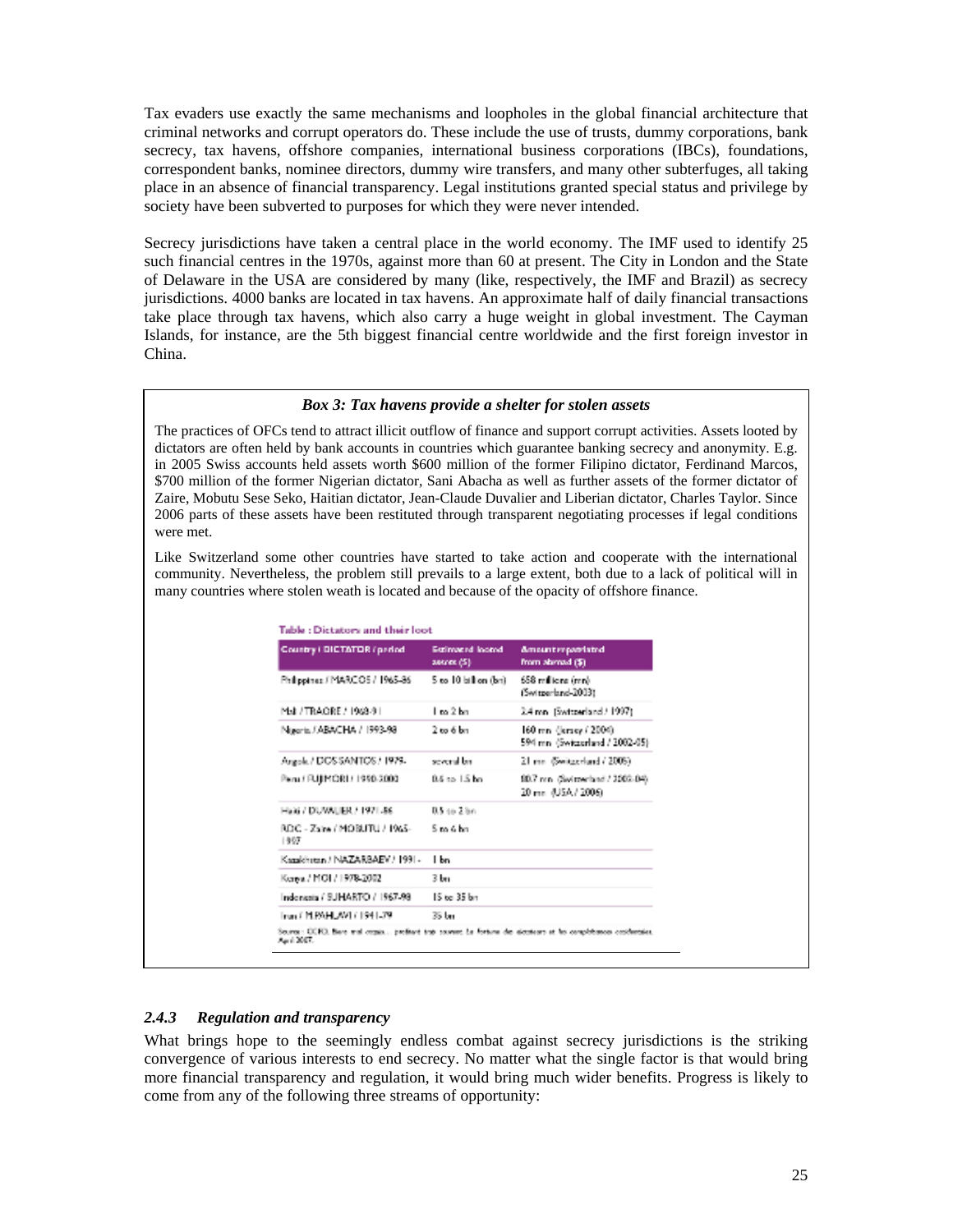Tax evaders use exactly the same mechanisms and loopholes in the global financial architecture that criminal networks and corrupt operators do. These include the use of trusts, dummy corporations, bank secrecy, tax havens, offshore companies, international business corporations (IBCs), foundations, correspondent banks, nominee directors, dummy wire transfers, and many other subterfuges, all taking place in an absence of financial transparency. Legal institutions granted special status and privilege by society have been subverted to purposes for which they were never intended.

Secrecy jurisdictions have taken a central place in the world economy. The IMF used to identify 25 such financial centres in the 1970s, against more than 60 at present. The City in London and the State of Delaware in the USA are considered by many (like, respectively, the IMF and Brazil) as secrecy jurisdictions. 4000 banks are located in tax havens. An approximate half of daily financial transactions take place through tax havens, which also carry a huge weight in global investment. The Cayman Islands, for instance, are the 5th biggest financial centre worldwide and the first foreign investor in China.

***Box 3: Tax havens provide a shelter for stolen assets***

The practices of OFCs tend to attract illicit outflow of finance and support corrupt activities. Assets looted by dictators are often held by bank accounts in countries which guarantee banking secrecy and anonymity. E.g. in 2005 Swiss accounts held assets worth $600 million of the former Filipino dictator, Ferdinand Marcos, $700 million of the former Nigerian dictator, Sani Abacha as well as further assets of the former dictator of Zaire, Mobutu Sese Seko, Haitian dictator, Jean-Claude Duvalier and Liberian dictator, Charles Taylor. Since 2006 parts of these assets have been restituted through transparent negotiating processes if legal conditions were met.

Like Switzerland some other countries have started to take action and cooperate with the international community. Nevertheless, the problem still prevails to a large extent, both due to a lack of political will in many countries where stolen weath is located and because of the opacity of offshore finance.

**Table : Dictators and their loot**

| Country / DICTATOR / period | Estimated looted assets ($) | Amount repatriated from abroad ($) |
|---|---|---|
| Philippines / MARCOS / 1965-86 | 5 to 10 billion (bn) | 658 millions (mn) (Switzerland-2003) |
| Mali / TRAORE / 1968-91 | 1 to 2 bn | 2.4 mn (Switzerland / 1997) |
| Nigeria / ABACHA / 1993-98 | 2 to 6 bn | 160 mn (Jersey / 2004) 594 mn (Switzerland / 2002-05) |
| Angola / DOS SANTOS / 1979- | several bn | 21 mn (Switzerland / 2005) |
| Peru / FUJIMORI / 1990-2000 | 0.6 to 1.5 bn | 80.7 mn (Switzerland / 2002-04) 20 mn (USA / 2006) |
| Haiti / DUVALIER / 1971-86 | 0.5 to 2 bn | |
| RDC - Zaire / MOBUTU / 1965-1997 | 5 to 6 bn | |
| Kazakhstan / NAZARBAEV / 1991- | 1 bn | |
| Kenya / MOI / 1978-2002 | 3 bn | |
| Indonesia / SUHARTO / 1967-98 | 15 to 35 bn | |
| Iran / M.PAHLAVI / 1941-79 | 35 bn | |

Source : CCFD, Biens mal acquis... profitent trop souvent. La fortune des dictateurs et les complaisances occidentales, April 2007.

### *2.4.3 Regulation and transparency*

What brings hope to the seemingly endless combat against secrecy jurisdictions is the striking convergence of various interests to end secrecy. No matter what the single factor is that would bring more financial transparency and regulation, it would bring much wider benefits. Progress is likely to come from any of the following three streams of opportunity: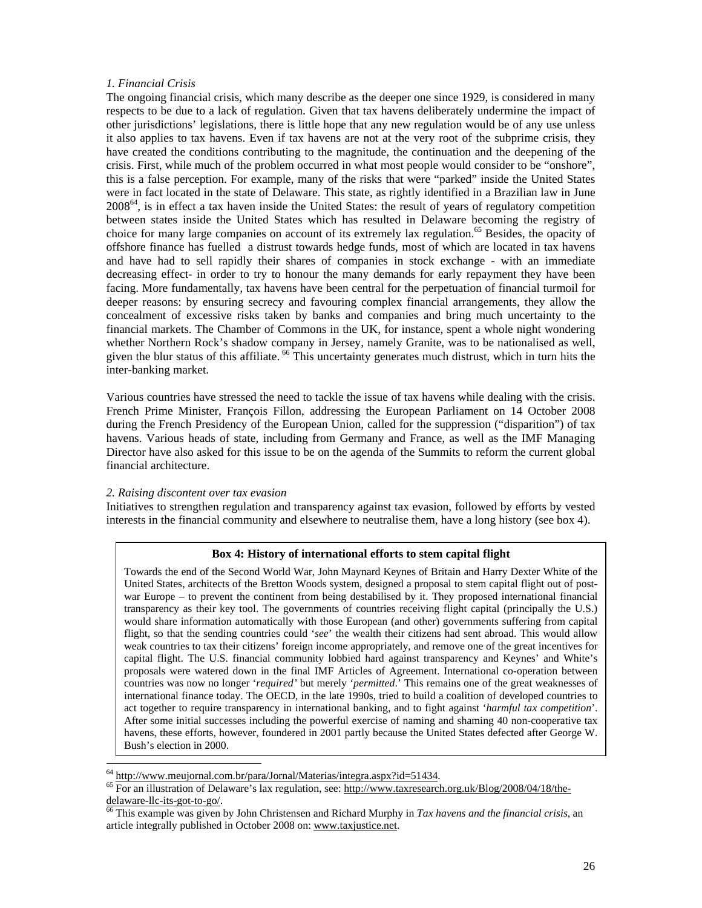*1. Financial Crisis*

The ongoing financial crisis, which many describe as the deeper one since 1929, is considered in many respects to be due to a lack of regulation. Given that tax havens deliberately undermine the impact of other jurisdictions' legislations, there is little hope that any new regulation would be of any use unless it also applies to tax havens. Even if tax havens are not at the very root of the subprime crisis, they have created the conditions contributing to the magnitude, the continuation and the deepening of the crisis. First, while much of the problem occurred in what most people would consider to be "onshore", this is a false perception. For example, many of the risks that were "parked" inside the United States were in fact located in the state of Delaware. This state, as rightly identified in a Brazilian law in June 2008[64], is in effect a tax haven inside the United States: the result of years of regulatory competition between states inside the United States which has resulted in Delaware becoming the registry of choice for many large companies on account of its extremely lax regulation.[65] Besides, the opacity of offshore finance has fuelled a distrust towards hedge funds, most of which are located in tax havens and have had to sell rapidly their shares of companies in stock exchange - with an immediate decreasing effect- in order to try to honour the many demands for early repayment they have been facing. More fundamentally, tax havens have been central for the perpetuation of financial turmoil for deeper reasons: by ensuring secrecy and favouring complex financial arrangements, they allow the concealment of excessive risks taken by banks and companies and bring much uncertainty to the financial markets. The Chamber of Commons in the UK, for instance, spent a whole night wondering whether Northern Rock's shadow company in Jersey, namely Granite, was to be nationalised as well, given the blur status of this affiliate.[66] This uncertainty generates much distrust, which in turn hits the inter-banking market.

Various countries have stressed the need to tackle the issue of tax havens while dealing with the crisis. French Prime Minister, François Fillon, addressing the European Parliament on 14 October 2008 during the French Presidency of the European Union, called for the suppression ("disparition") of tax havens. Various heads of state, including from Germany and France, as well as the IMF Managing Director have also asked for this issue to be on the agenda of the Summits to reform the current global financial architecture.

*2. Raising discontent over tax evasion*

Initiatives to strengthen regulation and transparency against tax evasion, followed by efforts by vested interests in the financial community and elsewhere to neutralise them, have a long history (see box 4).

> **Box 4: History of international efforts to stem capital flight**
>
> Towards the end of the Second World War, John Maynard Keynes of Britain and Harry Dexter White of the United States, architects of the Bretton Woods system, designed a proposal to stem capital flight out of post-war Europe – to prevent the continent from being destabilised by it. They proposed international financial transparency as their key tool. The governments of countries receiving flight capital (principally the U.S.) would share information automatically with those European (and other) governments suffering from capital flight, so that the sending countries could '*see*' the wealth their citizens had sent abroad. This would allow weak countries to tax their citizens' foreign income appropriately, and remove one of the great incentives for capital flight. The U.S. financial community lobbied hard against transparency and Keynes' and White's proposals were watered down in the final IMF Articles of Agreement. International co-operation between countries was now no longer '*required'* but merely '*permitted*.' This remains one of the great weaknesses of international finance today. The OECD, in the late 1990s, tried to build a coalition of developed countries to act together to require transparency in international banking, and to fight against '*harmful tax competition*'. After some initial successes including the powerful exercise of naming and shaming 40 non-cooperative tax havens, these efforts, however, foundered in 2001 partly because the United States defected after George W. Bush's election in 2000.

---

[64] http://www.meujornal.com.br/para/Jornal/Materias/integra.aspx?id=51434.

[65] For an illustration of Delaware's lax regulation, see: http://www.taxresearch.org.uk/Blog/2008/04/18/the-delaware-llc-its-got-to-go/.

[66] This example was given by John Christensen and Richard Murphy in *Tax havens and the financial crisis*, an article integrally published in October 2008 on: www.taxjustice.net.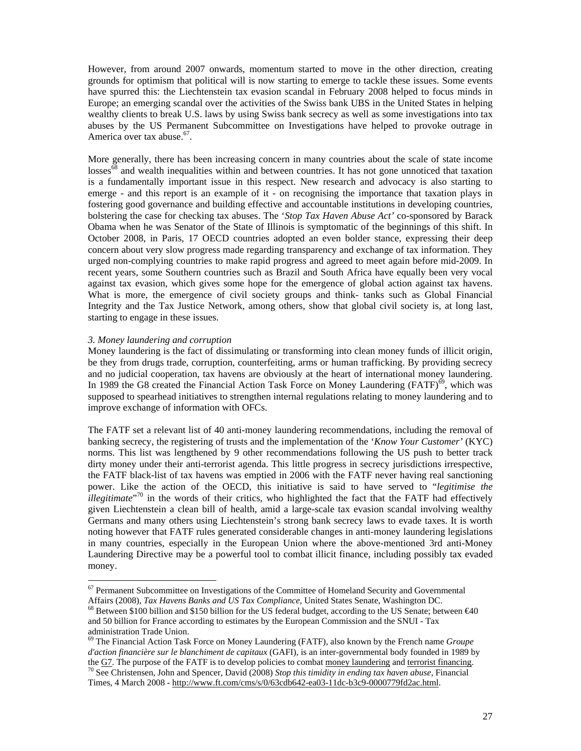However, from around 2007 onwards, momentum started to move in the other direction, creating grounds for optimism that political will is now starting to emerge to tackle these issues. Some events have spurred this: the Liechtenstein tax evasion scandal in February 2008 helped to focus minds in Europe; an emerging scandal over the activities of the Swiss bank UBS in the United States in helping wealthy clients to break U.S. laws by using Swiss bank secrecy as well as some investigations into tax abuses by the US Permanent Subcommittee on Investigations have helped to provoke outrage in America over tax abuse.[67].

More generally, there has been increasing concern in many countries about the scale of state income losses[68] and wealth inequalities within and between countries. It has not gone unnoticed that taxation is a fundamentally important issue in this respect. New research and advocacy is also starting to emerge - and this report is an example of it - on recognising the importance that taxation plays in fostering good governance and building effective and accountable institutions in developing countries, bolstering the case for checking tax abuses. The '*Stop Tax Haven Abuse Act*' co-sponsored by Barack Obama when he was Senator of the State of Illinois is symptomatic of the beginnings of this shift. In October 2008, in Paris, 17 OECD countries adopted an even bolder stance, expressing their deep concern about very slow progress made regarding transparency and exchange of tax information. They urged non-complying countries to make rapid progress and agreed to meet again before mid-2009. In recent years, some Southern countries such as Brazil and South Africa have equally been very vocal against tax evasion, which gives some hope for the emergence of global action against tax havens. What is more, the emergence of civil society groups and think- tanks such as Global Financial Integrity and the Tax Justice Network, among others, show that global civil society is, at long last, starting to engage in these issues.

*3. Money laundering and corruption*

Money laundering is the fact of dissimulating or transforming into clean money funds of illicit origin, be they from drugs trade, corruption, counterfeiting, arms or human trafficking. By providing secrecy and no judicial cooperation, tax havens are obviously at the heart of international money laundering. In 1989 the G8 created the Financial Action Task Force on Money Laundering (FATF)[69], which was supposed to spearhead initiatives to strengthen internal regulations relating to money laundering and to improve exchange of information with OFCs.

The FATF set a relevant list of 40 anti-money laundering recommendations, including the removal of banking secrecy, the registering of trusts and the implementation of the '*Know Your Customer'* (KYC) norms. This list was lengthened by 9 other recommendations following the US push to better track dirty money under their anti-terrorist agenda. This little progress in secrecy jurisdictions irrespective, the FATF black-list of tax havens was emptied in 2006 with the FATF never having real sanctioning power. Like the action of the OECD, this initiative is said to have served to "*legitimise the illegitimate*"[70] in the words of their critics, who highlighted the fact that the FATF had effectively given Liechtenstein a clean bill of health, amid a large-scale tax evasion scandal involving wealthy Germans and many others using Liechtenstein's strong bank secrecy laws to evade taxes. It is worth noting however that FATF rules generated considerable changes in anti-money laundering legislations in many countries, especially in the European Union where the above-mentioned 3rd anti-Money Laundering Directive may be a powerful tool to combat illicit finance, including possibly tax evaded money.

---

[67] Permanent Subcommittee on Investigations of the Committee of Homeland Security and Governmental Affairs (2008), *Tax Havens Banks and US Tax Compliance*, United States Senate, Washington DC.

[68] Between \$100 billion and \$150 billion for the US federal budget, according to the US Senate; between €40 and 50 billion for France according to estimates by the European Commission and the SNUI - Tax administration Trade Union.

[69] The Financial Action Task Force on Money Laundering (FATF), also known by the French name *Groupe d'action financière sur le blanchiment de capitaux* (GAFI), is an inter-governmental body founded in 1989 by the G7. The purpose of the FATF is to develop policies to combat money laundering and terrorist financing.

[70] See Christensen, John and Spencer, David (2008) *Stop this timidity in ending tax haven abuse*, Financial Times, 4 March 2008 - http://www.ft.com/cms/s/0/63cdb642-ea03-11dc-b3c9-0000779fd2ac.html.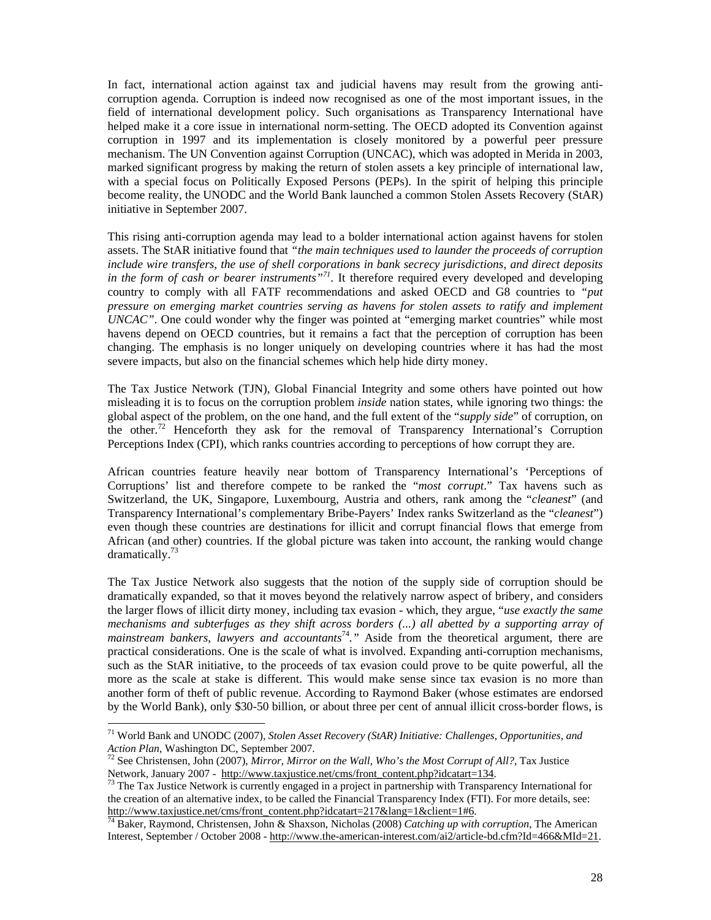In fact, international action against tax and judicial havens may result from the growing anti-corruption agenda. Corruption is indeed now recognised as one of the most important issues, in the field of international development policy. Such organisations as Transparency International have helped make it a core issue in international norm-setting. The OECD adopted its Convention against corruption in 1997 and its implementation is closely monitored by a powerful peer pressure mechanism. The UN Convention against Corruption (UNCAC), which was adopted in Merida in 2003, marked significant progress by making the return of stolen assets a key principle of international law, with a special focus on Politically Exposed Persons (PEPs). In the spirit of helping this principle become reality, the UNODC and the World Bank launched a common Stolen Assets Recovery (StAR) initiative in September 2007.

This rising anti-corruption agenda may lead to a bolder international action against havens for stolen assets. The StAR initiative found that *"the main techniques used to launder the proceeds of corruption include wire transfers, the use of shell corporations in bank secrecy jurisdictions, and direct deposits in the form of cash or bearer instruments"*[71]. It therefore required every developed and developing country to comply with all FATF recommendations and asked OECD and G8 countries to *"put pressure on emerging market countries serving as havens for stolen assets to ratify and implement UNCAC"*. One could wonder why the finger was pointed at "emerging market countries" while most havens depend on OECD countries, but it remains a fact that the perception of corruption has been changing. The emphasis is no longer uniquely on developing countries where it has had the most severe impacts, but also on the financial schemes which help hide dirty money.

The Tax Justice Network (TJN), Global Financial Integrity and some others have pointed out how misleading it is to focus on the corruption problem *inside* nation states, while ignoring two things: the global aspect of the problem, on the one hand, and the full extent of the "*supply side*" of corruption, on the other.[72] Henceforth they ask for the removal of Transparency International's Corruption Perceptions Index (CPI), which ranks countries according to perceptions of how corrupt they are.

African countries feature heavily near bottom of Transparency International's 'Perceptions of Corruptions' list and therefore compete to be ranked the "*most corrupt*." Tax havens such as Switzerland, the UK, Singapore, Luxembourg, Austria and others, rank among the "*cleanest*" (and Transparency International's complementary Bribe-Payers' Index ranks Switzerland as the "*cleanest*") even though these countries are destinations for illicit and corrupt financial flows that emerge from African (and other) countries. If the global picture was taken into account, the ranking would change dramatically.[73]

The Tax Justice Network also suggests that the notion of the supply side of corruption should be dramatically expanded, so that it moves beyond the relatively narrow aspect of bribery, and considers the larger flows of illicit dirty money, including tax evasion - which, they argue, "*use exactly the same mechanisms and subterfuges as they shift across borders (...) all abetted by a supporting array of mainstream bankers, lawyers and accountants*[74]*.*" Aside from the theoretical argument, there are practical considerations. One is the scale of what is involved. Expanding anti-corruption mechanisms, such as the StAR initiative, to the proceeds of tax evasion could prove to be quite powerful, all the more as the scale at stake is different. This would make sense since tax evasion is no more than another form of theft of public revenue. According to Raymond Baker (whose estimates are endorsed by the World Bank), only \$30-50 billion, or about three per cent of annual illicit cross-border flows, is

---

[71] World Bank and UNODC (2007), *Stolen Asset Recovery (StAR) Initiative: Challenges, Opportunities, and Action Plan*, Washington DC, September 2007.

[72] See Christensen, John (2007), *Mirror, Mirror on the Wall, Who's the Most Corrupt of All?*, Tax Justice Network, January 2007 - http://www.taxjustice.net/cms/front_content.php?idcatart=134.

[73] The Tax Justice Network is currently engaged in a project in partnership with Transparency International for the creation of an alternative index, to be called the Financial Transparency Index (FTI). For more details, see: http://www.taxjustice.net/cms/front_content.php?idcatart=217&lang=1&client=1#6.

[74] Baker, Raymond, Christensen, John & Shaxson, Nicholas (2008) *Catching up with corruption*, The American Interest, September / October 2008 - http://www.the-american-interest.com/ai2/article-bd.cfm?Id=466&MId=21.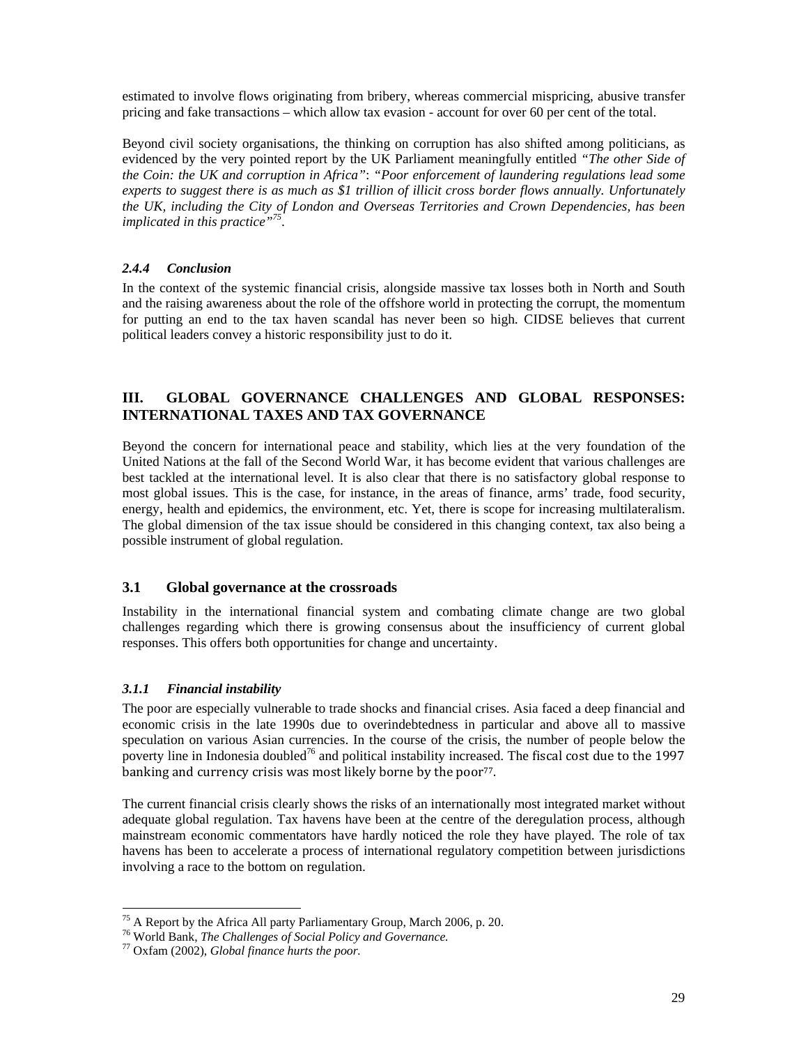estimated to involve flows originating from bribery, whereas commercial mispricing, abusive transfer pricing and fake transactions – which allow tax evasion - account for over 60 per cent of the total.

Beyond civil society organisations, the thinking on corruption has also shifted among politicians, as evidenced by the very pointed report by the UK Parliament meaningfully entitled *"The other Side of the Coin: the UK and corruption in Africa"*: *"Poor enforcement of laundering regulations lead some experts to suggest there is as much as $1 trillion of illicit cross border flows annually. Unfortunately the UK, including the City of London and Overseas Territories and Crown Dependencies, has been implicated in this practice"*[75].

#### *2.4.4 Conclusion*

In the context of the systemic financial crisis, alongside massive tax losses both in North and South and the raising awareness about the role of the offshore world in protecting the corrupt, the momentum for putting an end to the tax haven scandal has never been so high. CIDSE believes that current political leaders convey a historic responsibility just to do it.

## III. GLOBAL GOVERNANCE CHALLENGES AND GLOBAL RESPONSES: INTERNATIONAL TAXES AND TAX GOVERNANCE

Beyond the concern for international peace and stability, which lies at the very foundation of the United Nations at the fall of the Second World War, it has become evident that various challenges are best tackled at the international level. It is also clear that there is no satisfactory global response to most global issues. This is the case, for instance, in the areas of finance, arms' trade, food security, energy, health and epidemics, the environment, etc. Yet, there is scope for increasing multilateralism. The global dimension of the tax issue should be considered in this changing context, tax also being a possible instrument of global regulation.

### 3.1 Global governance at the crossroads

Instability in the international financial system and combating climate change are two global challenges regarding which there is growing consensus about the insufficiency of current global responses. This offers both opportunities for change and uncertainty.

#### *3.1.1 Financial instability*

The poor are especially vulnerable to trade shocks and financial crises. Asia faced a deep financial and economic crisis in the late 1990s due to overindebtedness in particular and above all to massive speculation on various Asian currencies. In the course of the crisis, the number of people below the poverty line in Indonesia doubled[76] and political instability increased. The fiscal cost due to the 1997 banking and currency crisis was most likely borne by the poor[77].

The current financial crisis clearly shows the risks of an internationally most integrated market without adequate global regulation. Tax havens have been at the centre of the deregulation process, although mainstream economic commentators have hardly noticed the role they have played. The role of tax havens has been to accelerate a process of international regulatory competition between jurisdictions involving a race to the bottom on regulation.

---

[75] A Report by the Africa All party Parliamentary Group, March 2006, p. 20.

[76] World Bank, *The Challenges of Social Policy and Governance.*

[77] Oxfam (2002), *Global finance hurts the poor.*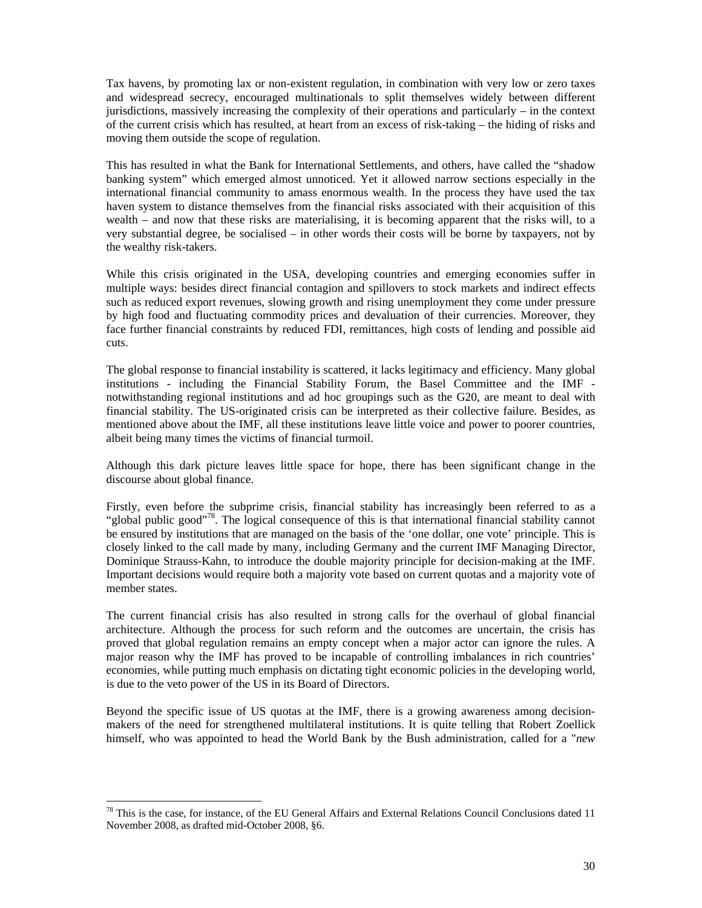Tax havens, by promoting lax or non-existent regulation, in combination with very low or zero taxes and widespread secrecy, encouraged multinationals to split themselves widely between different jurisdictions, massively increasing the complexity of their operations and particularly – in the context of the current crisis which has resulted, at heart from an excess of risk-taking – the hiding of risks and moving them outside the scope of regulation.

This has resulted in what the Bank for International Settlements, and others, have called the "shadow banking system" which emerged almost unnoticed. Yet it allowed narrow sections especially in the international financial community to amass enormous wealth. In the process they have used the tax haven system to distance themselves from the financial risks associated with their acquisition of this wealth – and now that these risks are materialising, it is becoming apparent that the risks will, to a very substantial degree, be socialised – in other words their costs will be borne by taxpayers, not by the wealthy risk-takers.

While this crisis originated in the USA, developing countries and emerging economies suffer in multiple ways: besides direct financial contagion and spillovers to stock markets and indirect effects such as reduced export revenues, slowing growth and rising unemployment they come under pressure by high food and fluctuating commodity prices and devaluation of their currencies. Moreover, they face further financial constraints by reduced FDI, remittances, high costs of lending and possible aid cuts.

The global response to financial instability is scattered, it lacks legitimacy and efficiency. Many global institutions - including the Financial Stability Forum, the Basel Committee and the IMF - notwithstanding regional institutions and ad hoc groupings such as the G20, are meant to deal with financial stability. The US-originated crisis can be interpreted as their collective failure. Besides, as mentioned above about the IMF, all these institutions leave little voice and power to poorer countries, albeit being many times the victims of financial turmoil.

Although this dark picture leaves little space for hope, there has been significant change in the discourse about global finance.

Firstly, even before the subprime crisis, financial stability has increasingly been referred to as a "global public good"[78]. The logical consequence of this is that international financial stability cannot be ensured by institutions that are managed on the basis of the 'one dollar, one vote' principle. This is closely linked to the call made by many, including Germany and the current IMF Managing Director, Dominique Strauss-Kahn, to introduce the double majority principle for decision-making at the IMF. Important decisions would require both a majority vote based on current quotas and a majority vote of member states.

The current financial crisis has also resulted in strong calls for the overhaul of global financial architecture. Although the process for such reform and the outcomes are uncertain, the crisis has proved that global regulation remains an empty concept when a major actor can ignore the rules. A major reason why the IMF has proved to be incapable of controlling imbalances in rich countries' economies, while putting much emphasis on dictating tight economic policies in the developing world, is due to the veto power of the US in its Board of Directors.

Beyond the specific issue of US quotas at the IMF, there is a growing awareness among decision-makers of the need for strengthened multilateral institutions. It is quite telling that Robert Zoellick himself, who was appointed to head the World Bank by the Bush administration, called for a "*new*

[78] This is the case, for instance, of the EU General Affairs and External Relations Council Conclusions dated 11 November 2008, as drafted mid-October 2008, §6.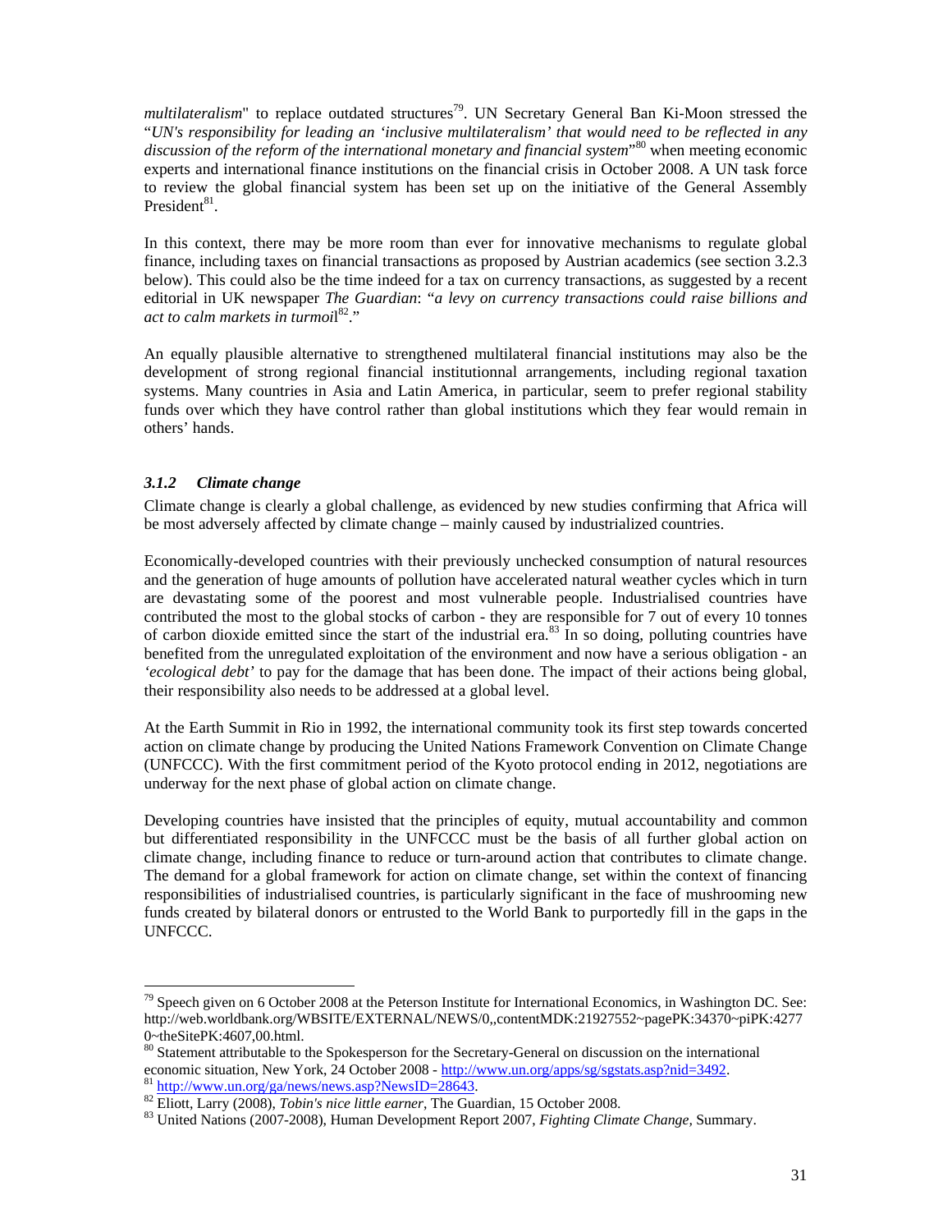*multilateralism*" to replace outdated structures[79]. UN Secretary General Ban Ki-Moon stressed the "*UN's responsibility for leading an 'inclusive multilateralism' that would need to be reflected in any discussion of the reform of the international monetary and financial system*"[80] when meeting economic experts and international finance institutions on the financial crisis in October 2008. A UN task force to review the global financial system has been set up on the initiative of the General Assembly President[81].

In this context, there may be more room than ever for innovative mechanisms to regulate global finance, including taxes on financial transactions as proposed by Austrian academics (see section 3.2.3 below). This could also be the time indeed for a tax on currency transactions, as suggested by a recent editorial in UK newspaper *The Guardian*: "*a levy on currency transactions could raise billions and act to calm markets in turmoil*[82]."

An equally plausible alternative to strengthened multilateral financial institutions may also be the development of strong regional financial institutionnal arrangements, including regional taxation systems. Many countries in Asia and Latin America, in particular, seem to prefer regional stability funds over which they have control rather than global institutions which they fear would remain in others' hands.

### *3.1.2 Climate change*

Climate change is clearly a global challenge, as evidenced by new studies confirming that Africa will be most adversely affected by climate change – mainly caused by industrialized countries.

Economically-developed countries with their previously unchecked consumption of natural resources and the generation of huge amounts of pollution have accelerated natural weather cycles which in turn are devastating some of the poorest and most vulnerable people. Industrialised countries have contributed the most to the global stocks of carbon - they are responsible for 7 out of every 10 tonnes of carbon dioxide emitted since the start of the industrial era.[83] In so doing, polluting countries have benefited from the unregulated exploitation of the environment and now have a serious obligation - an *'ecological debt'* to pay for the damage that has been done. The impact of their actions being global, their responsibility also needs to be addressed at a global level.

At the Earth Summit in Rio in 1992, the international community took its first step towards concerted action on climate change by producing the United Nations Framework Convention on Climate Change (UNFCCC). With the first commitment period of the Kyoto protocol ending in 2012, negotiations are underway for the next phase of global action on climate change.

Developing countries have insisted that the principles of equity, mutual accountability and common but differentiated responsibility in the UNFCCC must be the basis of all further global action on climate change, including finance to reduce or turn-around action that contributes to climate change. The demand for a global framework for action on climate change, set within the context of financing responsibilities of industrialised countries, is particularly significant in the face of mushrooming new funds created by bilateral donors or entrusted to the World Bank to purportedly fill in the gaps in the UNFCCC.

---

[79] Speech given on 6 October 2008 at the Peterson Institute for International Economics, in Washington DC. See: http://web.worldbank.org/WBSITE/EXTERNAL/NEWS/0,,contentMDK:21927552~pagePK:34370~piPK:42770~theSitePK:4607,00.html.

[80] Statement attributable to the Spokesperson for the Secretary-General on discussion on the international economic situation, New York, 24 October 2008 - http://www.un.org/apps/sg/sgstats.asp?nid=3492.

[81] http://www.un.org/ga/news/news.asp?NewsID=28643.

[82] Eliott, Larry (2008), *Tobin's nice little earner*, The Guardian, 15 October 2008.

[83] United Nations (2007-2008), Human Development Report 2007, *Fighting Climate Change,* Summary.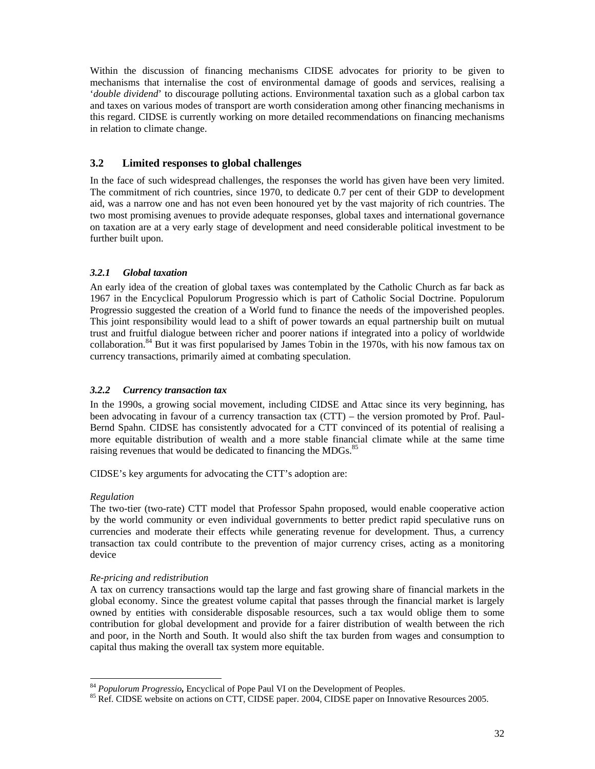Within the discussion of financing mechanisms CIDSE advocates for priority to be given to mechanisms that internalise the cost of environmental damage of goods and services, realising a '*double dividend*' to discourage polluting actions. Environmental taxation such as a global carbon tax and taxes on various modes of transport are worth consideration among other financing mechanisms in this regard. CIDSE is currently working on more detailed recommendations on financing mechanisms in relation to climate change.

## 3.2 Limited responses to global challenges

In the face of such widespread challenges, the responses the world has given have been very limited. The commitment of rich countries, since 1970, to dedicate 0.7 per cent of their GDP to development aid, was a narrow one and has not even been honoured yet by the vast majority of rich countries. The two most promising avenues to provide adequate responses, global taxes and international governance on taxation are at a very early stage of development and need considerable political investment to be further built upon.

### *3.2.1 Global taxation*

An early idea of the creation of global taxes was contemplated by the Catholic Church as far back as 1967 in the Encyclical Populorum Progressio which is part of Catholic Social Doctrine. Populorum Progressio suggested the creation of a World fund to finance the needs of the impoverished peoples. This joint responsibility would lead to a shift of power towards an equal partnership built on mutual trust and fruitful dialogue between richer and poorer nations if integrated into a policy of worldwide collaboration.[84] But it was first popularised by James Tobin in the 1970s, with his now famous tax on currency transactions, primarily aimed at combating speculation.

### *3.2.2 Currency transaction tax*

In the 1990s, a growing social movement, including CIDSE and Attac since its very beginning, has been advocating in favour of a currency transaction tax (CTT) – the version promoted by Prof. Paul-Bernd Spahn. CIDSE has consistently advocated for a CTT convinced of its potential of realising a more equitable distribution of wealth and a more stable financial climate while at the same time raising revenues that would be dedicated to financing the MDGs.[85]

CIDSE's key arguments for advocating the CTT's adoption are:

*Regulation*

The two-tier (two-rate) CTT model that Professor Spahn proposed, would enable cooperative action by the world community or even individual governments to better predict rapid speculative runs on currencies and moderate their effects while generating revenue for development. Thus, a currency transaction tax could contribute to the prevention of major currency crises, acting as a monitoring device

*Re-pricing and redistribution*

A tax on currency transactions would tap the large and fast growing share of financial markets in the global economy. Since the greatest volume capital that passes through the financial market is largely owned by entities with considerable disposable resources, such a tax would oblige them to some contribution for global development and provide for a fairer distribution of wealth between the rich and poor, in the North and South. It would also shift the tax burden from wages and consumption to capital thus making the overall tax system more equitable.

---

[84] *Populorum Progressio***,** Encyclical of Pope Paul VI on the Development of Peoples.

[85] Ref. CIDSE website on actions on CTT, CIDSE paper. 2004, CIDSE paper on Innovative Resources 2005.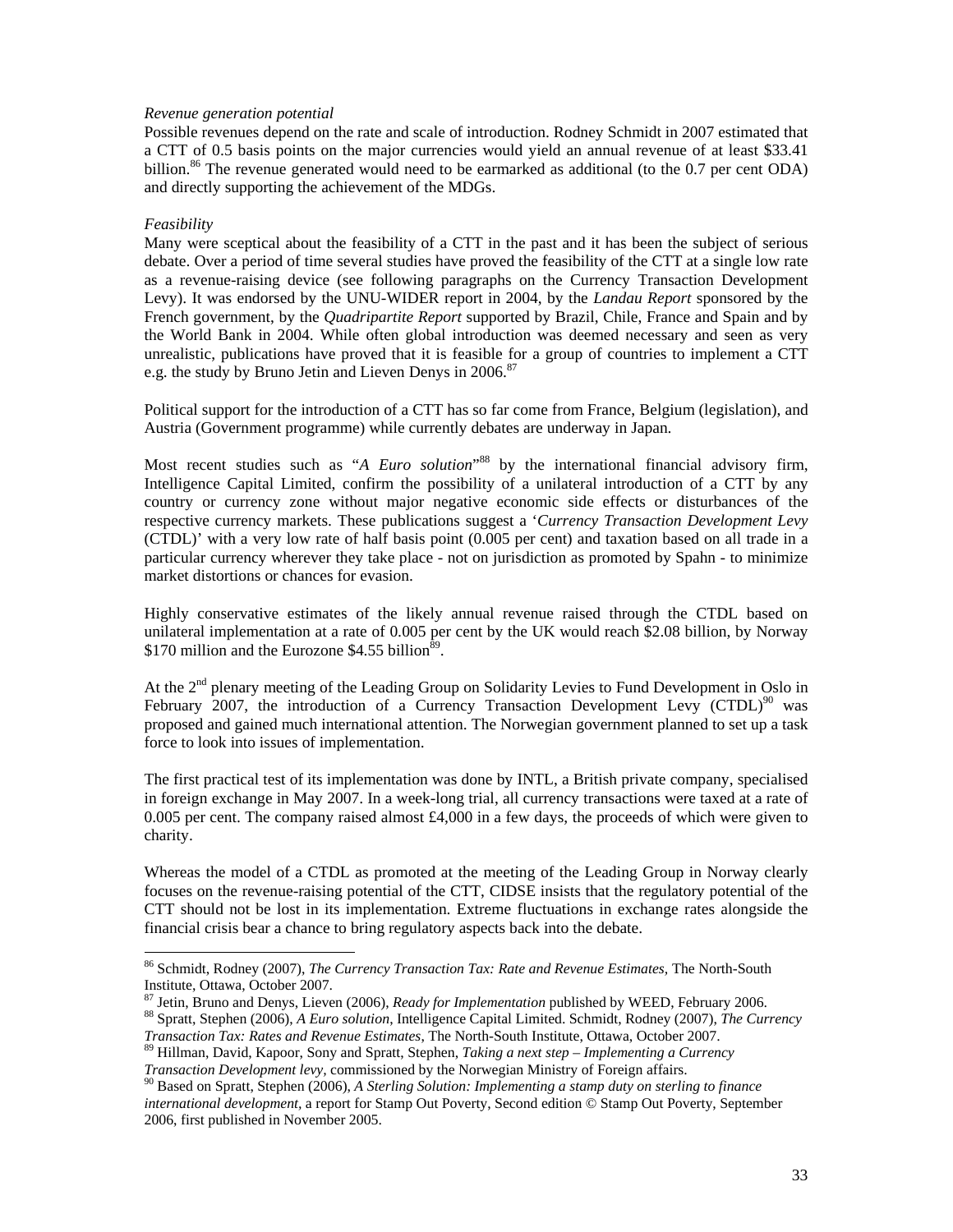*Revenue generation potential*
Possible revenues depend on the rate and scale of introduction. Rodney Schmidt in 2007 estimated that a CTT of 0.5 basis points on the major currencies would yield an annual revenue of at least $33.41 billion.[86] The revenue generated would need to be earmarked as additional (to the 0.7 per cent ODA) and directly supporting the achievement of the MDGs.

*Feasibility*
Many were sceptical about the feasibility of a CTT in the past and it has been the subject of serious debate. Over a period of time several studies have proved the feasibility of the CTT at a single low rate as a revenue-raising device (see following paragraphs on the Currency Transaction Development Levy). It was endorsed by the UNU-WIDER report in 2004, by the *Landau Report* sponsored by the French government, by the *Quadripartite Report* supported by Brazil, Chile, France and Spain and by the World Bank in 2004. While often global introduction was deemed necessary and seen as very unrealistic, publications have proved that it is feasible for a group of countries to implement a CTT e.g. the study by Bruno Jetin and Lieven Denys in 2006.[87]

Political support for the introduction of a CTT has so far come from France, Belgium (legislation), and Austria (Government programme) while currently debates are underway in Japan.

Most recent studies such as "*A Euro solution*"[88] by the international financial advisory firm, Intelligence Capital Limited, confirm the possibility of a unilateral introduction of a CTT by any country or currency zone without major negative economic side effects or disturbances of the respective currency markets. These publications suggest a '*Currency Transaction Development Levy* (CTDL)' with a very low rate of half basis point (0.005 per cent) and taxation based on all trade in a particular currency wherever they take place - not on jurisdiction as promoted by Spahn - to minimize market distortions or chances for evasion.

Highly conservative estimates of the likely annual revenue raised through the CTDL based on unilateral implementation at a rate of 0.005 per cent by the UK would reach $2.08 billion, by Norway $170 million and the Eurozone $4.55 billion[89].

At the 2nd plenary meeting of the Leading Group on Solidarity Levies to Fund Development in Oslo in February 2007, the introduction of a Currency Transaction Development Levy (CTDL)[90] was proposed and gained much international attention. The Norwegian government planned to set up a task force to look into issues of implementation.

The first practical test of its implementation was done by INTL, a British private company, specialised in foreign exchange in May 2007. In a week-long trial, all currency transactions were taxed at a rate of 0.005 per cent. The company raised almost £4,000 in a few days, the proceeds of which were given to charity.

Whereas the model of a CTDL as promoted at the meeting of the Leading Group in Norway clearly focuses on the revenue-raising potential of the CTT, CIDSE insists that the regulatory potential of the CTT should not be lost in its implementation. Extreme fluctuations in exchange rates alongside the financial crisis bear a chance to bring regulatory aspects back into the debate.

---

[86] Schmidt, Rodney (2007), *The Currency Transaction Tax: Rate and Revenue Estimates*, The North-South Institute, Ottawa, October 2007.
[87] Jetin, Bruno and Denys, Lieven (2006), *Ready for Implementation* published by WEED, February 2006.
[88] Spratt, Stephen (2006), *A Euro solution*, Intelligence Capital Limited. Schmidt, Rodney (2007), *The Currency Transaction Tax: Rates and Revenue Estimates*, The North-South Institute, Ottawa, October 2007.
[89] Hillman, David, Kapoor, Sony and Spratt, Stephen, *Taking a next step – Implementing a Currency Transaction Development levy*, commissioned by the Norwegian Ministry of Foreign affairs.
[90] Based on Spratt, Stephen (2006), *A Sterling Solution: Implementing a stamp duty on sterling to finance international development*, a report for Stamp Out Poverty, Second edition © Stamp Out Poverty, September 2006, first published in November 2005.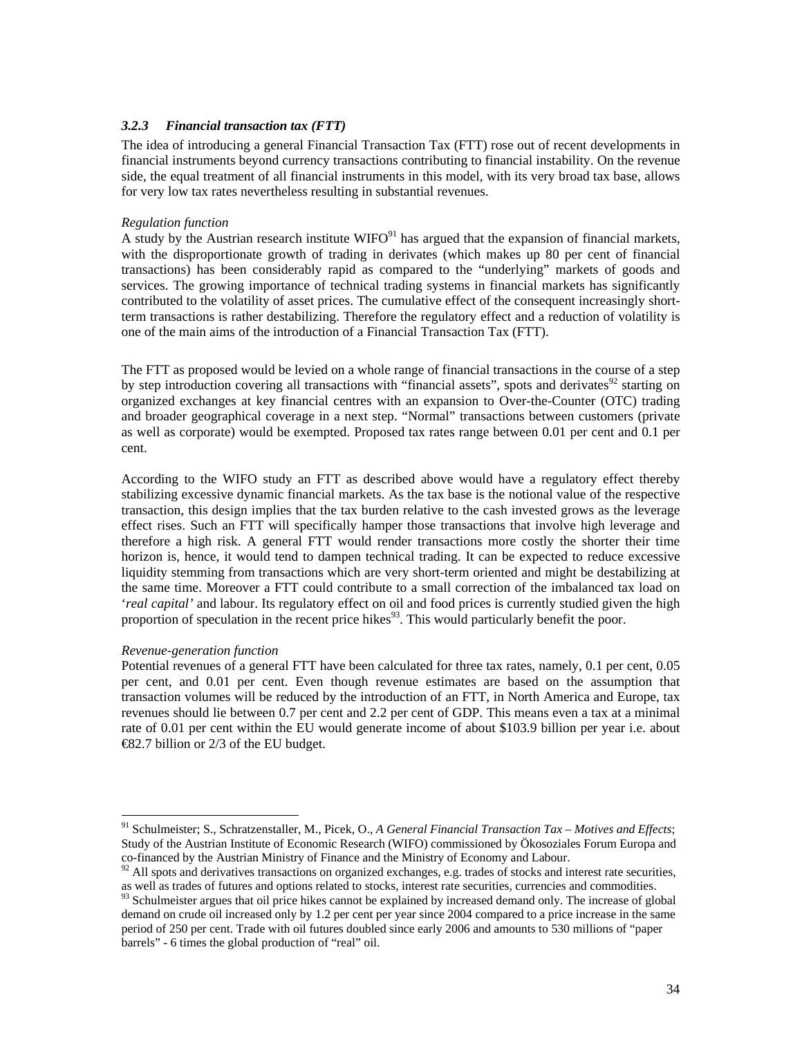### *3.2.3 Financial transaction tax (FTT)*

The idea of introducing a general Financial Transaction Tax (FTT) rose out of recent developments in financial instruments beyond currency transactions contributing to financial instability. On the revenue side, the equal treatment of all financial instruments in this model, with its very broad tax base, allows for very low tax rates nevertheless resulting in substantial revenues.

*Regulation function*

A study by the Austrian research institute WIFO[91] has argued that the expansion of financial markets, with the disproportionate growth of trading in derivates (which makes up 80 per cent of financial transactions) has been considerably rapid as compared to the "underlying" markets of goods and services. The growing importance of technical trading systems in financial markets has significantly contributed to the volatility of asset prices. The cumulative effect of the consequent increasingly short-term transactions is rather destabilizing. Therefore the regulatory effect and a reduction of volatility is one of the main aims of the introduction of a Financial Transaction Tax (FTT).

The FTT as proposed would be levied on a whole range of financial transactions in the course of a step by step introduction covering all transactions with "financial assets", spots and derivates[92] starting on organized exchanges at key financial centres with an expansion to Over-the-Counter (OTC) trading and broader geographical coverage in a next step. "Normal" transactions between customers (private as well as corporate) would be exempted. Proposed tax rates range between 0.01 per cent and 0.1 per cent.

According to the WIFO study an FTT as described above would have a regulatory effect thereby stabilizing excessive dynamic financial markets. As the tax base is the notional value of the respective transaction, this design implies that the tax burden relative to the cash invested grows as the leverage effect rises. Such an FTT will specifically hamper those transactions that involve high leverage and therefore a high risk. A general FTT would render transactions more costly the shorter their time horizon is, hence, it would tend to dampen technical trading. It can be expected to reduce excessive liquidity stemming from transactions which are very short-term oriented and might be destabilizing at the same time. Moreover a FTT could contribute to a small correction of the imbalanced tax load on '*real capital'* and labour. Its regulatory effect on oil and food prices is currently studied given the high proportion of speculation in the recent price hikes[93]. This would particularly benefit the poor.

*Revenue-generation function*

Potential revenues of a general FTT have been calculated for three tax rates, namely, 0.1 per cent, 0.05 per cent, and 0.01 per cent. Even though revenue estimates are based on the assumption that transaction volumes will be reduced by the introduction of an FTT, in North America and Europe, tax revenues should lie between 0.7 per cent and 2.2 per cent of GDP. This means even a tax at a minimal rate of 0.01 per cent within the EU would generate income of about $103.9 billion per year i.e. about €82.7 billion or 2/3 of the EU budget.

---

[91] Schulmeister; S., Schratzenstaller, M., Picek, O., *A General Financial Transaction Tax – Motives and Effects*; Study of the Austrian Institute of Economic Research (WIFO) commissioned by Ökosoziales Forum Europa and co-financed by the Austrian Ministry of Finance and the Ministry of Economy and Labour.

[92] All spots and derivatives transactions on organized exchanges, e.g. trades of stocks and interest rate securities, as well as trades of futures and options related to stocks, interest rate securities, currencies and commodities.

[93] Schulmeister argues that oil price hikes cannot be explained by increased demand only. The increase of global demand on crude oil increased only by 1.2 per cent per year since 2004 compared to a price increase in the same period of 250 per cent. Trade with oil futures doubled since early 2006 and amounts to 530 millions of "paper barrels" - 6 times the global production of "real" oil.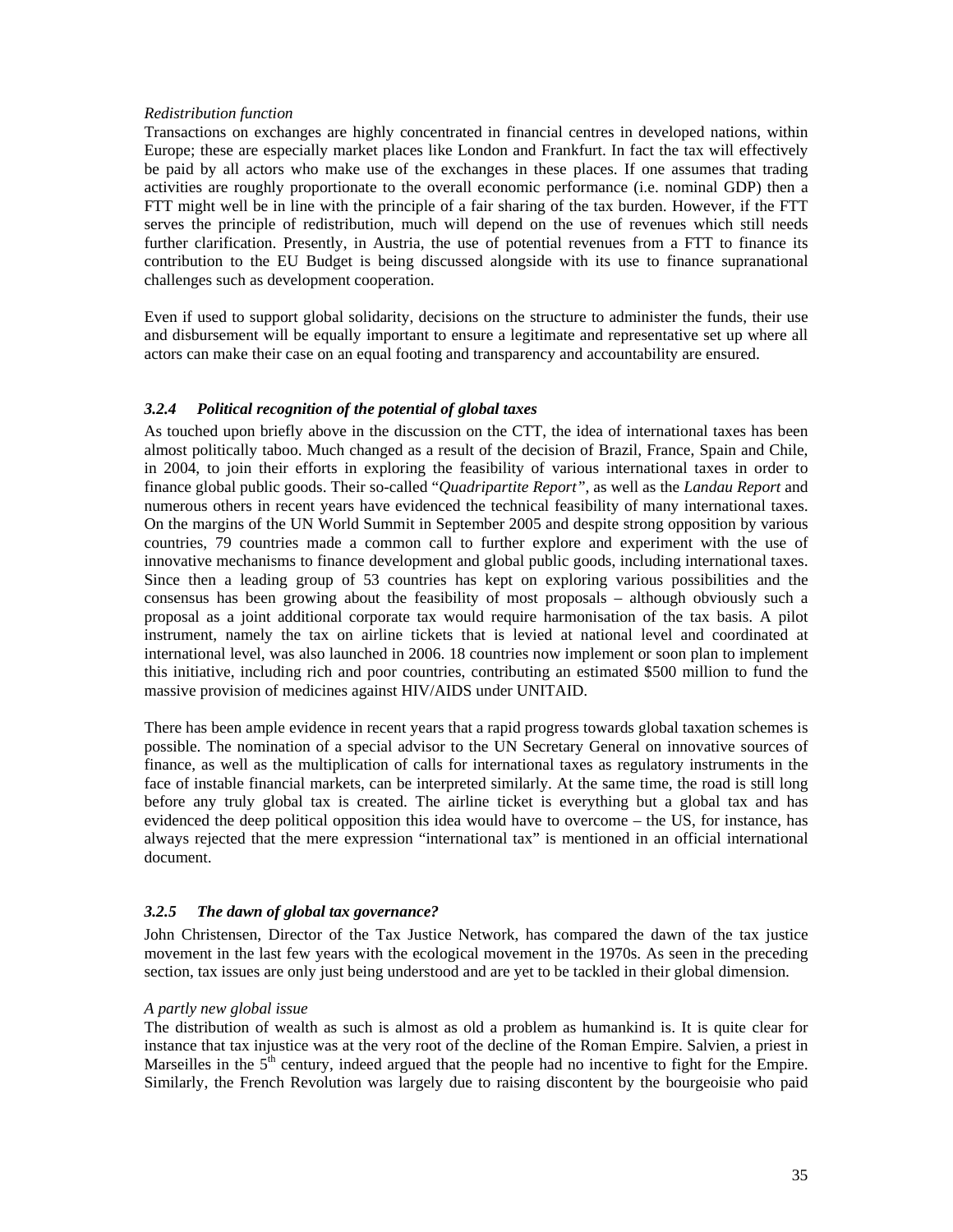*Redistribution function*

Transactions on exchanges are highly concentrated in financial centres in developed nations, within Europe; these are especially market places like London and Frankfurt. In fact the tax will effectively be paid by all actors who make use of the exchanges in these places. If one assumes that trading activities are roughly proportionate to the overall economic performance (i.e. nominal GDP) then a FTT might well be in line with the principle of a fair sharing of the tax burden. However, if the FTT serves the principle of redistribution, much will depend on the use of revenues which still needs further clarification. Presently, in Austria, the use of potential revenues from a FTT to finance its contribution to the EU Budget is being discussed alongside with its use to finance supranational challenges such as development cooperation.

Even if used to support global solidarity, decisions on the structure to administer the funds, their use and disbursement will be equally important to ensure a legitimate and representative set up where all actors can make their case on an equal footing and transparency and accountability are ensured.

### *3.2.4 Political recognition of the potential of global taxes*

As touched upon briefly above in the discussion on the CTT, the idea of international taxes has been almost politically taboo. Much changed as a result of the decision of Brazil, France, Spain and Chile, in 2004, to join their efforts in exploring the feasibility of various international taxes in order to finance global public goods. Their so-called "*Quadripartite Report"*, as well as the *Landau Report* and numerous others in recent years have evidenced the technical feasibility of many international taxes. On the margins of the UN World Summit in September 2005 and despite strong opposition by various countries, 79 countries made a common call to further explore and experiment with the use of innovative mechanisms to finance development and global public goods, including international taxes. Since then a leading group of 53 countries has kept on exploring various possibilities and the consensus has been growing about the feasibility of most proposals – although obviously such a proposal as a joint additional corporate tax would require harmonisation of the tax basis. A pilot instrument, namely the tax on airline tickets that is levied at national level and coordinated at international level, was also launched in 2006. 18 countries now implement or soon plan to implement this initiative, including rich and poor countries, contributing an estimated \$500 million to fund the massive provision of medicines against HIV/AIDS under UNITAID.

There has been ample evidence in recent years that a rapid progress towards global taxation schemes is possible. The nomination of a special advisor to the UN Secretary General on innovative sources of finance, as well as the multiplication of calls for international taxes as regulatory instruments in the face of instable financial markets, can be interpreted similarly. At the same time, the road is still long before any truly global tax is created. The airline ticket is everything but a global tax and has evidenced the deep political opposition this idea would have to overcome – the US, for instance, has always rejected that the mere expression "international tax" is mentioned in an official international document.

### *3.2.5 The dawn of global tax governance?*

John Christensen, Director of the Tax Justice Network, has compared the dawn of the tax justice movement in the last few years with the ecological movement in the 1970s. As seen in the preceding section, tax issues are only just being understood and are yet to be tackled in their global dimension.

*A partly new global issue*

The distribution of wealth as such is almost as old a problem as humankind is. It is quite clear for instance that tax injustice was at the very root of the decline of the Roman Empire. Salvien, a priest in Marseilles in the 5th century, indeed argued that the people had no incentive to fight for the Empire. Similarly, the French Revolution was largely due to raising discontent by the bourgeoisie who paid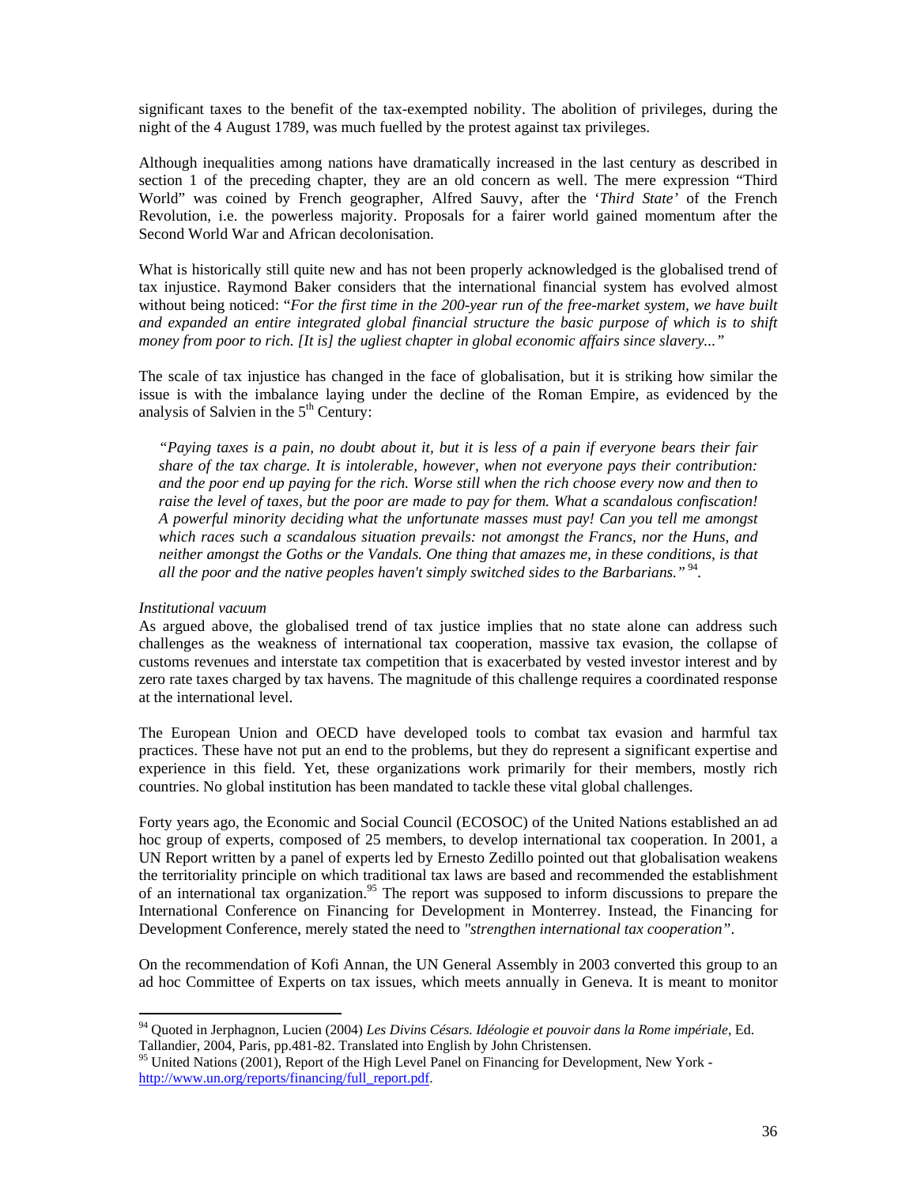significant taxes to the benefit of the tax-exempted nobility. The abolition of privileges, during the night of the 4 August 1789, was much fuelled by the protest against tax privileges.

Although inequalities among nations have dramatically increased in the last century as described in section 1 of the preceding chapter, they are an old concern as well. The mere expression "Third World" was coined by French geographer, Alfred Sauvy, after the '*Third State'* of the French Revolution, i.e. the powerless majority. Proposals for a fairer world gained momentum after the Second World War and African decolonisation.

What is historically still quite new and has not been properly acknowledged is the globalised trend of tax injustice. Raymond Baker considers that the international financial system has evolved almost without being noticed: "*For the first time in the 200-year run of the free-market system, we have built and expanded an entire integrated global financial structure the basic purpose of which is to shift money from poor to rich. [It is] the ugliest chapter in global economic affairs since slavery...*"

The scale of tax injustice has changed in the face of globalisation, but it is striking how similar the issue is with the imbalance laying under the decline of the Roman Empire, as evidenced by the analysis of Salvien in the 5th Century:

> *"Paying taxes is a pain, no doubt about it, but it is less of a pain if everyone bears their fair share of the tax charge. It is intolerable, however, when not everyone pays their contribution: and the poor end up paying for the rich. Worse still when the rich choose every now and then to raise the level of taxes, but the poor are made to pay for them. What a scandalous confiscation! A powerful minority deciding what the unfortunate masses must pay! Can you tell me amongst which races such a scandalous situation prevails: not amongst the Francs, nor the Huns, and neither amongst the Goths or the Vandals. One thing that amazes me, in these conditions, is that all the poor and the native peoples haven't simply switched sides to the Barbarians."* [94].

*Institutional vacuum*

As argued above, the globalised trend of tax justice implies that no state alone can address such challenges as the weakness of international tax cooperation, massive tax evasion, the collapse of customs revenues and interstate tax competition that is exacerbated by vested investor interest and by zero rate taxes charged by tax havens. The magnitude of this challenge requires a coordinated response at the international level.

The European Union and OECD have developed tools to combat tax evasion and harmful tax practices. These have not put an end to the problems, but they do represent a significant expertise and experience in this field. Yet, these organizations work primarily for their members, mostly rich countries. No global institution has been mandated to tackle these vital global challenges.

Forty years ago, the Economic and Social Council (ECOSOC) of the United Nations established an ad hoc group of experts, composed of 25 members, to develop international tax cooperation. In 2001, a UN Report written by a panel of experts led by Ernesto Zedillo pointed out that globalisation weakens the territoriality principle on which traditional tax laws are based and recommended the establishment of an international tax organization.[95] The report was supposed to inform discussions to prepare the International Conference on Financing for Development in Monterrey. Instead, the Financing for Development Conference, merely stated the need to *"strengthen international tax cooperation"*.

On the recommendation of Kofi Annan, the UN General Assembly in 2003 converted this group to an ad hoc Committee of Experts on tax issues, which meets annually in Geneva. It is meant to monitor

---

[94] Quoted in Jerphagnon, Lucien (2004) *Les Divins Césars. Idéologie et pouvoir dans la Rome impériale*, Ed. Tallandier, 2004, Paris, pp.481-82. Translated into English by John Christensen.

[95] United Nations (2001), Report of the High Level Panel on Financing for Development, New York - http://www.un.org/reports/financing/full_report.pdf.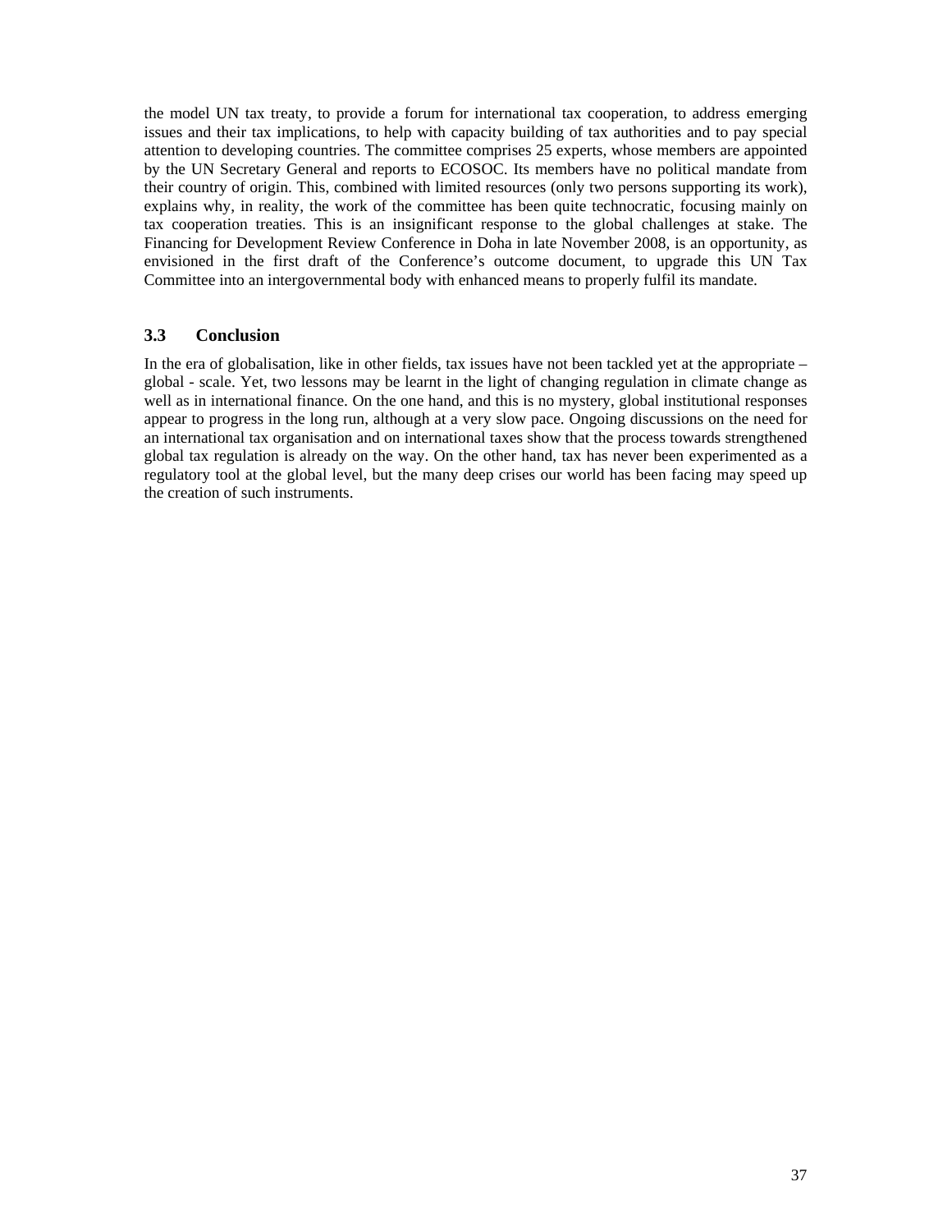the model UN tax treaty, to provide a forum for international tax cooperation, to address emerging issues and their tax implications, to help with capacity building of tax authorities and to pay special attention to developing countries. The committee comprises 25 experts, whose members are appointed by the UN Secretary General and reports to ECOSOC. Its members have no political mandate from their country of origin. This, combined with limited resources (only two persons supporting its work), explains why, in reality, the work of the committee has been quite technocratic, focusing mainly on tax cooperation treaties. This is an insignificant response to the global challenges at stake. The Financing for Development Review Conference in Doha in late November 2008, is an opportunity, as envisioned in the first draft of the Conference's outcome document, to upgrade this UN Tax Committee into an intergovernmental body with enhanced means to properly fulfil its mandate.

### 3.3 Conclusion

In the era of globalisation, like in other fields, tax issues have not been tackled yet at the appropriate – global - scale. Yet, two lessons may be learnt in the light of changing regulation in climate change as well as in international finance. On the one hand, and this is no mystery, global institutional responses appear to progress in the long run, although at a very slow pace. Ongoing discussions on the need for an international tax organisation and on international taxes show that the process towards strengthened global tax regulation is already on the way. On the other hand, tax has never been experimented as a regulatory tool at the global level, but the many deep crises our world has been facing may speed up the creation of such instruments.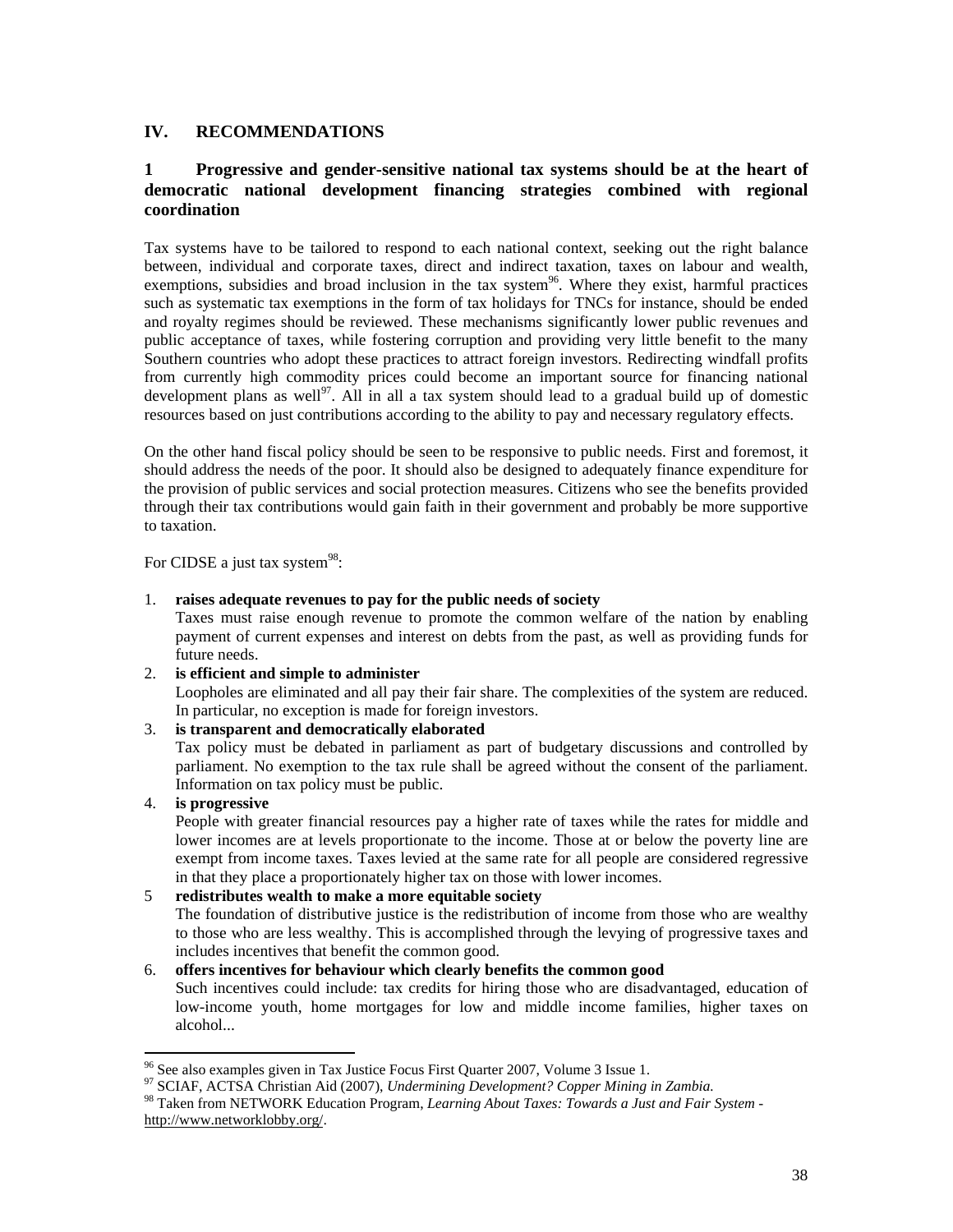## IV. RECOMMENDATIONS

### 1 Progressive and gender-sensitive national tax systems should be at the heart of democratic national development financing strategies combined with regional coordination

Tax systems have to be tailored to respond to each national context, seeking out the right balance between, individual and corporate taxes, direct and indirect taxation, taxes on labour and wealth, exemptions, subsidies and broad inclusion in the tax system[96]. Where they exist, harmful practices such as systematic tax exemptions in the form of tax holidays for TNCs for instance, should be ended and royalty regimes should be reviewed. These mechanisms significantly lower public revenues and public acceptance of taxes, while fostering corruption and providing very little benefit to the many Southern countries who adopt these practices to attract foreign investors. Redirecting windfall profits from currently high commodity prices could become an important source for financing national development plans as well[97]. All in all a tax system should lead to a gradual build up of domestic resources based on just contributions according to the ability to pay and necessary regulatory effects.

On the other hand fiscal policy should be seen to be responsive to public needs. First and foremost, it should address the needs of the poor. It should also be designed to adequately finance expenditure for the provision of public services and social protection measures. Citizens who see the benefits provided through their tax contributions would gain faith in their government and probably be more supportive to taxation.

For CIDSE a just tax system[98]:

1. **raises adequate revenues to pay for the public needs of society**
   Taxes must raise enough revenue to promote the common welfare of the nation by enabling payment of current expenses and interest on debts from the past, as well as providing funds for future needs.
2. **is efficient and simple to administer**
   Loopholes are eliminated and all pay their fair share. The complexities of the system are reduced. In particular, no exception is made for foreign investors.
3. **is transparent and democratically elaborated**
   Tax policy must be debated in parliament as part of budgetary discussions and controlled by parliament. No exemption to the tax rule shall be agreed without the consent of the parliament. Information on tax policy must be public.
4. **is progressive**
   People with greater financial resources pay a higher rate of taxes while the rates for middle and lower incomes are at levels proportionate to the income. Those at or below the poverty line are exempt from income taxes. Taxes levied at the same rate for all people are considered regressive in that they place a proportionately higher tax on those with lower incomes.
5. **redistributes wealth to make a more equitable society**
   The foundation of distributive justice is the redistribution of income from those who are wealthy to those who are less wealthy. This is accomplished through the levying of progressive taxes and includes incentives that benefit the common good.
6. **offers incentives for behaviour which clearly benefits the common good**
   Such incentives could include: tax credits for hiring those who are disadvantaged, education of low-income youth, home mortgages for low and middle income families, higher taxes on alcohol...

---

[96] See also examples given in Tax Justice Focus First Quarter 2007, Volume 3 Issue 1.

[97] SCIAF, ACTSA Christian Aid (2007), *Undermining Development? Copper Mining in Zambia.*

[98] Taken from NETWORK Education Program, *Learning About Taxes: Towards a Just and Fair System* - http://www.networklobby.org/.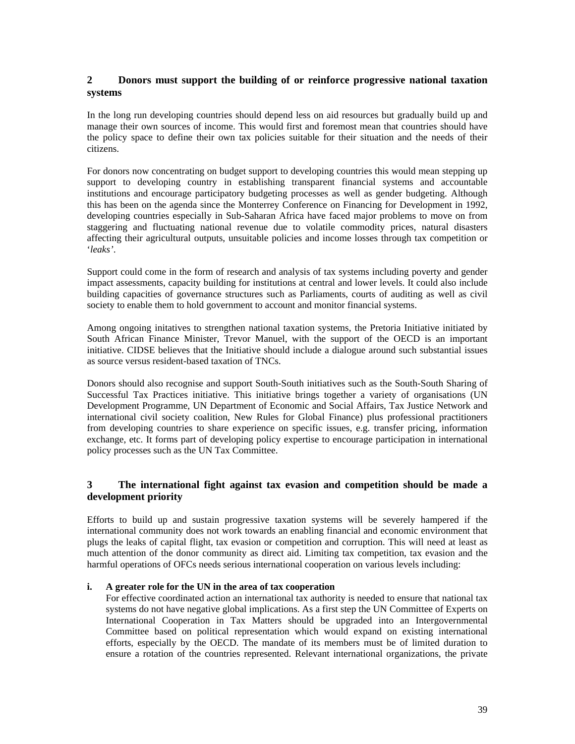## 2 Donors must support the building of or reinforce progressive national taxation systems

In the long run developing countries should depend less on aid resources but gradually build up and manage their own sources of income. This would first and foremost mean that countries should have the policy space to define their own tax policies suitable for their situation and the needs of their citizens.

For donors now concentrating on budget support to developing countries this would mean stepping up support to developing country in establishing transparent financial systems and accountable institutions and encourage participatory budgeting processes as well as gender budgeting. Although this has been on the agenda since the Monterrey Conference on Financing for Development in 1992, developing countries especially in Sub-Saharan Africa have faced major problems to move on from staggering and fluctuating national revenue due to volatile commodity prices, natural disasters affecting their agricultural outputs, unsuitable policies and income losses through tax competition or '*leaks*'.

Support could come in the form of research and analysis of tax systems including poverty and gender impact assessments, capacity building for institutions at central and lower levels. It could also include building capacities of governance structures such as Parliaments, courts of auditing as well as civil society to enable them to hold government to account and monitor financial systems.

Among ongoing initatives to strengthen national taxation systems, the Pretoria Initiative initiated by South African Finance Minister, Trevor Manuel, with the support of the OECD is an important initiative. CIDSE believes that the Initiative should include a dialogue around such substantial issues as source versus resident-based taxation of TNCs.

Donors should also recognise and support South-South initiatives such as the South-South Sharing of Successful Tax Practices initiative. This initiative brings together a variety of organisations (UN Development Programme, UN Department of Economic and Social Affairs, Tax Justice Network and international civil society coalition, New Rules for Global Finance) plus professional practitioners from developing countries to share experience on specific issues, e.g. transfer pricing, information exchange, etc. It forms part of developing policy expertise to encourage participation in international policy processes such as the UN Tax Committee.

## 3 The international fight against tax evasion and competition should be made a development priority

Efforts to build up and sustain progressive taxation systems will be severely hampered if the international community does not work towards an enabling financial and economic environment that plugs the leaks of capital flight, tax evasion or competition and corruption. This will need at least as much attention of the donor community as direct aid. Limiting tax competition, tax evasion and the harmful operations of OFCs needs serious international cooperation on various levels including:

**i. A greater role for the UN in the area of tax cooperation**

For effective coordinated action an international tax authority is needed to ensure that national tax systems do not have negative global implications. As a first step the UN Committee of Experts on International Cooperation in Tax Matters should be upgraded into an Intergovernmental Committee based on political representation which would expand on existing international efforts, especially by the OECD. The mandate of its members must be of limited duration to ensure a rotation of the countries represented. Relevant international organizations, the private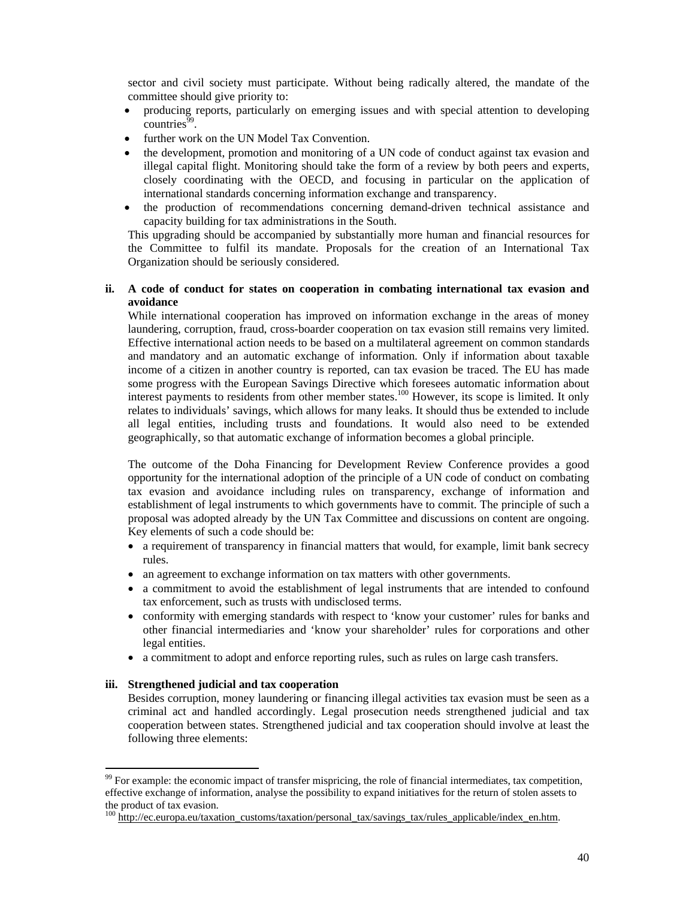sector and civil society must participate. Without being radically altered, the mandate of the committee should give priority to:

- producing reports, particularly on emerging issues and with special attention to developing countries[99].
- further work on the UN Model Tax Convention.
- the development, promotion and monitoring of a UN code of conduct against tax evasion and illegal capital flight. Monitoring should take the form of a review by both peers and experts, closely coordinating with the OECD, and focusing in particular on the application of international standards concerning information exchange and transparency.
- the production of recommendations concerning demand-driven technical assistance and capacity building for tax administrations in the South.

This upgrading should be accompanied by substantially more human and financial resources for the Committee to fulfil its mandate. Proposals for the creation of an International Tax Organization should be seriously considered.

**ii. A code of conduct for states on cooperation in combating international tax evasion and avoidance**

While international cooperation has improved on information exchange in the areas of money laundering, corruption, fraud, cross-boarder cooperation on tax evasion still remains very limited. Effective international action needs to be based on a multilateral agreement on common standards and mandatory and an automatic exchange of information. Only if information about taxable income of a citizen in another country is reported, can tax evasion be traced. The EU has made some progress with the European Savings Directive which foresees automatic information about interest payments to residents from other member states.[100] However, its scope is limited. It only relates to individuals' savings, which allows for many leaks. It should thus be extended to include all legal entities, including trusts and foundations. It would also need to be extended geographically, so that automatic exchange of information becomes a global principle.

The outcome of the Doha Financing for Development Review Conference provides a good opportunity for the international adoption of the principle of a UN code of conduct on combating tax evasion and avoidance including rules on transparency, exchange of information and establishment of legal instruments to which governments have to commit. The principle of such a proposal was adopted already by the UN Tax Committee and discussions on content are ongoing. Key elements of such a code should be:

- a requirement of transparency in financial matters that would, for example, limit bank secrecy rules.
- an agreement to exchange information on tax matters with other governments.
- a commitment to avoid the establishment of legal instruments that are intended to confound tax enforcement, such as trusts with undisclosed terms.
- conformity with emerging standards with respect to 'know your customer' rules for banks and other financial intermediaries and 'know your shareholder' rules for corporations and other legal entities.
- a commitment to adopt and enforce reporting rules, such as rules on large cash transfers.

**iii. Strengthened judicial and tax cooperation**

Besides corruption, money laundering or financing illegal activities tax evasion must be seen as a criminal act and handled accordingly. Legal prosecution needs strengthened judicial and tax cooperation between states. Strengthened judicial and tax cooperation should involve at least the following three elements:

---

[99] For example: the economic impact of transfer mispricing, the role of financial intermediates, tax competition, effective exchange of information, analyse the possibility to expand initiatives for the return of stolen assets to the product of tax evasion.

[100] http://ec.europa.eu/taxation_customs/taxation/personal_tax/savings_tax/rules_applicable/index_en.htm.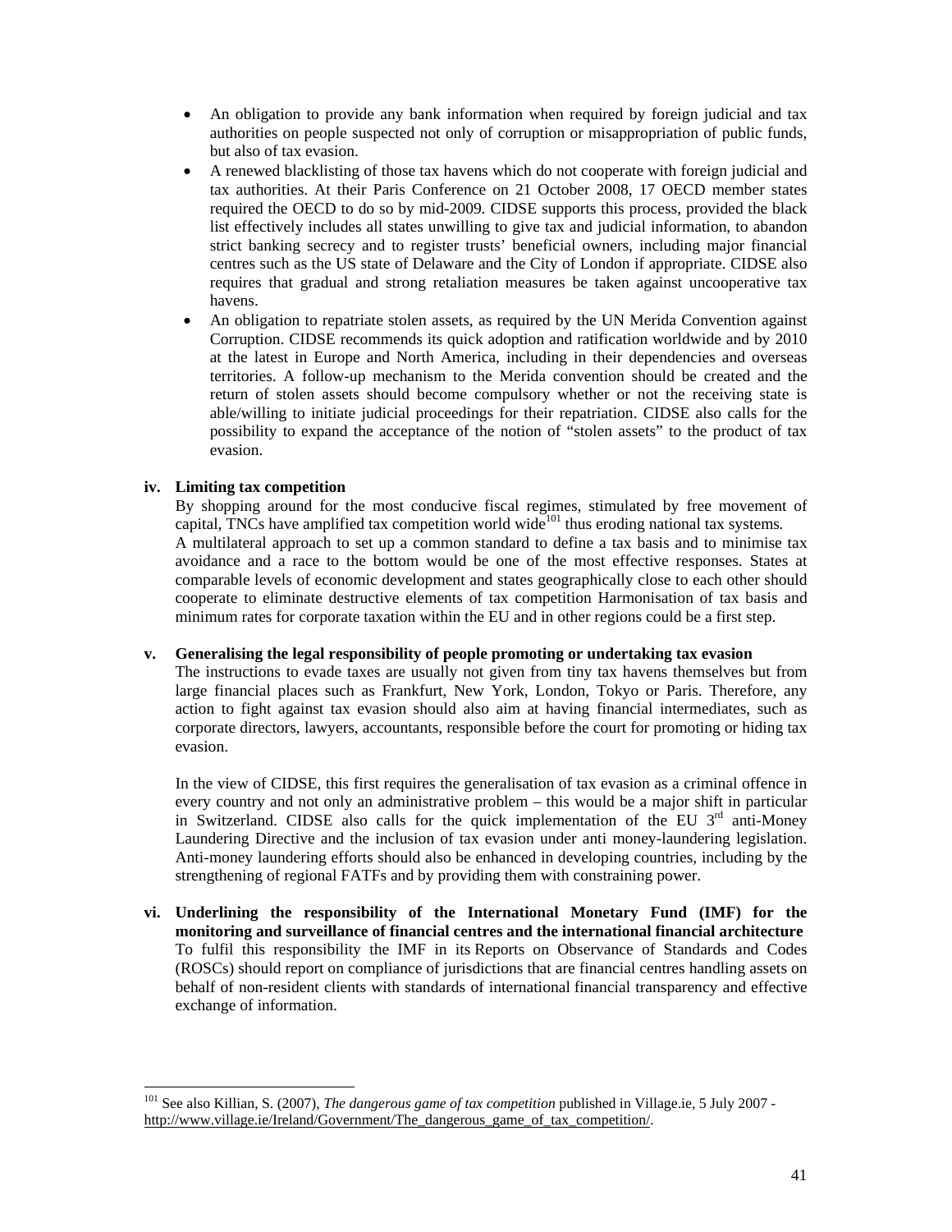- An obligation to provide any bank information when required by foreign judicial and tax authorities on people suspected not only of corruption or misappropriation of public funds, but also of tax evasion.
- A renewed blacklisting of those tax havens which do not cooperate with foreign judicial and tax authorities. At their Paris Conference on 21 October 2008, 17 OECD member states required the OECD to do so by mid-2009. CIDSE supports this process, provided the black list effectively includes all states unwilling to give tax and judicial information, to abandon strict banking secrecy and to register trusts' beneficial owners, including major financial centres such as the US state of Delaware and the City of London if appropriate. CIDSE also requires that gradual and strong retaliation measures be taken against uncooperative tax havens.
- An obligation to repatriate stolen assets, as required by the UN Merida Convention against Corruption. CIDSE recommends its quick adoption and ratification worldwide and by 2010 at the latest in Europe and North America, including in their dependencies and overseas territories. A follow-up mechanism to the Merida convention should be created and the return of stolen assets should become compulsory whether or not the receiving state is able/willing to initiate judicial proceedings for their repatriation. CIDSE also calls for the possibility to expand the acceptance of the notion of "stolen assets" to the product of tax evasion.

**iv. Limiting tax competition**

By shopping around for the most conducive fiscal regimes, stimulated by free movement of capital, TNCs have amplified tax competition world wide[101] thus eroding national tax systems.
A multilateral approach to set up a common standard to define a tax basis and to minimise tax avoidance and a race to the bottom would be one of the most effective responses. States at comparable levels of economic development and states geographically close to each other should cooperate to eliminate destructive elements of tax competition Harmonisation of tax basis and minimum rates for corporate taxation within the EU and in other regions could be a first step.

**v. Generalising the legal responsibility of people promoting or undertaking tax evasion**

The instructions to evade taxes are usually not given from tiny tax havens themselves but from large financial places such as Frankfurt, New York, London, Tokyo or Paris. Therefore, any action to fight against tax evasion should also aim at having financial intermediates, such as corporate directors, lawyers, accountants, responsible before the court for promoting or hiding tax evasion.

In the view of CIDSE, this first requires the generalisation of tax evasion as a criminal offence in every country and not only an administrative problem – this would be a major shift in particular in Switzerland. CIDSE also calls for the quick implementation of the EU 3rd anti-Money Laundering Directive and the inclusion of tax evasion under anti money-laundering legislation. Anti-money laundering efforts should also be enhanced in developing countries, including by the strengthening of regional FATFs and by providing them with constraining power.

**vi. Underlining the responsibility of the International Monetary Fund (IMF) for the monitoring and surveillance of financial centres and the international financial architecture**

To fulfil this responsibility the IMF in its Reports on Observance of Standards and Codes (ROSCs) should report on compliance of jurisdictions that are financial centres handling assets on behalf of non-resident clients with standards of international financial transparency and effective exchange of information.

---

[101] See also Killian, S. (2007), *The dangerous game of tax competition* published in Village.ie, 5 July 2007 - http://www.village.ie/Ireland/Government/The_dangerous_game_of_tax_competition/.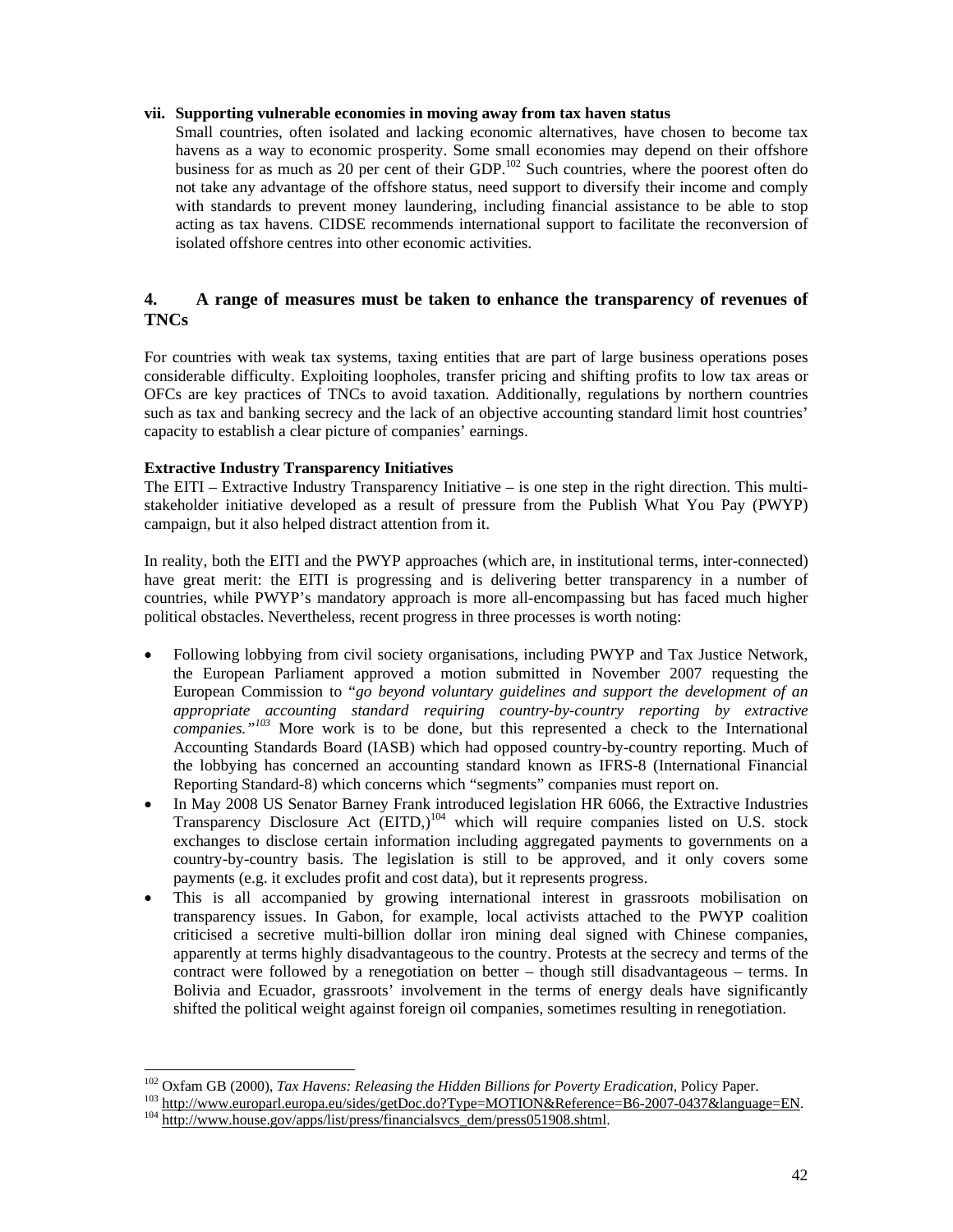**vii. Supporting vulnerable economies in moving away from tax haven status**

Small countries, often isolated and lacking economic alternatives, have chosen to become tax havens as a way to economic prosperity. Some small economies may depend on their offshore business for as much as 20 per cent of their GDP.[102] Such countries, where the poorest often do not take any advantage of the offshore status, need support to diversify their income and comply with standards to prevent money laundering, including financial assistance to be able to stop acting as tax havens. CIDSE recommends international support to facilitate the reconversion of isolated offshore centres into other economic activities.

## 4. A range of measures must be taken to enhance the transparency of revenues of TNCs

For countries with weak tax systems, taxing entities that are part of large business operations poses considerable difficulty. Exploiting loopholes, transfer pricing and shifting profits to low tax areas or OFCs are key practices of TNCs to avoid taxation. Additionally, regulations by northern countries such as tax and banking secrecy and the lack of an objective accounting standard limit host countries' capacity to establish a clear picture of companies' earnings.

**Extractive Industry Transparency Initiatives**

The EITI – Extractive Industry Transparency Initiative – is one step in the right direction. This multi-stakeholder initiative developed as a result of pressure from the Publish What You Pay (PWYP) campaign, but it also helped distract attention from it.

In reality, both the EITI and the PWYP approaches (which are, in institutional terms, inter-connected) have great merit: the EITI is progressing and is delivering better transparency in a number of countries, while PWYP's mandatory approach is more all-encompassing but has faced much higher political obstacles. Nevertheless, recent progress in three processes is worth noting:

- Following lobbying from civil society organisations, including PWYP and Tax Justice Network, the European Parliament approved a motion submitted in November 2007 requesting the European Commission to "*go beyond voluntary guidelines and support the development of an appropriate accounting standard requiring country-by-country reporting by extractive companies.*"[103] More work is to be done, but this represented a check to the International Accounting Standards Board (IASB) which had opposed country-by-country reporting. Much of the lobbying has concerned an accounting standard known as IFRS-8 (International Financial Reporting Standard-8) which concerns which "segments" companies must report on.
- In May 2008 US Senator Barney Frank introduced legislation HR 6066, the Extractive Industries Transparency Disclosure Act (EITD,)[104] which will require companies listed on U.S. stock exchanges to disclose certain information including aggregated payments to governments on a country-by-country basis. The legislation is still to be approved, and it only covers some payments (e.g. it excludes profit and cost data), but it represents progress.
- This is all accompanied by growing international interest in grassroots mobilisation on transparency issues. In Gabon, for example, local activists attached to the PWYP coalition criticised a secretive multi-billion dollar iron mining deal signed with Chinese companies, apparently at terms highly disadvantageous to the country. Protests at the secrecy and terms of the contract were followed by a renegotiation on better – though still disadvantageous – terms. In Bolivia and Ecuador, grassroots' involvement in the terms of energy deals have significantly shifted the political weight against foreign oil companies, sometimes resulting in renegotiation.

---

[102] Oxfam GB (2000), *Tax Havens: Releasing the Hidden Billions for Poverty Eradication,* Policy Paper.

[103] http://www.europarl.europa.eu/sides/getDoc.do?Type=MOTION&Reference=B6-2007-0437&language=EN.

[104] http://www.house.gov/apps/list/press/financialsvcs_dem/press051908.shtml.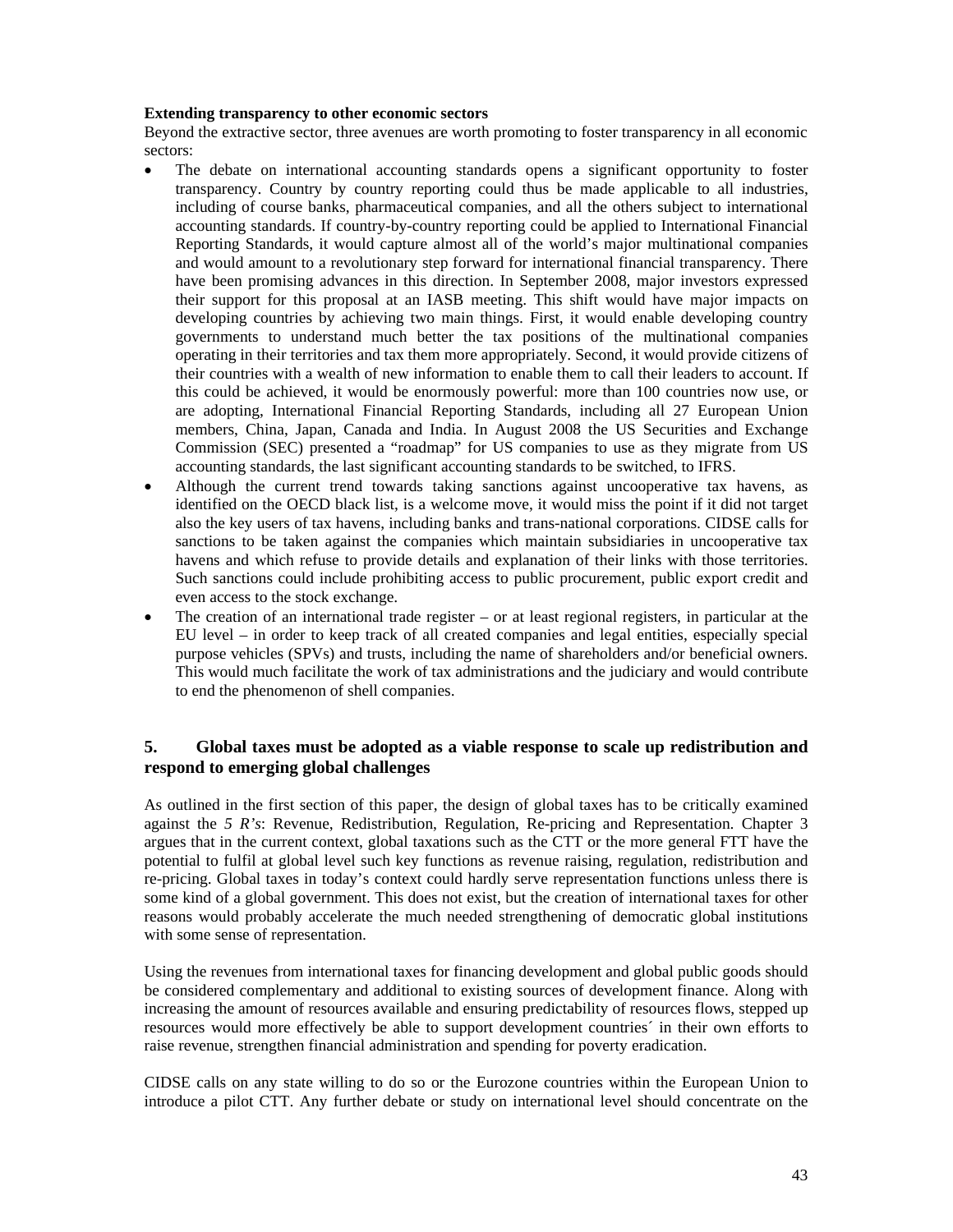**Extending transparency to other economic sectors**

Beyond the extractive sector, three avenues are worth promoting to foster transparency in all economic sectors:

- The debate on international accounting standards opens a significant opportunity to foster transparency. Country by country reporting could thus be made applicable to all industries, including of course banks, pharmaceutical companies, and all the others subject to international accounting standards. If country-by-country reporting could be applied to International Financial Reporting Standards, it would capture almost all of the world's major multinational companies and would amount to a revolutionary step forward for international financial transparency. There have been promising advances in this direction. In September 2008, major investors expressed their support for this proposal at an IASB meeting. This shift would have major impacts on developing countries by achieving two main things. First, it would enable developing country governments to understand much better the tax positions of the multinational companies operating in their territories and tax them more appropriately. Second, it would provide citizens of their countries with a wealth of new information to enable them to call their leaders to account. If this could be achieved, it would be enormously powerful: more than 100 countries now use, or are adopting, International Financial Reporting Standards, including all 27 European Union members, China, Japan, Canada and India. In August 2008 the US Securities and Exchange Commission (SEC) presented a "roadmap" for US companies to use as they migrate from US accounting standards, the last significant accounting standards to be switched, to IFRS.
- Although the current trend towards taking sanctions against uncooperative tax havens, as identified on the OECD black list, is a welcome move, it would miss the point if it did not target also the key users of tax havens, including banks and trans-national corporations. CIDSE calls for sanctions to be taken against the companies which maintain subsidiaries in uncooperative tax havens and which refuse to provide details and explanation of their links with those territories. Such sanctions could include prohibiting access to public procurement, public export credit and even access to the stock exchange.
- The creation of an international trade register – or at least regional registers, in particular at the EU level – in order to keep track of all created companies and legal entities, especially special purpose vehicles (SPVs) and trusts, including the name of shareholders and/or beneficial owners. This would much facilitate the work of tax administrations and the judiciary and would contribute to end the phenomenon of shell companies.

## 5. Global taxes must be adopted as a viable response to scale up redistribution and respond to emerging global challenges

As outlined in the first section of this paper, the design of global taxes has to be critically examined against the *5 R's*: Revenue, Redistribution, Regulation, Re-pricing and Representation. Chapter 3 argues that in the current context, global taxations such as the CTT or the more general FTT have the potential to fulfil at global level such key functions as revenue raising, regulation, redistribution and re-pricing. Global taxes in today's context could hardly serve representation functions unless there is some kind of a global government. This does not exist, but the creation of international taxes for other reasons would probably accelerate the much needed strengthening of democratic global institutions with some sense of representation.

Using the revenues from international taxes for financing development and global public goods should be considered complementary and additional to existing sources of development finance. Along with increasing the amount of resources available and ensuring predictability of resources flows, stepped up resources would more effectively be able to support development countries´ in their own efforts to raise revenue, strengthen financial administration and spending for poverty eradication.

CIDSE calls on any state willing to do so or the Eurozone countries within the European Union to introduce a pilot CTT. Any further debate or study on international level should concentrate on the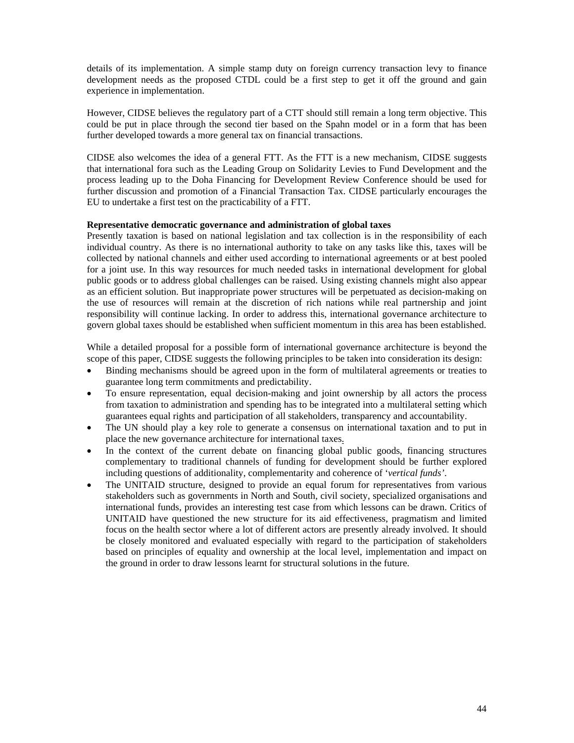details of its implementation. A simple stamp duty on foreign currency transaction levy to finance development needs as the proposed CTDL could be a first step to get it off the ground and gain experience in implementation.

However, CIDSE believes the regulatory part of a CTT should still remain a long term objective. This could be put in place through the second tier based on the Spahn model or in a form that has been further developed towards a more general tax on financial transactions.

CIDSE also welcomes the idea of a general FTT. As the FTT is a new mechanism, CIDSE suggests that international fora such as the Leading Group on Solidarity Levies to Fund Development and the process leading up to the Doha Financing for Development Review Conference should be used for further discussion and promotion of a Financial Transaction Tax. CIDSE particularly encourages the EU to undertake a first test on the practicability of a FTT.

**Representative democratic governance and administration of global taxes**

Presently taxation is based on national legislation and tax collection is in the responsibility of each individual country. As there is no international authority to take on any tasks like this, taxes will be collected by national channels and either used according to international agreements or at best pooled for a joint use. In this way resources for much needed tasks in international development for global public goods or to address global challenges can be raised. Using existing channels might also appear as an efficient solution. But inappropriate power structures will be perpetuated as decision-making on the use of resources will remain at the discretion of rich nations while real partnership and joint responsibility will continue lacking. In order to address this, international governance architecture to govern global taxes should be established when sufficient momentum in this area has been established.

While a detailed proposal for a possible form of international governance architecture is beyond the scope of this paper, CIDSE suggests the following principles to be taken into consideration its design:

- Binding mechanisms should be agreed upon in the form of multilateral agreements or treaties to guarantee long term commitments and predictability.
- To ensure representation, equal decision-making and joint ownership by all actors the process from taxation to administration and spending has to be integrated into a multilateral setting which guarantees equal rights and participation of all stakeholders, transparency and accountability.
- The UN should play a key role to generate a consensus on international taxation and to put in place the new governance architecture for international taxes.
- In the context of the current debate on financing global public goods, financing structures complementary to traditional channels of funding for development should be further explored including questions of additionality, complementarity and coherence of '*vertical funds*'.
- The UNITAID structure, designed to provide an equal forum for representatives from various stakeholders such as governments in North and South, civil society, specialized organisations and international funds, provides an interesting test case from which lessons can be drawn. Critics of UNITAID have questioned the new structure for its aid effectiveness, pragmatism and limited focus on the health sector where a lot of different actors are presently already involved. It should be closely monitored and evaluated especially with regard to the participation of stakeholders based on principles of equality and ownership at the local level, implementation and impact on the ground in order to draw lessons learnt for structural solutions in the future.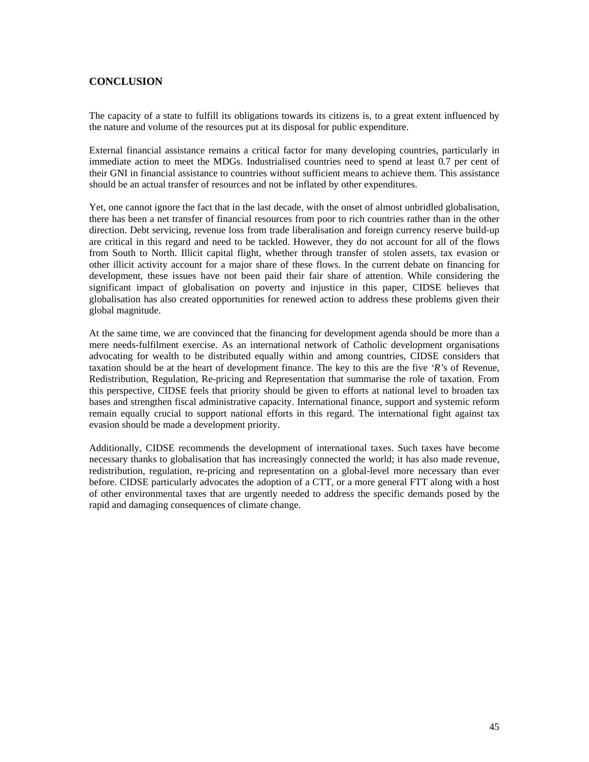## CONCLUSION

The capacity of a state to fulfill its obligations towards its citizens is, to a great extent influenced by the nature and volume of the resources put at its disposal for public expenditure.

External financial assistance remains a critical factor for many developing countries, particularly in immediate action to meet the MDGs. Industrialised countries need to spend at least 0.7 per cent of their GNI in financial assistance to countries without sufficient means to achieve them. This assistance should be an actual transfer of resources and not be inflated by other expenditures.

Yet, one cannot ignore the fact that in the last decade, with the onset of almost unbridled globalisation, there has been a net transfer of financial resources from poor to rich countries rather than in the other direction. Debt servicing, revenue loss from trade liberalisation and foreign currency reserve build-up are critical in this regard and need to be tackled. However, they do not account for all of the flows from South to North. Illicit capital flight, whether through transfer of stolen assets, tax evasion or other illicit activity account for a major share of these flows. In the current debate on financing for development, these issues have not been paid their fair share of attention. While considering the significant impact of globalisation on poverty and injustice in this paper, CIDSE believes that globalisation has also created opportunities for renewed action to address these problems given their global magnitude.

At the same time, we are convinced that the financing for development agenda should be more than a mere needs-fulfilment exercise. As an international network of Catholic development organisations advocating for wealth to be distributed equally within and among countries, CIDSE considers that taxation should be at the heart of development finance. The key to this are the five *'R'*s of Revenue, Redistribution, Regulation, Re-pricing and Representation that summarise the role of taxation. From this perspective, CIDSE feels that priority should be given to efforts at national level to broaden tax bases and strengthen fiscal administrative capacity. International finance, support and systemic reform remain equally crucial to support national efforts in this regard. The international fight against tax evasion should be made a development priority.

Additionally, CIDSE recommends the development of international taxes. Such taxes have become necessary thanks to globalisation that has increasingly connected the world; it has also made revenue, redistribution, regulation, re-pricing and representation on a global-level more necessary than ever before. CIDSE particularly advocates the adoption of a CTT, or a more general FTT along with a host of other environmental taxes that are urgently needed to address the specific demands posed by the rapid and damaging consequences of climate change.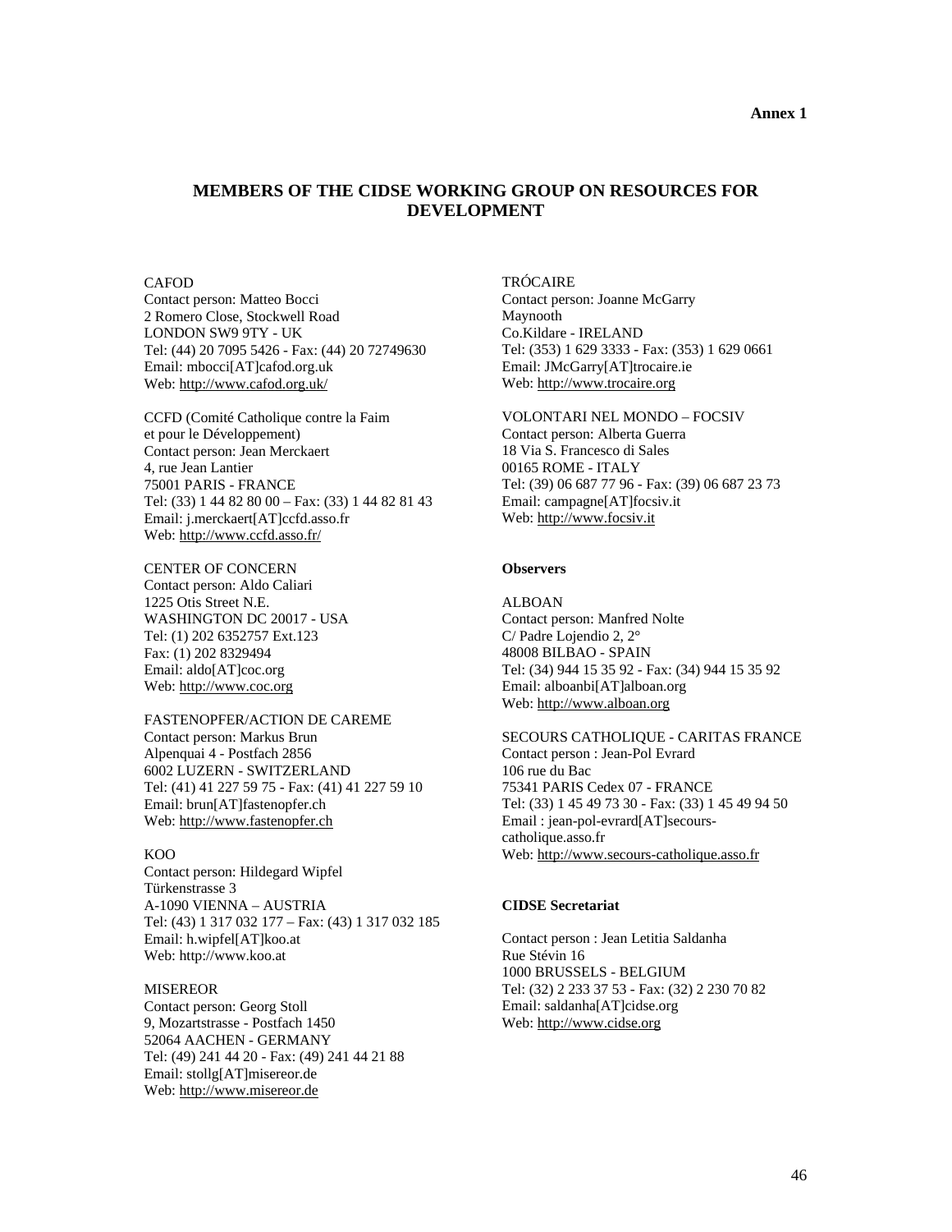**Annex 1**

## MEMBERS OF THE CIDSE WORKING GROUP ON RESOURCES FOR DEVELOPMENT

CAFOD
Contact person: Matteo Bocci
2 Romero Close, Stockwell Road
LONDON SW9 9TY - UK
Tel: (44) 20 7095 5426 - Fax: (44) 20 72749630
Email: mbocci[AT]cafod.org.uk
Web: http://www.cafod.org.uk/

CCFD (Comité Catholique contre la Faim et pour le Développement)
Contact person: Jean Merckaert
4, rue Jean Lantier
75001 PARIS - FRANCE
Tel: (33) 1 44 82 80 00 – Fax: (33) 1 44 82 81 43
Email: j.merckaert[AT]ccfd.asso.fr
Web: http://www.ccfd.asso.fr/

CENTER OF CONCERN
Contact person: Aldo Caliari
1225 Otis Street N.E.
WASHINGTON DC 20017 - USA
Tel: (1) 202 6352757 Ext.123
Fax: (1) 202 8329494
Email: aldo[AT]coc.org
Web: http://www.coc.org

FASTENOPFER/ACTION DE CAREME
Contact person: Markus Brun
Alpenquai 4 - Postfach 2856
6002 LUZERN - SWITZERLAND
Tel: (41) 41 227 59 75 - Fax: (41) 41 227 59 10
Email: brun[AT]fastenopfer.ch
Web: http://www.fastenopfer.ch

KOO
Contact person: Hildegard Wipfel
Türkenstrasse 3
A-1090 VIENNA – AUSTRIA
Tel: (43) 1 317 032 177 – Fax: (43) 1 317 032 185
Email: h.wipfel[AT]koo.at
Web: http://www.koo.at

MISEREOR
Contact person: Georg Stoll
9, Mozartstrasse - Postfach 1450
52064 AACHEN - GERMANY
Tel: (49) 241 44 20 - Fax: (49) 241 44 21 88
Email: stollg[AT]misereor.de
Web: http://www.misereor.de

TRÓCAIRE
Contact person: Joanne McGarry
Maynooth
Co.Kildare - IRELAND
Tel: (353) 1 629 3333 - Fax: (353) 1 629 0661
Email: JMcGarry[AT]trocaire.ie
Web: http://www.trocaire.org

VOLONTARI NEL MONDO – FOCSIV
Contact person: Alberta Guerra
18 Via S. Francesco di Sales
00165 ROME - ITALY
Tel: (39) 06 687 77 96 - Fax: (39) 06 687 23 73
Email: campagne[AT]focsiv.it
Web: http://www.focsiv.it

**Observers**

ALBOAN
Contact person: Manfred Nolte
C/ Padre Lojendio 2, 2°
48008 BILBAO - SPAIN
Tel: (34) 944 15 35 92 - Fax: (34) 944 15 35 92
Email: alboanbi[AT]alboan.org
Web: http://www.alboan.org

SECOURS CATHOLIQUE - CARITAS FRANCE
Contact person : Jean-Pol Evrard
106 rue du Bac
75341 PARIS Cedex 07 - FRANCE
Tel: (33) 1 45 49 73 30 - Fax: (33) 1 45 49 94 50
Email : jean-pol-evrard[AT]secours-catholique.asso.fr
Web: http://www.secours-catholique.asso.fr

**CIDSE Secretariat**

Contact person : Jean Letitia Saldanha
Rue Stévin 16
1000 BRUSSELS - BELGIUM
Tel: (32) 2 233 37 53 - Fax: (32) 2 230 70 82
Email: saldanha[AT]cidse.org
Web: http://www.cidse.org